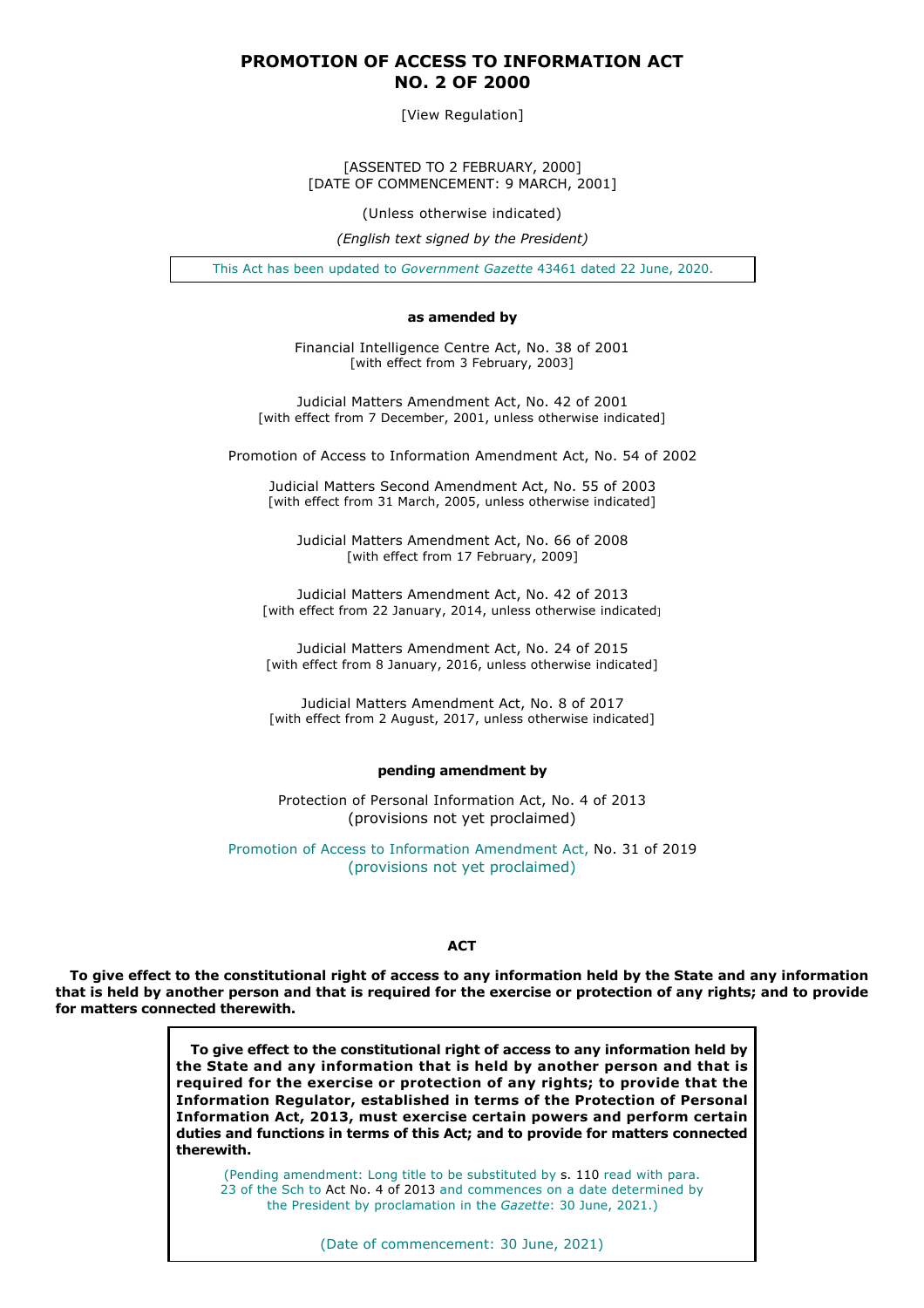# PROMOTION OF ACCESS TO INFORMATION ACT NO. 2 OF 2000

[View Regulation]

[ASSENTED TO 2 FEBRUARY, 2000]
[DATE OF COMMENCEMENT: 9 MARCH, 2001]

(Unless otherwise indicated)

*(English text signed by the President)*

This Act has been updated to *Government Gazette* 43461 dated 22 June, 2020.

**as amended by**

Financial Intelligence Centre Act, No. 38 of 2001
[with effect from 3 February, 2003]

Judicial Matters Amendment Act, No. 42 of 2001
[with effect from 7 December, 2001, unless otherwise indicated]

Promotion of Access to Information Amendment Act, No. 54 of 2002

Judicial Matters Second Amendment Act, No. 55 of 2003
[with effect from 31 March, 2005, unless otherwise indicated]

Judicial Matters Amendment Act, No. 66 of 2008
[with effect from 17 February, 2009]

Judicial Matters Amendment Act, No. 42 of 2013
[with effect from 22 January, 2014, unless otherwise indicated]

Judicial Matters Amendment Act, No. 24 of 2015
[with effect from 8 January, 2016, unless otherwise indicated]

Judicial Matters Amendment Act, No. 8 of 2017
[with effect from 2 August, 2017, unless otherwise indicated]

**pending amendment by**

Protection of Personal Information Act, No. 4 of 2013
(provisions not yet proclaimed)

Promotion of Access to Information Amendment Act, No. 31 of 2019
(provisions not yet proclaimed)

**ACT**

**To give effect to the constitutional right of access to any information held by the State and any information that is held by another person and that is required for the exercise or protection of any rights; and to provide for matters connected therewith.**

> **To give effect to the constitutional right of access to any information held by the State and any information that is held by another person and that is required for the exercise or protection of any rights; to provide that the Information Regulator, established in terms of the Protection of Personal Information Act, 2013, must exercise certain powers and perform certain duties and functions in terms of this Act; and to provide for matters connected therewith.**
>
> (Pending amendment: Long title to be substituted by s. 110 read with para. 23 of the Sch to Act No. 4 of 2013 and commences on a date determined by the President by proclamation in the *Gazette*: 30 June, 2021.)
>
> (Date of commencement: 30 June, 2021)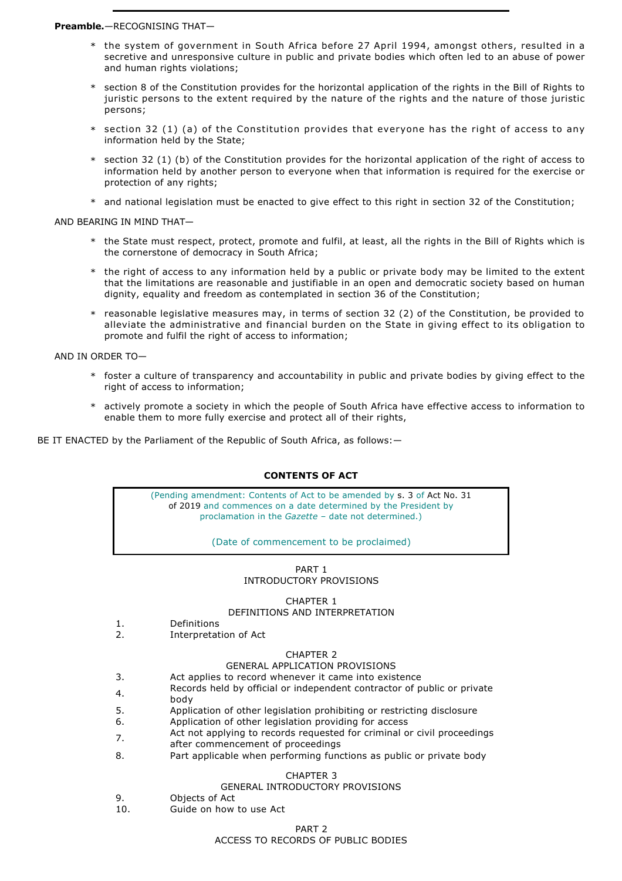**Preamble.**—RECOGNISING THAT—

* the system of government in South Africa before 27 April 1994, amongst others, resulted in a secretive and unresponsive culture in public and private bodies which often led to an abuse of power and human rights violations;
* section 8 of the Constitution provides for the horizontal application of the rights in the Bill of Rights to juristic persons to the extent required by the nature of the rights and the nature of those juristic persons;
* section 32 (1) (a) of the Constitution provides that everyone has the right of access to any information held by the State;
* section 32 (1) (b) of the Constitution provides for the horizontal application of the right of access to information held by another person to everyone when that information is required for the exercise or protection of any rights;
* and national legislation must be enacted to give effect to this right in section 32 of the Constitution;

AND BEARING IN MIND THAT—

* the State must respect, protect, promote and fulfil, at least, all the rights in the Bill of Rights which is the cornerstone of democracy in South Africa;
* the right of access to any information held by a public or private body may be limited to the extent that the limitations are reasonable and justifiable in an open and democratic society based on human dignity, equality and freedom as contemplated in section 36 of the Constitution;
* reasonable legislative measures may, in terms of section 32 (2) of the Constitution, be provided to alleviate the administrative and financial burden on the State in giving effect to its obligation to promote and fulfil the right of access to information;

AND IN ORDER TO—

* foster a culture of transparency and accountability in public and private bodies by giving effect to the right of access to information;
* actively promote a society in which the people of South Africa have effective access to information to enable them to more fully exercise and protect all of their rights,

BE IT ENACTED by the Parliament of the Republic of South Africa, as follows:—

**CONTENTS OF ACT**

(Pending amendment: Contents of Act to be amended by s. 3 of Act No. 31 of 2019 and commences on a date determined by the President by proclamation in the *Gazette* – date not determined.)

(Date of commencement to be proclaimed)

PART 1
INTRODUCTORY PROVISIONS

CHAPTER 1
DEFINITIONS AND INTERPRETATION

1. Definitions
2. Interpretation of Act

CHAPTER 2
GENERAL APPLICATION PROVISIONS

3. Act applies to record whenever it came into existence
4. Records held by official or independent contractor of public or private body
5. Application of other legislation prohibiting or restricting disclosure
6. Application of other legislation providing for access
7. Act not applying to records requested for criminal or civil proceedings after commencement of proceedings
8. Part applicable when performing functions as public or private body

CHAPTER 3
GENERAL INTRODUCTORY PROVISIONS

9. Objects of Act
10. Guide on how to use Act

PART 2
ACCESS TO RECORDS OF PUBLIC BODIES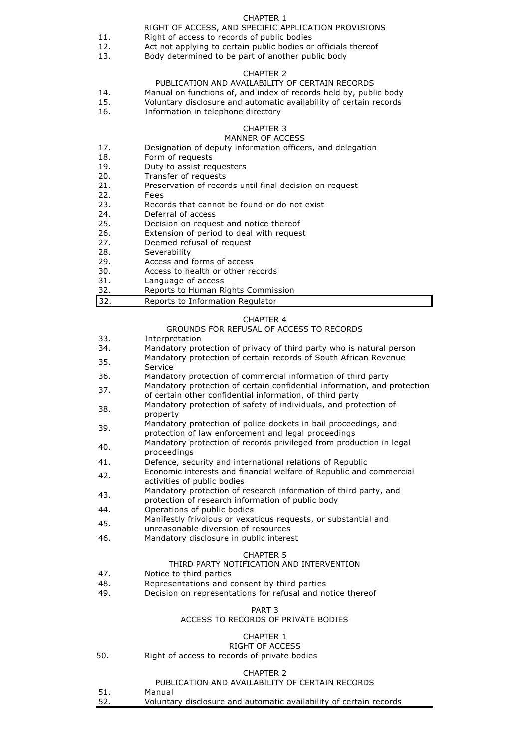CHAPTER 1

RIGHT OF ACCESS, AND SPECIFIC APPLICATION PROVISIONS

11. Right of access to records of public bodies
12. Act not applying to certain public bodies or officials thereof
13. Body determined to be part of another public body

CHAPTER 2

PUBLICATION AND AVAILABILITY OF CERTAIN RECORDS

14. Manual on functions of, and index of records held by, public body
15. Voluntary disclosure and automatic availability of certain records
16. Information in telephone directory

CHAPTER 3

MANNER OF ACCESS

17. Designation of deputy information officers, and delegation
18. Form of requests
19. Duty to assist requesters
20. Transfer of requests
21. Preservation of records until final decision on request
22. Fees
23. Records that cannot be found or do not exist
24. Deferral of access
25. Decision on request and notice thereof
26. Extension of period to deal with request
27. Deemed refusal of request
28. Severability
29. Access and forms of access
30. Access to health or other records
31. Language of access
32. Reports to Human Rights Commission
32. Reports to Information Regulator

CHAPTER 4

GROUNDS FOR REFUSAL OF ACCESS TO RECORDS

33. Interpretation
34. Mandatory protection of privacy of third party who is natural person
35. Mandatory protection of certain records of South African Revenue Service
36. Mandatory protection of commercial information of third party
37. Mandatory protection of certain confidential information, and protection of certain other confidential information, of third party
38. Mandatory protection of safety of individuals, and protection of property
39. Mandatory protection of police dockets in bail proceedings, and protection of law enforcement and legal proceedings
40. Mandatory protection of records privileged from production in legal proceedings
41. Defence, security and international relations of Republic
42. Economic interests and financial welfare of Republic and commercial activities of public bodies
43. Mandatory protection of research information of third party, and protection of research information of public body
44. Operations of public bodies
45. Manifestly frivolous or vexatious requests, or substantial and unreasonable diversion of resources
46. Mandatory disclosure in public interest

CHAPTER 5

THIRD PARTY NOTIFICATION AND INTERVENTION

47. Notice to third parties
48. Representations and consent by third parties
49. Decision on representations for refusal and notice thereof

PART 3

ACCESS TO RECORDS OF PRIVATE BODIES

CHAPTER 1

RIGHT OF ACCESS

50. Right of access to records of private bodies

CHAPTER 2

PUBLICATION AND AVAILABILITY OF CERTAIN RECORDS

51. Manual
52. Voluntary disclosure and automatic availability of certain records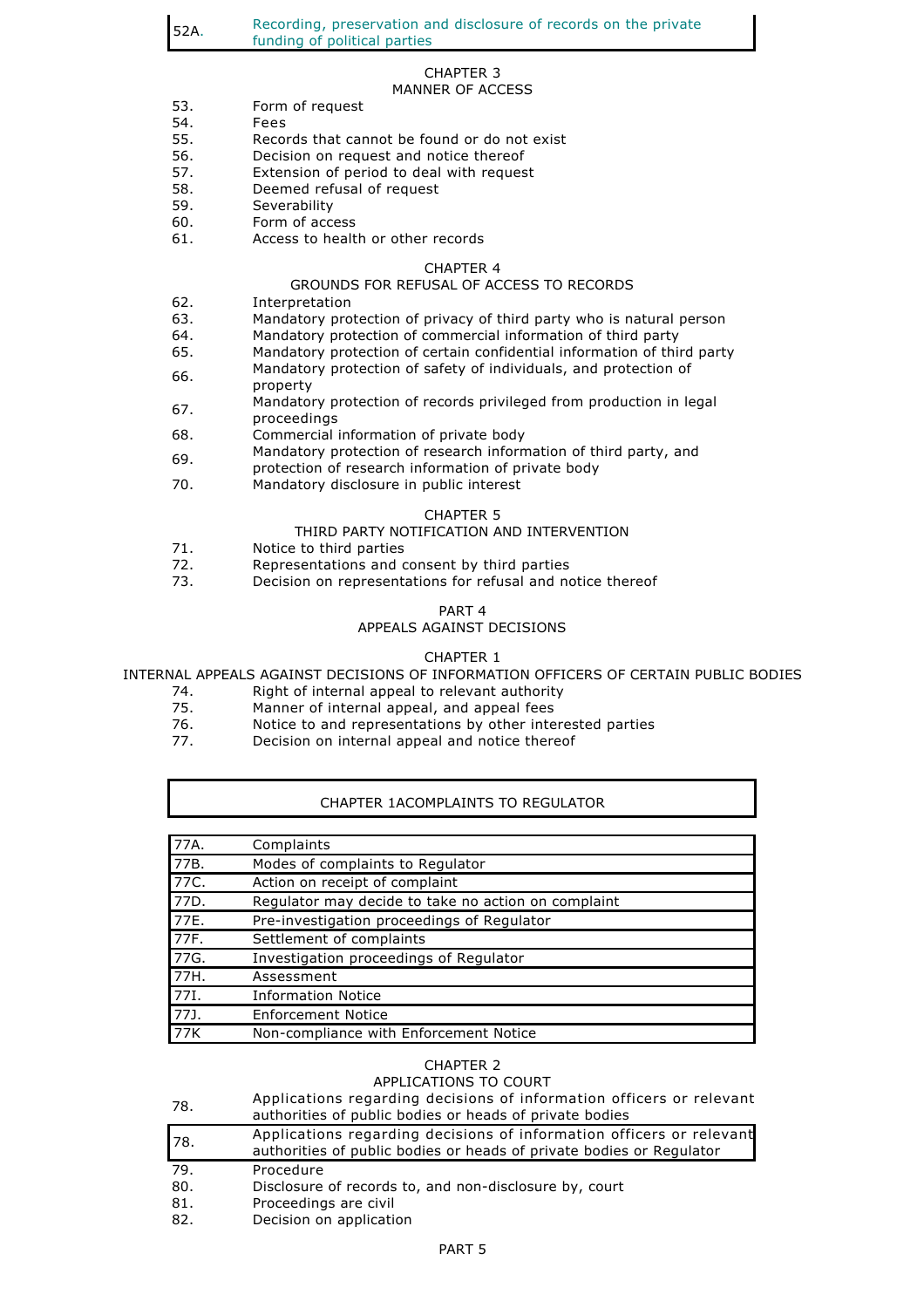| | |
|---|---|
| 52A. | Recording, preservation and disclosure of records on the private funding of political parties |

CHAPTER 3
MANNER OF ACCESS

53. Form of request
54. Fees
55. Records that cannot be found or do not exist
56. Decision on request and notice thereof
57. Extension of period to deal with request
58. Deemed refusal of request
59. Severability
60. Form of access
61. Access to health or other records

CHAPTER 4
GROUNDS FOR REFUSAL OF ACCESS TO RECORDS

62. Interpretation
63. Mandatory protection of privacy of third party who is natural person
64. Mandatory protection of commercial information of third party
65. Mandatory protection of certain confidential information of third party
66. Mandatory protection of safety of individuals, and protection of property
67. Mandatory protection of records privileged from production in legal proceedings
68. Commercial information of private body
69. Mandatory protection of research information of third party, and protection of research information of private body
70. Mandatory disclosure in public interest

CHAPTER 5
THIRD PARTY NOTIFICATION AND INTERVENTION

71. Notice to third parties
72. Representations and consent by third parties
73. Decision on representations for refusal and notice thereof

PART 4
APPEALS AGAINST DECISIONS

CHAPTER 1
INTERNAL APPEALS AGAINST DECISIONS OF INFORMATION OFFICERS OF CERTAIN PUBLIC BODIES

74. Right of internal appeal to relevant authority
75. Manner of internal appeal, and appeal fees
76. Notice to and representations by other interested parties
77. Decision on internal appeal and notice thereof

CHAPTER 1ACOMPLAINTS TO REGULATOR

| | |
|---|---|
| 77A. | Complaints |
| 77B. | Modes of complaints to Regulator |
| 77C. | Action on receipt of complaint |
| 77D. | Regulator may decide to take no action on complaint |
| 77E. | Pre-investigation proceedings of Regulator |
| 77F. | Settlement of complaints |
| 77G. | Investigation proceedings of Regulator |
| 77H. | Assessment |
| 77I. | Information Notice |
| 77J. | Enforcement Notice |
| 77K | Non-compliance with Enforcement Notice |

CHAPTER 2
APPLICATIONS TO COURT

78. Applications regarding decisions of information officers or relevant authorities of public bodies or heads of private bodies

| | |
|---|---|
| 78. | Applications regarding decisions of information officers or relevant authorities of public bodies or heads of private bodies or Regulator |

79. Procedure
80. Disclosure of records to, and non-disclosure by, court
81. Proceedings are civil
82. Decision on application

PART 5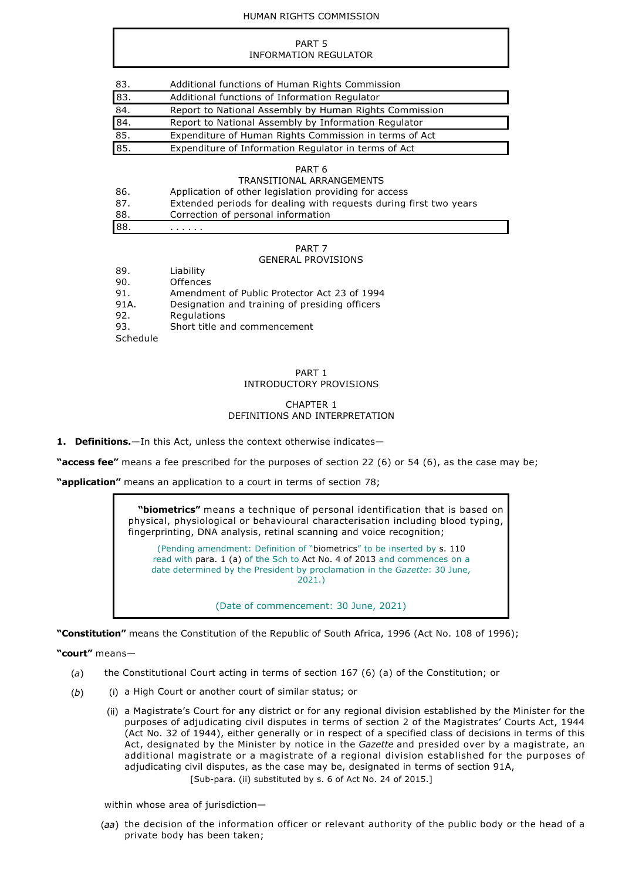HUMAN RIGHTS COMMISSION

PART 5
INFORMATION REGULATOR

| | |
|---|---|
| 83. | Additional functions of Human Rights Commission |
| 83. | Additional functions of Information Regulator |
| 84. | Report to National Assembly by Human Rights Commission |
| 84. | Report to National Assembly by Information Regulator |
| 85. | Expenditure of Human Rights Commission in terms of Act |
| 85. | Expenditure of Information Regulator in terms of Act |

PART 6
TRANSITIONAL ARRANGEMENTS

| | |
|---|---|
| 86. | Application of other legislation providing for access |
| 87. | Extended periods for dealing with requests during first two years |
| 88. | Correction of personal information |
| 88. | . . . . . . |

PART 7
GENERAL PROVISIONS

| | |
|---|---|
| 89. | Liability |
| 90. | Offences |
| 91. | Amendment of Public Protector Act 23 of 1994 |
| 91A. | Designation and training of presiding officers |
| 92. | Regulations |
| 93. | Short title and commencement |
| Schedule | |

PART 1
INTRODUCTORY PROVISIONS

CHAPTER 1
DEFINITIONS AND INTERPRETATION

**1. Definitions.**—In this Act, unless the context otherwise indicates—

**"access fee"** means a fee prescribed for the purposes of section 22 (6) or 54 (6), as the case may be;

**"application"** means an application to a court in terms of section 78;

> **"biometrics"** means a technique of personal identification that is based on physical, physiological or behavioural characterisation including blood typing, fingerprinting, DNA analysis, retinal scanning and voice recognition;
>
> (Pending amendment: Definition of "biometrics" to be inserted by s. 110 read with para. 1 (a) of the Sch to Act No. 4 of 2013 and commences on a date determined by the President by proclamation in the *Gazette*: 30 June, 2021.)
>
> (Date of commencement: 30 June, 2021)

**"Constitution"** means the Constitution of the Republic of South Africa, 1996 (Act No. 108 of 1996);

**"court"** means—

(*a*) the Constitutional Court acting in terms of section 167 (6) (a) of the Constitution; or

(*b*) (i) a High Court or another court of similar status; or

(ii) a Magistrate's Court for any district or for any regional division established by the Minister for the purposes of adjudicating civil disputes in terms of section 2 of the Magistrates' Courts Act, 1944 (Act No. 32 of 1944), either generally or in respect of a specified class of decisions in terms of this Act, designated by the Minister by notice in the *Gazette* and presided over by a magistrate, an additional magistrate or a magistrate of a regional division established for the purposes of adjudicating civil disputes, as the case may be, designated in terms of section 91A,

[Sub-para. (ii) substituted by s. 6 of Act No. 24 of 2015.]

within whose area of jurisdiction—

(*aa*) the decision of the information officer or relevant authority of the public body or the head of a private body has been taken;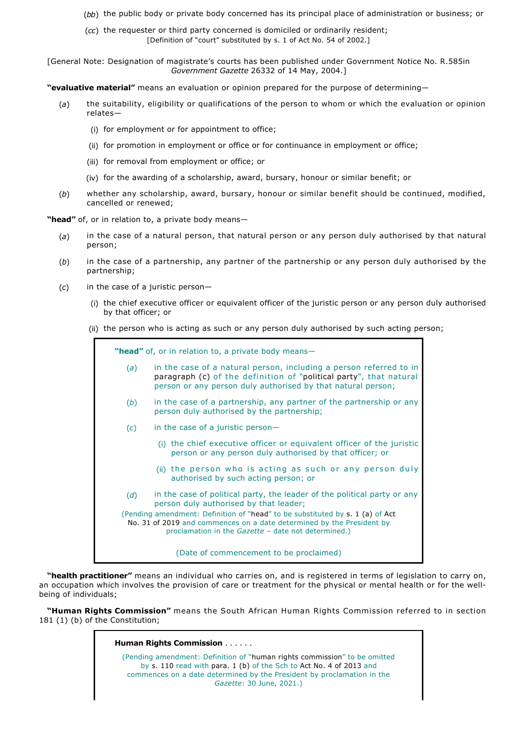(*bb*) the public body or private body concerned has its principal place of administration or business; or

(*cc*) the requester or third party concerned is domiciled or ordinarily resident;

[Definition of "court" substituted by s. 1 of Act No. 54 of 2002.]

[General Note: Designation of magistrate's courts has been published under Government Notice No. R.585in *Government Gazette* 26332 of 14 May, 2004.]

**"evaluative material"** means an evaluation or opinion prepared for the purpose of determining—

(*a*) the suitability, eligibility or qualifications of the person to whom or which the evaluation or opinion relates—

(i) for employment or for appointment to office;

(ii) for promotion in employment or office or for continuance in employment or office;

(iii) for removal from employment or office; or

(iv) for the awarding of a scholarship, award, bursary, honour or similar benefit; or

(*b*) whether any scholarship, award, bursary, honour or similar benefit should be continued, modified, cancelled or renewed;

**"head"** of, or in relation to, a private body means—

(*a*) in the case of a natural person, that natural person or any person duly authorised by that natural person;

(*b*) in the case of a partnership, any partner of the partnership or any person duly authorised by the partnership;

(*c*) in the case of a juristic person—

(i) the chief executive officer or equivalent officer of the juristic person or any person duly authorised by that officer; or

(ii) the person who is acting as such or any person duly authorised by such acting person;

> **"head"** of, or in relation to, a private body means—
>
> (*a*) in the case of a natural person, including a person referred to in paragraph (c) of the definition of "political party", that natural person or any person duly authorised by that natural person;
>
> (*b*) in the case of a partnership, any partner of the partnership or any person duly authorised by the partnership;
>
> (*c*) in the case of a juristic person—
>
> (i) the chief executive officer or equivalent officer of the juristic person or any person duly authorised by that officer; or
>
> (ii) the person who is acting as such or any person duly authorised by such acting person; or
>
> (*d*) in the case of political party, the leader of the political party or any person duly authorised by that leader;
>
> (Pending amendment: Definition of "head" to be substituted by s. 1 (a) of Act No. 31 of 2019 and commences on a date determined by the President by proclamation in the *Gazette* – date not determined.)
>
> (Date of commencement to be proclaimed)

**"health practitioner"** means an individual who carries on, and is registered in terms of legislation to carry on, an occupation which involves the provision of care or treatment for the physical or mental health or for the well-being of individuals;

**"Human Rights Commission"** means the South African Human Rights Commission referred to in section 181 (1) (b) of the Constitution;

> **Human Rights Commission** . . . . . .
>
> (Pending amendment: Definition of "human rights commission" to be omitted by s. 110 read with para. 1 (b) of the Sch to Act No. 4 of 2013 and commences on a date determined by the President by proclamation in the *Gazette*: 30 June, 2021.)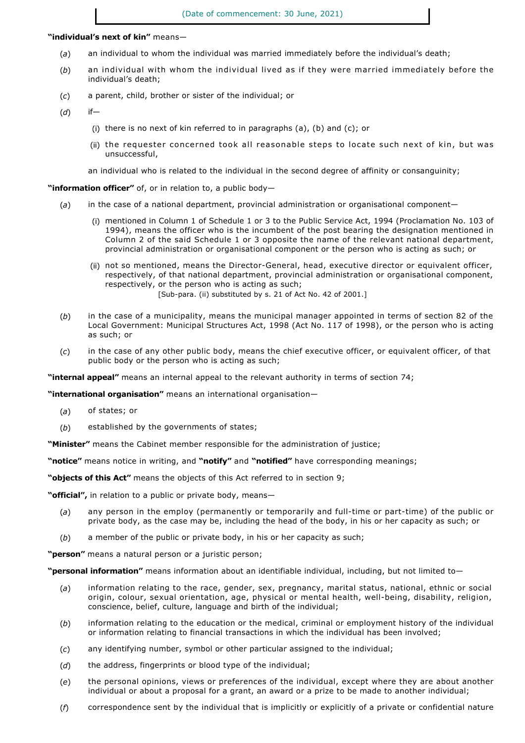(Date of commencement: 30 June, 2021)

**"individual's next of kin"** means—

(*a*) an individual to whom the individual was married immediately before the individual's death;

(*b*) an individual with whom the individual lived as if they were married immediately before the individual's death;

(*c*) a parent, child, brother or sister of the individual; or

(*d*) if—

(i) there is no next of kin referred to in paragraphs (a), (b) and (c); or

(ii) the requester concerned took all reasonable steps to locate such next of kin, but was unsuccessful,

an individual who is related to the individual in the second degree of affinity or consanguinity;

**"information officer"** of, or in relation to, a public body—

(*a*) in the case of a national department, provincial administration or organisational component—

(i) mentioned in Column 1 of Schedule 1 or 3 to the Public Service Act, 1994 (Proclamation No. 103 of 1994), means the officer who is the incumbent of the post bearing the designation mentioned in Column 2 of the said Schedule 1 or 3 opposite the name of the relevant national department, provincial administration or organisational component or the person who is acting as such; or

(ii) not so mentioned, means the Director-General, head, executive director or equivalent officer, respectively, of that national department, provincial administration or organisational component, respectively, or the person who is acting as such;

[Sub-para. (ii) substituted by s. 21 of Act No. 42 of 2001.]

(*b*) in the case of a municipality, means the municipal manager appointed in terms of section 82 of the Local Government: Municipal Structures Act, 1998 (Act No. 117 of 1998), or the person who is acting as such; or

(*c*) in the case of any other public body, means the chief executive officer, or equivalent officer, of that public body or the person who is acting as such;

**"internal appeal"** means an internal appeal to the relevant authority in terms of section 74;

**"international organisation"** means an international organisation—

(*a*) of states; or

(*b*) established by the governments of states;

**"Minister"** means the Cabinet member responsible for the administration of justice;

**"notice"** means notice in writing, and **"notify"** and **"notified"** have corresponding meanings;

**"objects of this Act"** means the objects of this Act referred to in section 9;

**"official",** in relation to a public or private body, means—

(*a*) any person in the employ (permanently or temporarily and full-time or part-time) of the public or private body, as the case may be, including the head of the body, in his or her capacity as such; or

(*b*) a member of the public or private body, in his or her capacity as such;

**"person"** means a natural person or a juristic person;

**"personal information"** means information about an identifiable individual, including, but not limited to—

(*a*) information relating to the race, gender, sex, pregnancy, marital status, national, ethnic or social origin, colour, sexual orientation, age, physical or mental health, well-being, disability, religion, conscience, belief, culture, language and birth of the individual;

(*b*) information relating to the education or the medical, criminal or employment history of the individual or information relating to financial transactions in which the individual has been involved;

(*c*) any identifying number, symbol or other particular assigned to the individual;

(*d*) the address, fingerprints or blood type of the individual;

(*e*) the personal opinions, views or preferences of the individual, except where they are about another individual or about a proposal for a grant, an award or a prize to be made to another individual;

(*f*) correspondence sent by the individual that is implicitly or explicitly of a private or confidential nature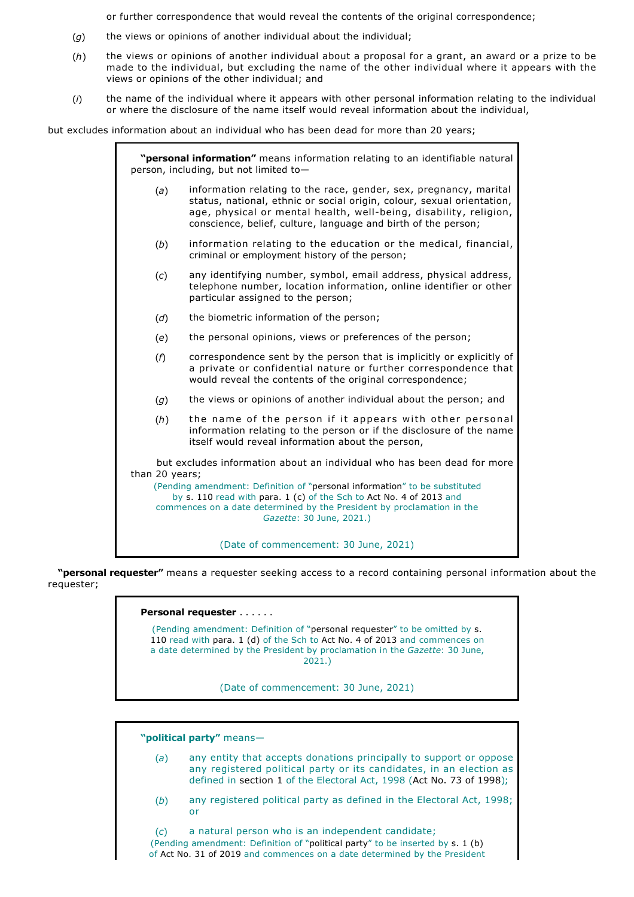or further correspondence that would reveal the contents of the original correspondence;

(*g*) the views or opinions of another individual about the individual;

(*h*) the views or opinions of another individual about a proposal for a grant, an award or a prize to be made to the individual, but excluding the name of the other individual where it appears with the views or opinions of the other individual; and

(*i*) the name of the individual where it appears with other personal information relating to the individual or where the disclosure of the name itself would reveal information about the individual,

but excludes information about an individual who has been dead for more than 20 years;

> **"personal information"** means information relating to an identifiable natural person, including, but not limited to—
>
> (*a*) information relating to the race, gender, sex, pregnancy, marital status, national, ethnic or social origin, colour, sexual orientation, age, physical or mental health, well-being, disability, religion, conscience, belief, culture, language and birth of the person;
>
> (*b*) information relating to the education or the medical, financial, criminal or employment history of the person;
>
> (*c*) any identifying number, symbol, email address, physical address, telephone number, location information, online identifier or other particular assigned to the person;
>
> (*d*) the biometric information of the person;
>
> (*e*) the personal opinions, views or preferences of the person;
>
> (*f*) correspondence sent by the person that is implicitly or explicitly of a private or confidential nature or further correspondence that would reveal the contents of the original correspondence;
>
> (*g*) the views or opinions of another individual about the person; and
>
> (*h*) the name of the person if it appears with other personal information relating to the person or if the disclosure of the name itself would reveal information about the person,
>
> but excludes information about an individual who has been dead for more than 20 years;
>
> (Pending amendment: Definition of "personal information" to be substituted by s. 110 read with para. 1 (c) of the Sch to Act No. 4 of 2013 and commences on a date determined by the President by proclamation in the *Gazette*: 30 June, 2021.)
>
> (Date of commencement: 30 June, 2021)

**"personal requester"** means a requester seeking access to a record containing personal information about the requester;

> **Personal requester** . . . . . .
>
> (Pending amendment: Definition of "personal requester" to be omitted by s. 110 read with para. 1 (d) of the Sch to Act No. 4 of 2013 and commences on a date determined by the President by proclamation in the *Gazette*: 30 June, 2021.)
>
> (Date of commencement: 30 June, 2021)

> **"political party"** means—
>
> (*a*) any entity that accepts donations principally to support or oppose any registered political party or its candidates, in an election as defined in section 1 of the Electoral Act, 1998 (Act No. 73 of 1998);
>
> (*b*) any registered political party as defined in the Electoral Act, 1998; or
>
> (*c*) a natural person who is an independent candidate;
>
> (Pending amendment: Definition of "political party" to be inserted by s. 1 (b) of Act No. 31 of 2019 and commences on a date determined by the President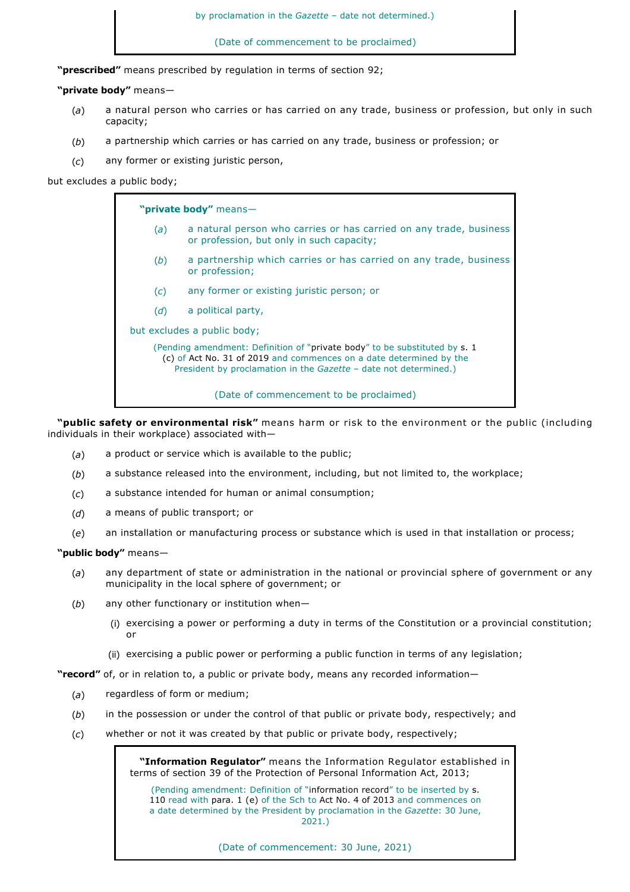by proclamation in the *Gazette* – date not determined.)

(Date of commencement to be proclaimed)

**"prescribed"** means prescribed by regulation in terms of section 92;

**"private body"** means—

(*a*) a natural person who carries or has carried on any trade, business or profession, but only in such capacity;

(*b*) a partnership which carries or has carried on any trade, business or profession; or

(*c*) any former or existing juristic person,

but excludes a public body;

> **"private body"** means—
>
> (*a*) a natural person who carries or has carried on any trade, business or profession, but only in such capacity;
>
> (*b*) a partnership which carries or has carried on any trade, business or profession;
>
> (*c*) any former or existing juristic person; or
>
> (*d*) a political party,
>
> but excludes a public body;
>
> (Pending amendment: Definition of "private body" to be substituted by s. 1 (c) of Act No. 31 of 2019 and commences on a date determined by the President by proclamation in the *Gazette* – date not determined.)
>
> (Date of commencement to be proclaimed)

**"public safety or environmental risk"** means harm or risk to the environment or the public (including individuals in their workplace) associated with—

(*a*) a product or service which is available to the public;

(*b*) a substance released into the environment, including, but not limited to, the workplace;

(*c*) a substance intended for human or animal consumption;

(*d*) a means of public transport; or

(*e*) an installation or manufacturing process or substance which is used in that installation or process;

**"public body"** means—

(*a*) any department of state or administration in the national or provincial sphere of government or any municipality in the local sphere of government; or

(*b*) any other functionary or institution when—

(i) exercising a power or performing a duty in terms of the Constitution or a provincial constitution; or

(ii) exercising a public power or performing a public function in terms of any legislation;

**"record"** of, or in relation to, a public or private body, means any recorded information—

(*a*) regardless of form or medium;

(*b*) in the possession or under the control of that public or private body, respectively; and

(*c*) whether or not it was created by that public or private body, respectively;

> **"Information Regulator"** means the Information Regulator established in terms of section 39 of the Protection of Personal Information Act, 2013;
>
> (Pending amendment: Definition of "information record" to be inserted by s. 110 read with para. 1 (e) of the Sch to Act No. 4 of 2013 and commences on a date determined by the President by proclamation in the *Gazette*: 30 June, 2021.)
>
> (Date of commencement: 30 June, 2021)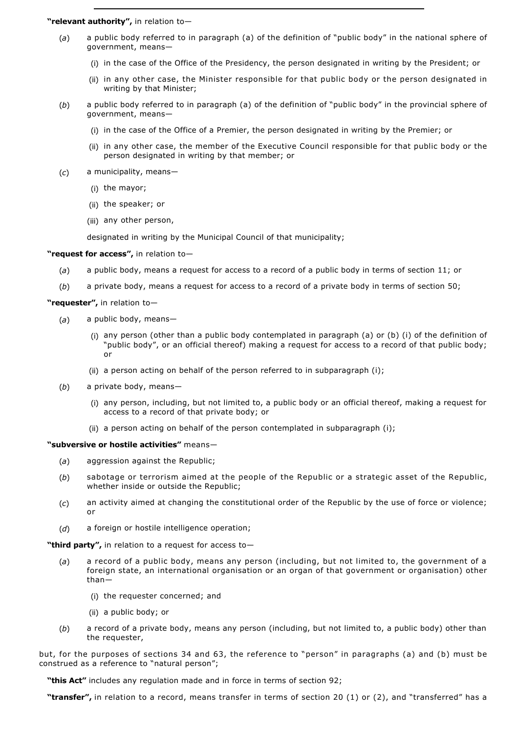**"relevant authority",** in relation to—

(*a*) a public body referred to in paragraph (a) of the definition of "public body" in the national sphere of government, means—

(i) in the case of the Office of the Presidency, the person designated in writing by the President; or

(ii) in any other case, the Minister responsible for that public body or the person designated in writing by that Minister;

(*b*) a public body referred to in paragraph (a) of the definition of "public body" in the provincial sphere of government, means—

(i) in the case of the Office of a Premier, the person designated in writing by the Premier; or

(ii) in any other case, the member of the Executive Council responsible for that public body or the person designated in writing by that member; or

(*c*) a municipality, means—

(i) the mayor;

(ii) the speaker; or

(iii) any other person,

designated in writing by the Municipal Council of that municipality;

**"request for access",** in relation to—

(*a*) a public body, means a request for access to a record of a public body in terms of section 11; or

(*b*) a private body, means a request for access to a record of a private body in terms of section 50;

**"requester",** in relation to—

(*a*) a public body, means—

(i) any person (other than a public body contemplated in paragraph (a) or (b) (i) of the definition of "public body", or an official thereof) making a request for access to a record of that public body; or

(ii) a person acting on behalf of the person referred to in subparagraph (i);

(*b*) a private body, means—

(i) any person, including, but not limited to, a public body or an official thereof, making a request for access to a record of that private body; or

(ii) a person acting on behalf of the person contemplated in subparagraph (i);

**"subversive or hostile activities"** means—

(*a*) aggression against the Republic;

(*b*) sabotage or terrorism aimed at the people of the Republic or a strategic asset of the Republic, whether inside or outside the Republic;

(*c*) an activity aimed at changing the constitutional order of the Republic by the use of force or violence; or

(*d*) a foreign or hostile intelligence operation;

**"third party",** in relation to a request for access to—

(*a*) a record of a public body, means any person (including, but not limited to, the government of a foreign state, an international organisation or an organ of that government or organisation) other than—

(i) the requester concerned; and

(ii) a public body; or

(*b*) a record of a private body, means any person (including, but not limited to, a public body) other than the requester,

but, for the purposes of sections 34 and 63, the reference to "person" in paragraphs (a) and (b) must be construed as a reference to "natural person";

**"this Act"** includes any regulation made and in force in terms of section 92;

**"transfer",** in relation to a record, means transfer in terms of section 20 (1) or (2), and "transferred" has a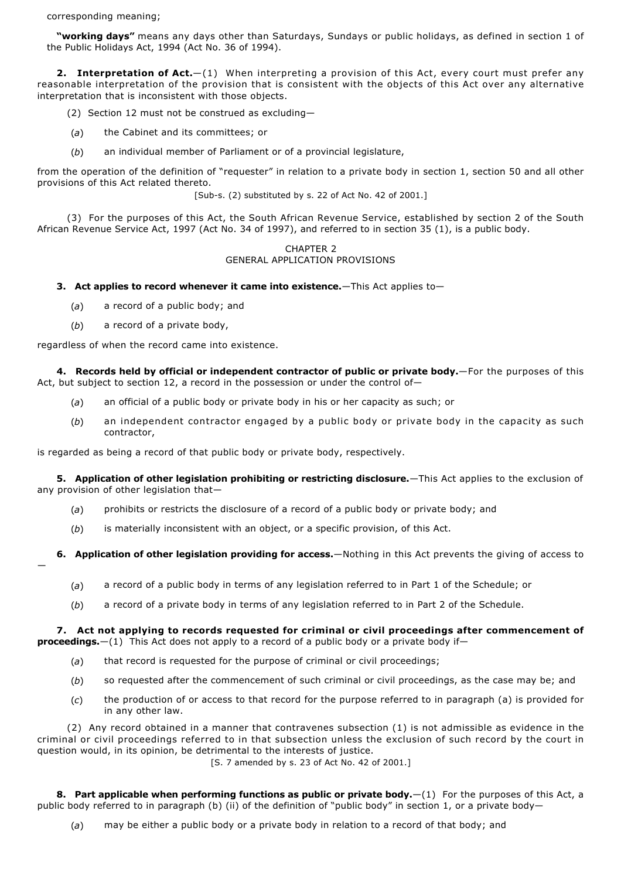corresponding meaning;

**"working days"** means any days other than Saturdays, Sundays or public holidays, as defined in section 1 of the Public Holidays Act, 1994 (Act No. 36 of 1994).

**2. Interpretation of Act.**—(1) When interpreting a provision of this Act, every court must prefer any reasonable interpretation of the provision that is consistent with the objects of this Act over any alternative interpretation that is inconsistent with those objects.

(2) Section 12 must not be construed as excluding—

(*a*) the Cabinet and its committees; or

(*b*) an individual member of Parliament or of a provincial legislature,

from the operation of the definition of "requester" in relation to a private body in section 1, section 50 and all other provisions of this Act related thereto.

[Sub-s. (2) substituted by s. 22 of Act No. 42 of 2001.]

(3) For the purposes of this Act, the South African Revenue Service, established by section 2 of the South African Revenue Service Act, 1997 (Act No. 34 of 1997), and referred to in section 35 (1), is a public body.

## CHAPTER 2
## GENERAL APPLICATION PROVISIONS

**3. Act applies to record whenever it came into existence.**—This Act applies to—

(*a*) a record of a public body; and

(*b*) a record of a private body,

regardless of when the record came into existence.

**4. Records held by official or independent contractor of public or private body.**—For the purposes of this Act, but subject to section 12, a record in the possession or under the control of—

(*a*) an official of a public body or private body in his or her capacity as such; or

(*b*) an independent contractor engaged by a public body or private body in the capacity as such contractor,

is regarded as being a record of that public body or private body, respectively.

**5. Application of other legislation prohibiting or restricting disclosure.**—This Act applies to the exclusion of any provision of other legislation that—

(*a*) prohibits or restricts the disclosure of a record of a public body or private body; and

(*b*) is materially inconsistent with an object, or a specific provision, of this Act.

**6. Application of other legislation providing for access.**—Nothing in this Act prevents the giving of access to —

(*a*) a record of a public body in terms of any legislation referred to in Part 1 of the Schedule; or

(*b*) a record of a private body in terms of any legislation referred to in Part 2 of the Schedule.

**7. Act not applying to records requested for criminal or civil proceedings after commencement of proceedings.**—(1) This Act does not apply to a record of a public body or a private body if—

(*a*) that record is requested for the purpose of criminal or civil proceedings;

(*b*) so requested after the commencement of such criminal or civil proceedings, as the case may be; and

(*c*) the production of or access to that record for the purpose referred to in paragraph (a) is provided for in any other law.

(2) Any record obtained in a manner that contravenes subsection (1) is not admissible as evidence in the criminal or civil proceedings referred to in that subsection unless the exclusion of such record by the court in question would, in its opinion, be detrimental to the interests of justice.

[S. 7 amended by s. 23 of Act No. 42 of 2001.]

**8. Part applicable when performing functions as public or private body.**—(1) For the purposes of this Act, a public body referred to in paragraph (b) (ii) of the definition of "public body" in section 1, or a private body—

(*a*) may be either a public body or a private body in relation to a record of that body; and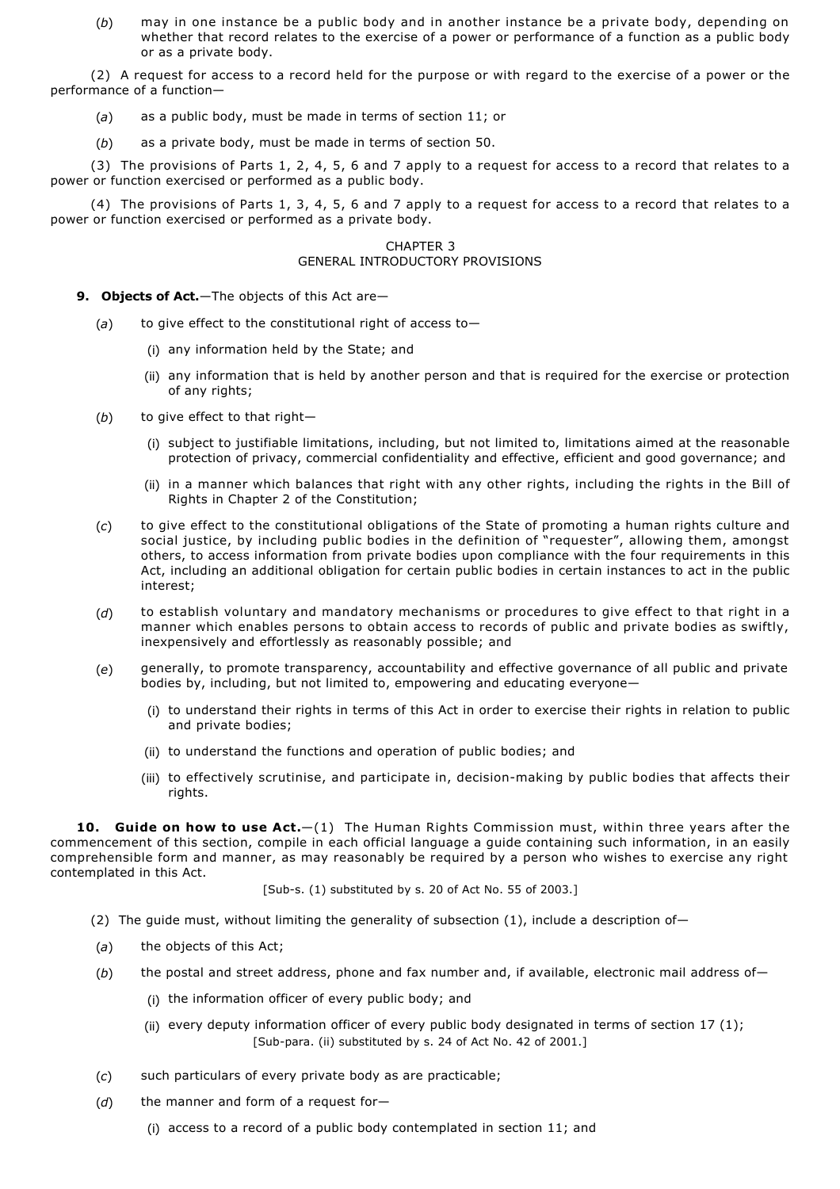(*b*) may in one instance be a public body and in another instance be a private body, depending on whether that record relates to the exercise of a power or performance of a function as a public body or as a private body.

(2) A request for access to a record held for the purpose or with regard to the exercise of a power or the performance of a function—

(*a*) as a public body, must be made in terms of section 11; or

(*b*) as a private body, must be made in terms of section 50.

(3) The provisions of Parts 1, 2, 4, 5, 6 and 7 apply to a request for access to a record that relates to a power or function exercised or performed as a public body.

(4) The provisions of Parts 1, 3, 4, 5, 6 and 7 apply to a request for access to a record that relates to a power or function exercised or performed as a private body.

## CHAPTER 3
## GENERAL INTRODUCTORY PROVISIONS

**9. Objects of Act.**—The objects of this Act are—

(*a*) to give effect to the constitutional right of access to—

(i) any information held by the State; and

(ii) any information that is held by another person and that is required for the exercise or protection of any rights;

(*b*) to give effect to that right—

(i) subject to justifiable limitations, including, but not limited to, limitations aimed at the reasonable protection of privacy, commercial confidentiality and effective, efficient and good governance; and

(ii) in a manner which balances that right with any other rights, including the rights in the Bill of Rights in Chapter 2 of the Constitution;

(*c*) to give effect to the constitutional obligations of the State of promoting a human rights culture and social justice, by including public bodies in the definition of "requester", allowing them, amongst others, to access information from private bodies upon compliance with the four requirements in this Act, including an additional obligation for certain public bodies in certain instances to act in the public interest;

(*d*) to establish voluntary and mandatory mechanisms or procedures to give effect to that right in a manner which enables persons to obtain access to records of public and private bodies as swiftly, inexpensively and effortlessly as reasonably possible; and

(*e*) generally, to promote transparency, accountability and effective governance of all public and private bodies by, including, but not limited to, empowering and educating everyone—

(i) to understand their rights in terms of this Act in order to exercise their rights in relation to public and private bodies;

(ii) to understand the functions and operation of public bodies; and

(iii) to effectively scrutinise, and participate in, decision-making by public bodies that affects their rights.

**10. Guide on how to use Act.**—(1) The Human Rights Commission must, within three years after the commencement of this section, compile in each official language a guide containing such information, in an easily comprehensible form and manner, as may reasonably be required by a person who wishes to exercise any right contemplated in this Act.

[Sub-s. (1) substituted by s. 20 of Act No. 55 of 2003.]

(2) The guide must, without limiting the generality of subsection (1), include a description of—

(*a*) the objects of this Act;

(*b*) the postal and street address, phone and fax number and, if available, electronic mail address of—

(i) the information officer of every public body; and

(ii) every deputy information officer of every public body designated in terms of section 17 (1);

[Sub-para. (ii) substituted by s. 24 of Act No. 42 of 2001.]

(*c*) such particulars of every private body as are practicable;

(*d*) the manner and form of a request for—

(i) access to a record of a public body contemplated in section 11; and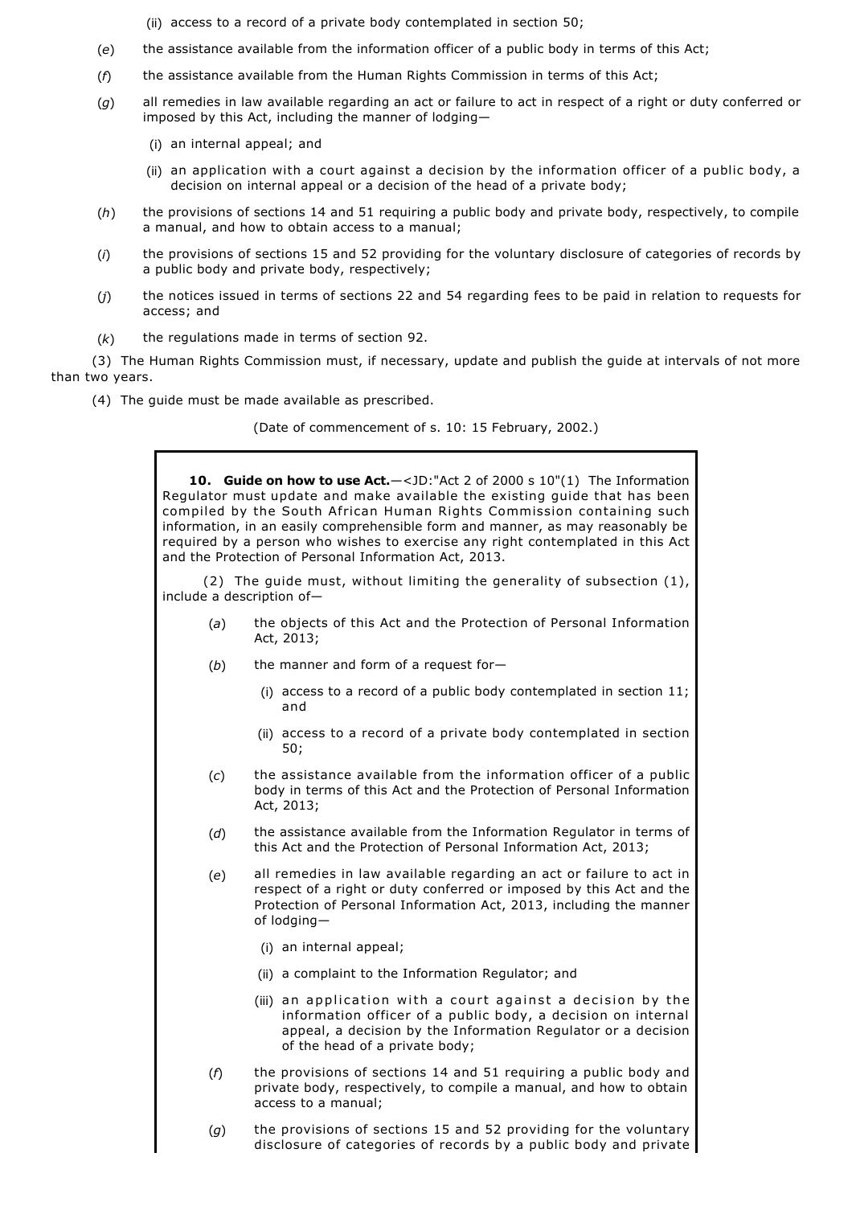(ii) access to a record of a private body contemplated in section 50;

(*e*) the assistance available from the information officer of a public body in terms of this Act;

(*f*) the assistance available from the Human Rights Commission in terms of this Act;

(*g*) all remedies in law available regarding an act or failure to act in respect of a right or duty conferred or imposed by this Act, including the manner of lodging—

(i) an internal appeal; and

(ii) an application with a court against a decision by the information officer of a public body, a decision on internal appeal or a decision of the head of a private body;

(*h*) the provisions of sections 14 and 51 requiring a public body and private body, respectively, to compile a manual, and how to obtain access to a manual;

(*i*) the provisions of sections 15 and 52 providing for the voluntary disclosure of categories of records by a public body and private body, respectively;

(*j*) the notices issued in terms of sections 22 and 54 regarding fees to be paid in relation to requests for access; and

(*k*) the regulations made in terms of section 92.

(3) The Human Rights Commission must, if necessary, update and publish the guide at intervals of not more than two years.

(4) The guide must be made available as prescribed.

(Date of commencement of s. 10: 15 February, 2002.)

> **10. Guide on how to use Act.**—<JD:"Act 2 of 2000 s 10"(1) The Information Regulator must update and make available the existing guide that has been compiled by the South African Human Rights Commission containing such information, in an easily comprehensible form and manner, as may reasonably be required by a person who wishes to exercise any right contemplated in this Act and the Protection of Personal Information Act, 2013.
>
> (2) The guide must, without limiting the generality of subsection (1), include a description of—
>
> (*a*) the objects of this Act and the Protection of Personal Information Act, 2013;
>
> (*b*) the manner and form of a request for—
>
> (i) access to a record of a public body contemplated in section 11; and
>
> (ii) access to a record of a private body contemplated in section 50;
>
> (*c*) the assistance available from the information officer of a public body in terms of this Act and the Protection of Personal Information Act, 2013;
>
> (*d*) the assistance available from the Information Regulator in terms of this Act and the Protection of Personal Information Act, 2013;
>
> (*e*) all remedies in law available regarding an act or failure to act in respect of a right or duty conferred or imposed by this Act and the Protection of Personal Information Act, 2013, including the manner of lodging—
>
> (i) an internal appeal;
>
> (ii) a complaint to the Information Regulator; and
>
> (iii) an application with a court against a decision by the information officer of a public body, a decision on internal appeal, a decision by the Information Regulator or a decision of the head of a private body;
>
> (*f*) the provisions of sections 14 and 51 requiring a public body and private body, respectively, to compile a manual, and how to obtain access to a manual;
>
> (*g*) the provisions of sections 15 and 52 providing for the voluntary disclosure of categories of records by a public body and private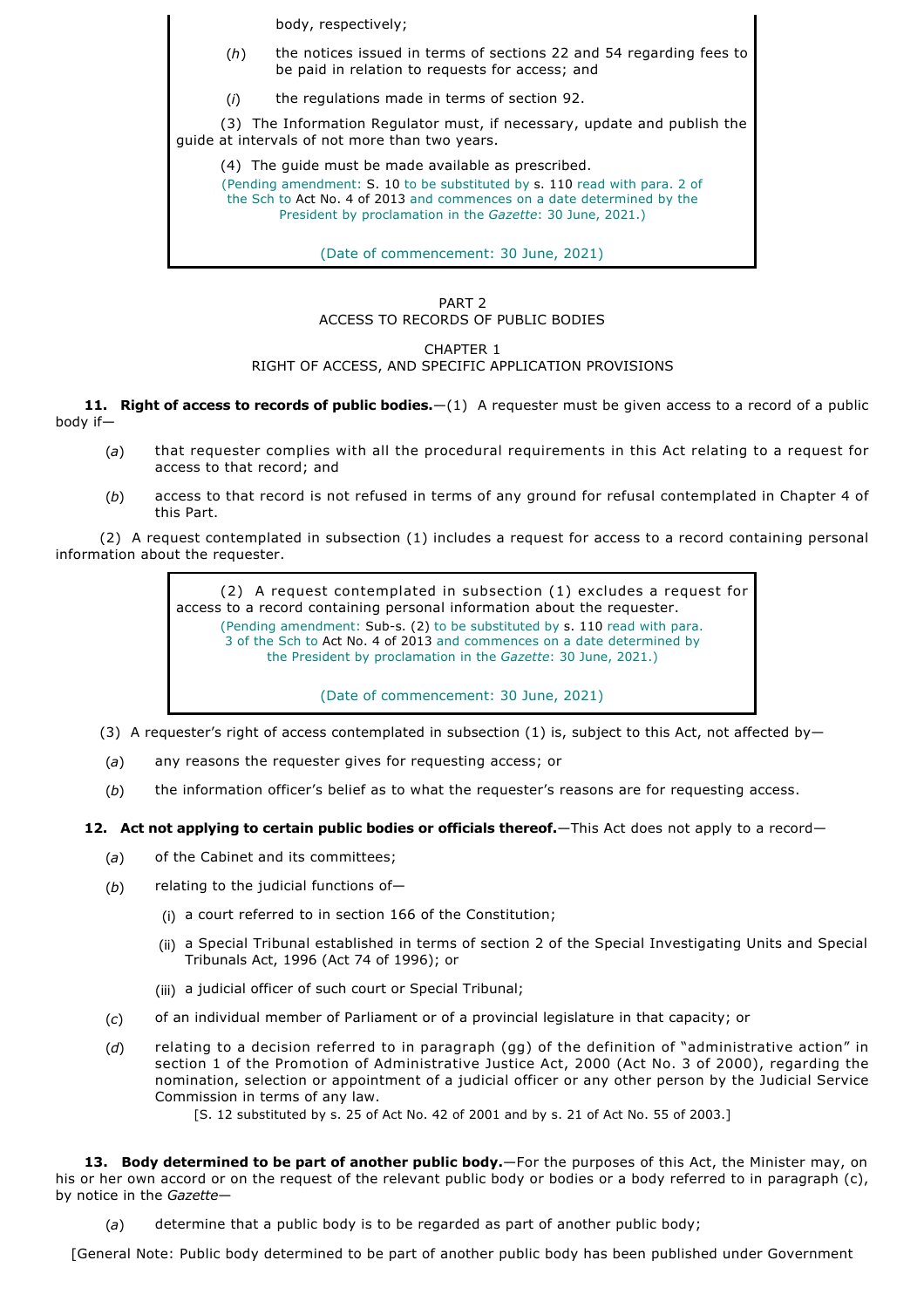body, respectively;

(*h*) the notices issued in terms of sections 22 and 54 regarding fees to be paid in relation to requests for access; and

(*i*) the regulations made in terms of section 92.

(3) The Information Regulator must, if necessary, update and publish the guide at intervals of not more than two years.

(4) The guide must be made available as prescribed.

(Pending amendment: S. 10 to be substituted by s. 110 read with para. 2 of the Sch to Act No. 4 of 2013 and commences on a date determined by the President by proclamation in the *Gazette*: 30 June, 2021.)

(Date of commencement: 30 June, 2021)

PART 2
ACCESS TO RECORDS OF PUBLIC BODIES

CHAPTER 1
RIGHT OF ACCESS, AND SPECIFIC APPLICATION PROVISIONS

**11. Right of access to records of public bodies.**—(1) A requester must be given access to a record of a public body if—

(*a*) that requester complies with all the procedural requirements in this Act relating to a request for access to that record; and

(*b*) access to that record is not refused in terms of any ground for refusal contemplated in Chapter 4 of this Part.

(2) A request contemplated in subsection (1) includes a request for access to a record containing personal information about the requester.

(2) A request contemplated in subsection (1) excludes a request for access to a record containing personal information about the requester.

(Pending amendment: Sub-s. (2) to be substituted by s. 110 read with para. 3 of the Sch to Act No. 4 of 2013 and commences on a date determined by the President by proclamation in the *Gazette*: 30 June, 2021.)

(Date of commencement: 30 June, 2021)

(3) A requester's right of access contemplated in subsection (1) is, subject to this Act, not affected by—

(*a*) any reasons the requester gives for requesting access; or

(*b*) the information officer's belief as to what the requester's reasons are for requesting access.

**12. Act not applying to certain public bodies or officials thereof.**—This Act does not apply to a record—

(*a*) of the Cabinet and its committees;

(*b*) relating to the judicial functions of—

(i) a court referred to in section 166 of the Constitution;

(ii) a Special Tribunal established in terms of section 2 of the Special Investigating Units and Special Tribunals Act, 1996 (Act 74 of 1996); or

(iii) a judicial officer of such court or Special Tribunal;

(*c*) of an individual member of Parliament or of a provincial legislature in that capacity; or

(*d*) relating to a decision referred to in paragraph (gg) of the definition of "administrative action" in section 1 of the Promotion of Administrative Justice Act, 2000 (Act No. 3 of 2000), regarding the nomination, selection or appointment of a judicial officer or any other person by the Judicial Service Commission in terms of any law.

[S. 12 substituted by s. 25 of Act No. 42 of 2001 and by s. 21 of Act No. 55 of 2003.]

**13. Body determined to be part of another public body.**—For the purposes of this Act, the Minister may, on his or her own accord or on the request of the relevant public body or bodies or a body referred to in paragraph (c), by notice in the *Gazette*—

(*a*) determine that a public body is to be regarded as part of another public body;

[General Note: Public body determined to be part of another public body has been published under Government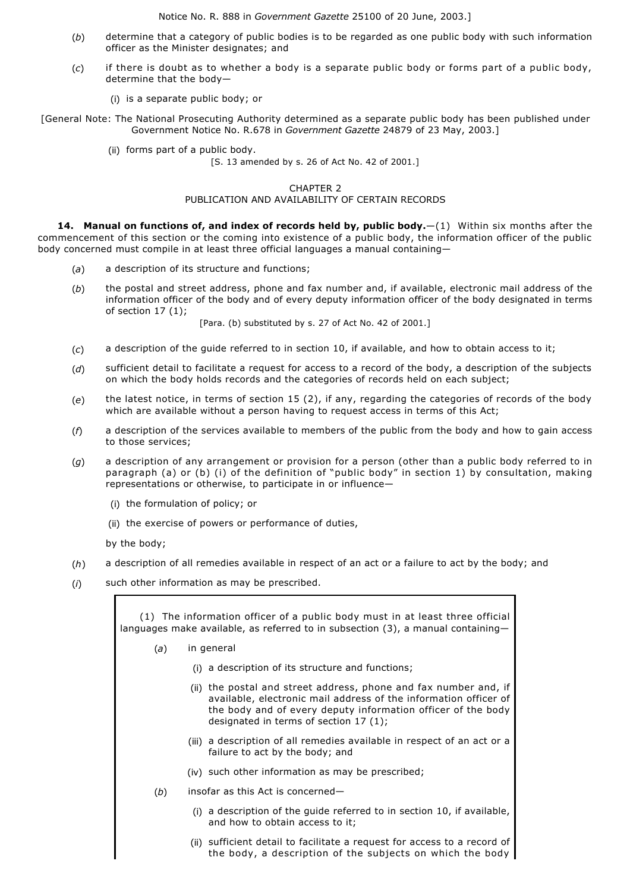Notice No. R. 888 in *Government Gazette* 25100 of 20 June, 2003.]

(*b*) determine that a category of public bodies is to be regarded as one public body with such information officer as the Minister designates; and

(*c*) if there is doubt as to whether a body is a separate public body or forms part of a public body, determine that the body—

(i) is a separate public body; or

[General Note: The National Prosecuting Authority determined as a separate public body has been published under Government Notice No. R.678 in *Government Gazette* 24879 of 23 May, 2003.]

(ii) forms part of a public body.

[S. 13 amended by s. 26 of Act No. 42 of 2001.]

## CHAPTER 2
## PUBLICATION AND AVAILABILITY OF CERTAIN RECORDS

**14. Manual on functions of, and index of records held by, public body.**—(1) Within six months after the commencement of this section or the coming into existence of a public body, the information officer of the public body concerned must compile in at least three official languages a manual containing—

(*a*) a description of its structure and functions;

(*b*) the postal and street address, phone and fax number and, if available, electronic mail address of the information officer of the body and of every deputy information officer of the body designated in terms of section 17 (1);

[Para. (b) substituted by s. 27 of Act No. 42 of 2001.]

(*c*) a description of the guide referred to in section 10, if available, and how to obtain access to it;

(*d*) sufficient detail to facilitate a request for access to a record of the body, a description of the subjects on which the body holds records and the categories of records held on each subject;

(*e*) the latest notice, in terms of section 15 (2), if any, regarding the categories of records of the body which are available without a person having to request access in terms of this Act;

(*f*) a description of the services available to members of the public from the body and how to gain access to those services;

(*g*) a description of any arrangement or provision for a person (other than a public body referred to in paragraph (a) or (b) (i) of the definition of "public body" in section 1) by consultation, making representations or otherwise, to participate in or influence—

(i) the formulation of policy; or

(ii) the exercise of powers or performance of duties,

by the body;

(*h*) a description of all remedies available in respect of an act or a failure to act by the body; and

(*i*) such other information as may be prescribed.

> (1) The information officer of a public body must in at least three official languages make available, as referred to in subsection (3), a manual containing—
>
> (*a*) in general
>
> (i) a description of its structure and functions;
>
> (ii) the postal and street address, phone and fax number and, if available, electronic mail address of the information officer of the body and of every deputy information officer of the body designated in terms of section 17 (1);
>
> (iii) a description of all remedies available in respect of an act or a failure to act by the body; and
>
> (iv) such other information as may be prescribed;
>
> (*b*) insofar as this Act is concerned—
>
> (i) a description of the guide referred to in section 10, if available, and how to obtain access to it;
>
> (ii) sufficient detail to facilitate a request for access to a record of the body, a description of the subjects on which the body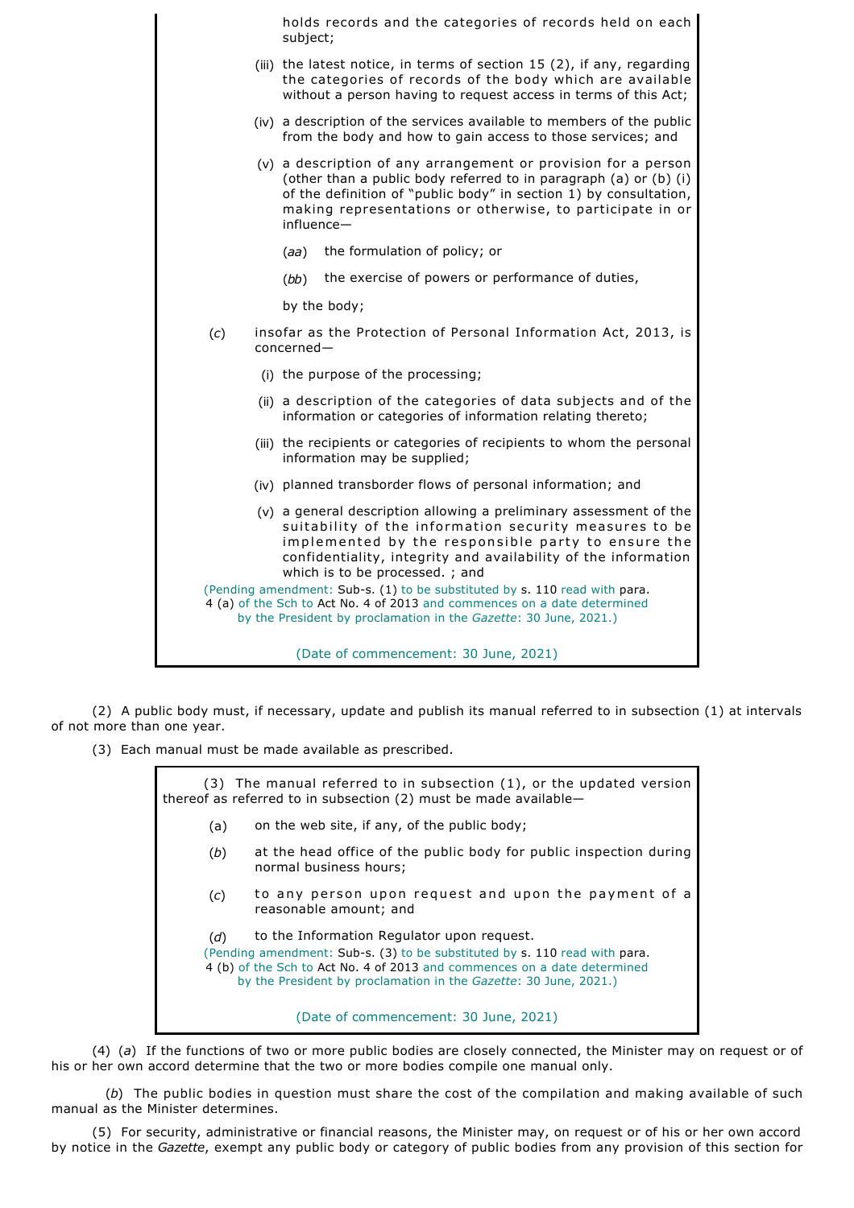holds records and the categories of records held on each subject;

(iii) the latest notice, in terms of section 15 (2), if any, regarding the categories of records of the body which are available without a person having to request access in terms of this Act;

(iv) a description of the services available to members of the public from the body and how to gain access to those services; and

(v) a description of any arrangement or provision for a person (other than a public body referred to in paragraph (a) or (b) (i) of the definition of "public body" in section 1) by consultation, making representations or otherwise, to participate in or influence—

(*aa*) the formulation of policy; or

(*bb*) the exercise of powers or performance of duties,

by the body;

(*c*) insofar as the Protection of Personal Information Act, 2013, is concerned—

(i) the purpose of the processing;

(ii) a description of the categories of data subjects and of the information or categories of information relating thereto;

(iii) the recipients or categories of recipients to whom the personal information may be supplied;

(iv) planned transborder flows of personal information; and

(v) a general description allowing a preliminary assessment of the suitability of the information security measures to be implemented by the responsible party to ensure the confidentiality, integrity and availability of the information which is to be processed. ; and

(Pending amendment: Sub-s. (1) to be substituted by s. 110 read with para. 4 (a) of the Sch to Act No. 4 of 2013 and commences on a date determined by the President by proclamation in the *Gazette*: 30 June, 2021.)

(Date of commencement: 30 June, 2021)

(2) A public body must, if necessary, update and publish its manual referred to in subsection (1) at intervals of not more than one year.

(3) Each manual must be made available as prescribed.

(3) The manual referred to in subsection (1), or the updated version thereof as referred to in subsection (2) must be made available—

(a) on the web site, if any, of the public body;

(*b*) at the head office of the public body for public inspection during normal business hours;

(*c*) to any person upon request and upon the payment of a reasonable amount; and

(*d*) to the Information Regulator upon request.

(Pending amendment: Sub-s. (3) to be substituted by s. 110 read with para. 4 (b) of the Sch to Act No. 4 of 2013 and commences on a date determined by the President by proclamation in the *Gazette*: 30 June, 2021.)

(Date of commencement: 30 June, 2021)

(4) (*a*) If the functions of two or more public bodies are closely connected, the Minister may on request or of his or her own accord determine that the two or more bodies compile one manual only.

(*b*) The public bodies in question must share the cost of the compilation and making available of such manual as the Minister determines.

(5) For security, administrative or financial reasons, the Minister may, on request or of his or her own accord by notice in the *Gazette*, exempt any public body or category of public bodies from any provision of this section for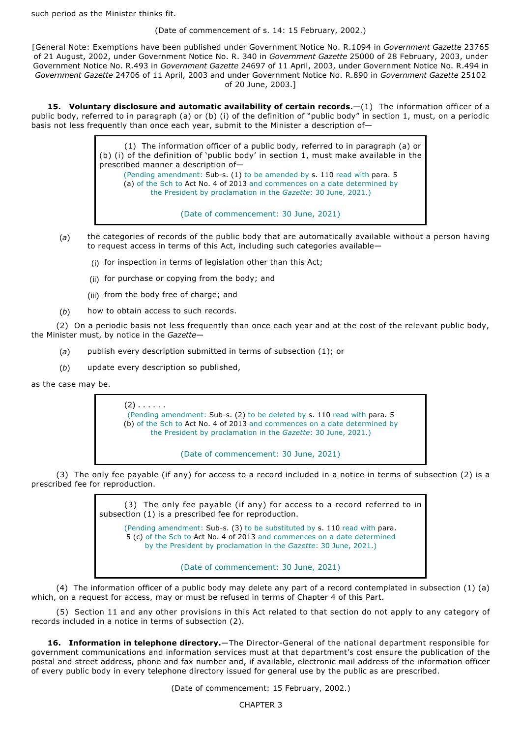such period as the Minister thinks fit.

(Date of commencement of s. 14: 15 February, 2002.)

[General Note: Exemptions have been published under Government Notice No. R.1094 in *Government Gazette* 23765 of 21 August, 2002, under Government Notice No. R. 340 in *Government Gazette* 25000 of 28 February, 2003, under Government Notice No. R.493 in *Government Gazette* 24697 of 11 April, 2003, under Government Notice No. R.494 in *Government Gazette* 24706 of 11 April, 2003 and under Government Notice No. R.890 in *Government Gazette* 25102 of 20 June, 2003.]

**15. Voluntary disclosure and automatic availability of certain records.**—(1) The information officer of a public body, referred to in paragraph (a) or (b) (i) of the definition of "public body" in section 1, must, on a periodic basis not less frequently than once each year, submit to the Minister a description of—

> (1) The information officer of a public body, referred to in paragraph (a) or (b) (i) of the definition of 'public body' in section 1, must make available in the prescribed manner a description of—
>
> (Pending amendment: Sub-s. (1) to be amended by s. 110 read with para. 5 (a) of the Sch to Act No. 4 of 2013 and commences on a date determined by the President by proclamation in the *Gazette*: 30 June, 2021.)
>
> (Date of commencement: 30 June, 2021)

(*a*) the categories of records of the public body that are automatically available without a person having to request access in terms of this Act, including such categories available—

(i) for inspection in terms of legislation other than this Act;

(ii) for purchase or copying from the body; and

(iii) from the body free of charge; and

(*b*) how to obtain access to such records.

(2) On a periodic basis not less frequently than once each year and at the cost of the relevant public body, the Minister must, by notice in the *Gazette*—

(*a*) publish every description submitted in terms of subsection (1); or

(*b*) update every description so published,

as the case may be.

> (2) . . . . . .
>
> (Pending amendment: Sub-s. (2) to be deleted by s. 110 read with para. 5 (b) of the Sch to Act No. 4 of 2013 and commences on a date determined by the President by proclamation in the *Gazette*: 30 June, 2021.)
>
> (Date of commencement: 30 June, 2021)

(3) The only fee payable (if any) for access to a record included in a notice in terms of subsection (2) is a prescribed fee for reproduction.

> (3) The only fee payable (if any) for access to a record referred to in subsection (1) is a prescribed fee for reproduction.
>
> (Pending amendment: Sub-s. (3) to be substituted by s. 110 read with para. 5 (c) of the Sch to Act No. 4 of 2013 and commences on a date determined by the President by proclamation in the *Gazette*: 30 June, 2021.)
>
> (Date of commencement: 30 June, 2021)

(4) The information officer of a public body may delete any part of a record contemplated in subsection (1) (a) which, on a request for access, may or must be refused in terms of Chapter 4 of this Part.

(5) Section 11 and any other provisions in this Act related to that section do not apply to any category of records included in a notice in terms of subsection (2).

**16. Information in telephone directory.**—The Director-General of the national department responsible for government communications and information services must at that department's cost ensure the publication of the postal and street address, phone and fax number and, if available, electronic mail address of the information officer of every public body in every telephone directory issued for general use by the public as are prescribed.

(Date of commencement: 15 February, 2002.)

CHAPTER 3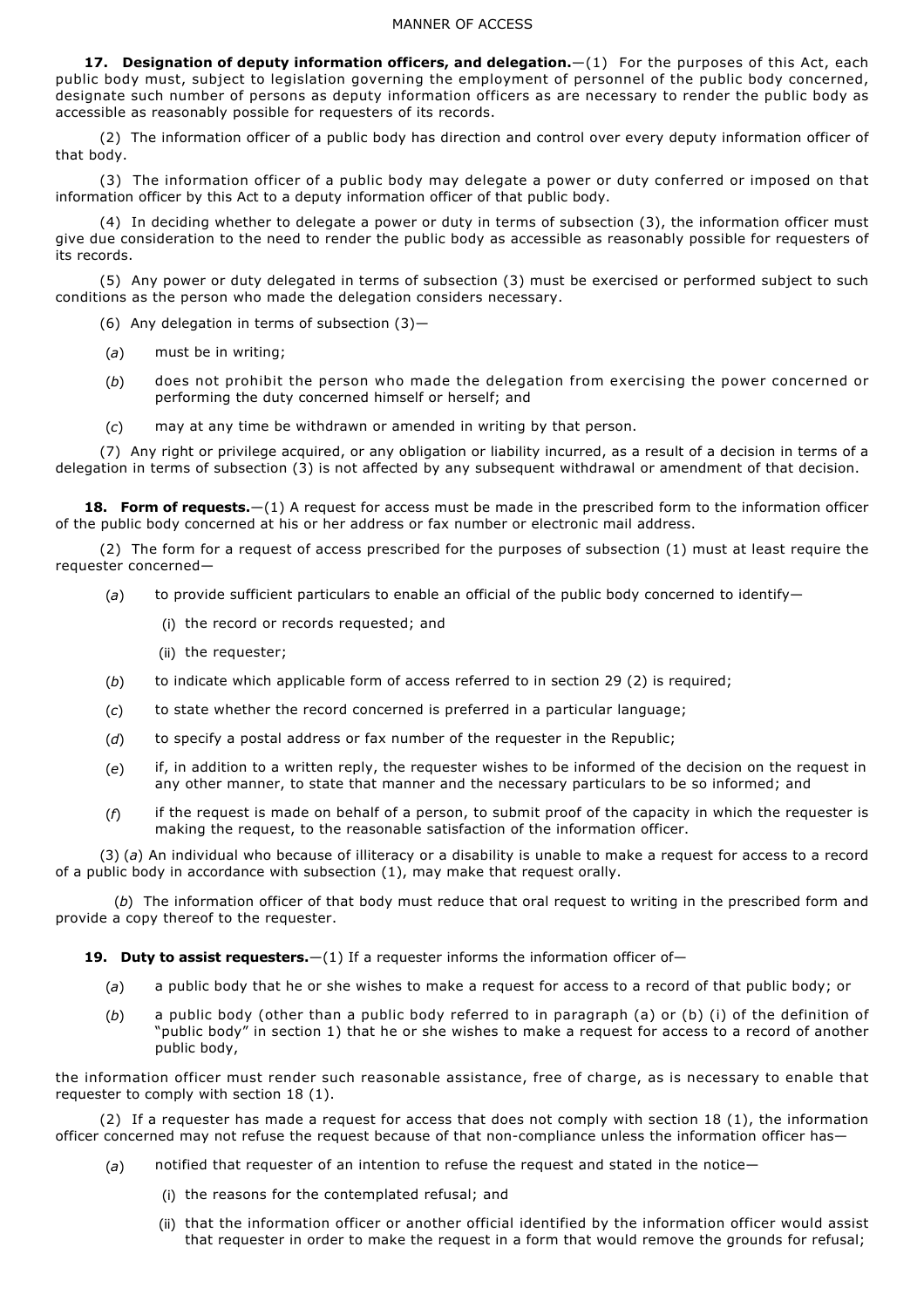## MANNER OF ACCESS

**17. Designation of deputy information officers, and delegation.**—(1) For the purposes of this Act, each public body must, subject to legislation governing the employment of personnel of the public body concerned, designate such number of persons as deputy information officers as are necessary to render the public body as accessible as reasonably possible for requesters of its records.

(2) The information officer of a public body has direction and control over every deputy information officer of that body.

(3) The information officer of a public body may delegate a power or duty conferred or imposed on that information officer by this Act to a deputy information officer of that public body.

(4) In deciding whether to delegate a power or duty in terms of subsection (3), the information officer must give due consideration to the need to render the public body as accessible as reasonably possible for requesters of its records.

(5) Any power or duty delegated in terms of subsection (3) must be exercised or performed subject to such conditions as the person who made the delegation considers necessary.

(6) Any delegation in terms of subsection (3)—

(*a*) must be in writing;

(*b*) does not prohibit the person who made the delegation from exercising the power concerned or performing the duty concerned himself or herself; and

(*c*) may at any time be withdrawn or amended in writing by that person.

(7) Any right or privilege acquired, or any obligation or liability incurred, as a result of a decision in terms of a delegation in terms of subsection (3) is not affected by any subsequent withdrawal or amendment of that decision.

**18. Form of requests.**—(1) A request for access must be made in the prescribed form to the information officer of the public body concerned at his or her address or fax number or electronic mail address.

(2) The form for a request of access prescribed for the purposes of subsection (1) must at least require the requester concerned—

(*a*) to provide sufficient particulars to enable an official of the public body concerned to identify—

(i) the record or records requested; and

(ii) the requester;

(*b*) to indicate which applicable form of access referred to in section 29 (2) is required;

(*c*) to state whether the record concerned is preferred in a particular language;

(*d*) to specify a postal address or fax number of the requester in the Republic;

(*e*) if, in addition to a written reply, the requester wishes to be informed of the decision on the request in any other manner, to state that manner and the necessary particulars to be so informed; and

(*f*) if the request is made on behalf of a person, to submit proof of the capacity in which the requester is making the request, to the reasonable satisfaction of the information officer.

(3) (*a*) An individual who because of illiteracy or a disability is unable to make a request for access to a record of a public body in accordance with subsection (1), may make that request orally.

(*b*) The information officer of that body must reduce that oral request to writing in the prescribed form and provide a copy thereof to the requester.

**19. Duty to assist requesters.**—(1) If a requester informs the information officer of—

(*a*) a public body that he or she wishes to make a request for access to a record of that public body; or

(*b*) a public body (other than a public body referred to in paragraph (a) or (b) (i) of the definition of "public body" in section 1) that he or she wishes to make a request for access to a record of another public body,

the information officer must render such reasonable assistance, free of charge, as is necessary to enable that requester to comply with section 18 (1).

(2) If a requester has made a request for access that does not comply with section 18 (1), the information officer concerned may not refuse the request because of that non-compliance unless the information officer has—

(*a*) notified that requester of an intention to refuse the request and stated in the notice—

(i) the reasons for the contemplated refusal; and

(ii) that the information officer or another official identified by the information officer would assist that requester in order to make the request in a form that would remove the grounds for refusal;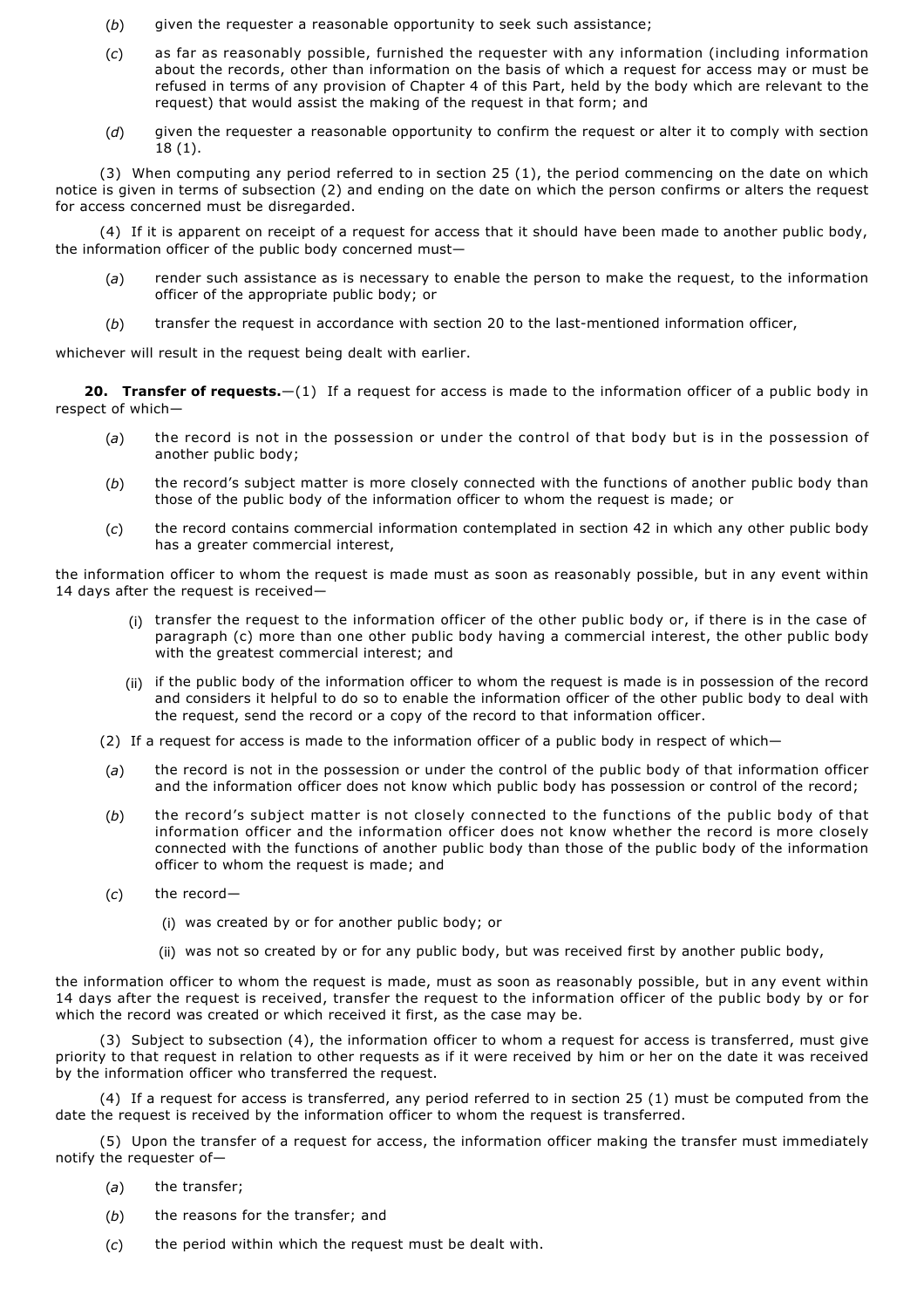(*b*) given the requester a reasonable opportunity to seek such assistance;

(*c*) as far as reasonably possible, furnished the requester with any information (including information about the records, other than information on the basis of which a request for access may or must be refused in terms of any provision of Chapter 4 of this Part, held by the body which are relevant to the request) that would assist the making of the request in that form; and

(*d*) given the requester a reasonable opportunity to confirm the request or alter it to comply with section 18 (1).

(3) When computing any period referred to in section 25 (1), the period commencing on the date on which notice is given in terms of subsection (2) and ending on the date on which the person confirms or alters the request for access concerned must be disregarded.

(4) If it is apparent on receipt of a request for access that it should have been made to another public body, the information officer of the public body concerned must—

(*a*) render such assistance as is necessary to enable the person to make the request, to the information officer of the appropriate public body; or

(*b*) transfer the request in accordance with section 20 to the last-mentioned information officer,

whichever will result in the request being dealt with earlier.

**20. Transfer of requests.**—(1) If a request for access is made to the information officer of a public body in respect of which—

(*a*) the record is not in the possession or under the control of that body but is in the possession of another public body;

(*b*) the record's subject matter is more closely connected with the functions of another public body than those of the public body of the information officer to whom the request is made; or

(*c*) the record contains commercial information contemplated in section 42 in which any other public body has a greater commercial interest,

the information officer to whom the request is made must as soon as reasonably possible, but in any event within 14 days after the request is received—

(i) transfer the request to the information officer of the other public body or, if there is in the case of paragraph (c) more than one other public body having a commercial interest, the other public body with the greatest commercial interest; and

(ii) if the public body of the information officer to whom the request is made is in possession of the record and considers it helpful to do so to enable the information officer of the other public body to deal with the request, send the record or a copy of the record to that information officer.

(2) If a request for access is made to the information officer of a public body in respect of which—

(*a*) the record is not in the possession or under the control of the public body of that information officer and the information officer does not know which public body has possession or control of the record;

(*b*) the record's subject matter is not closely connected to the functions of the public body of that information officer and the information officer does not know whether the record is more closely connected with the functions of another public body than those of the public body of the information officer to whom the request is made; and

(*c*) the record—

(i) was created by or for another public body; or

(ii) was not so created by or for any public body, but was received first by another public body,

the information officer to whom the request is made, must as soon as reasonably possible, but in any event within 14 days after the request is received, transfer the request to the information officer of the public body by or for which the record was created or which received it first, as the case may be.

(3) Subject to subsection (4), the information officer to whom a request for access is transferred, must give priority to that request in relation to other requests as if it were received by him or her on the date it was received by the information officer who transferred the request.

(4) If a request for access is transferred, any period referred to in section 25 (1) must be computed from the date the request is received by the information officer to whom the request is transferred.

(5) Upon the transfer of a request for access, the information officer making the transfer must immediately notify the requester of—

(*a*) the transfer;

(*b*) the reasons for the transfer; and

(*c*) the period within which the request must be dealt with.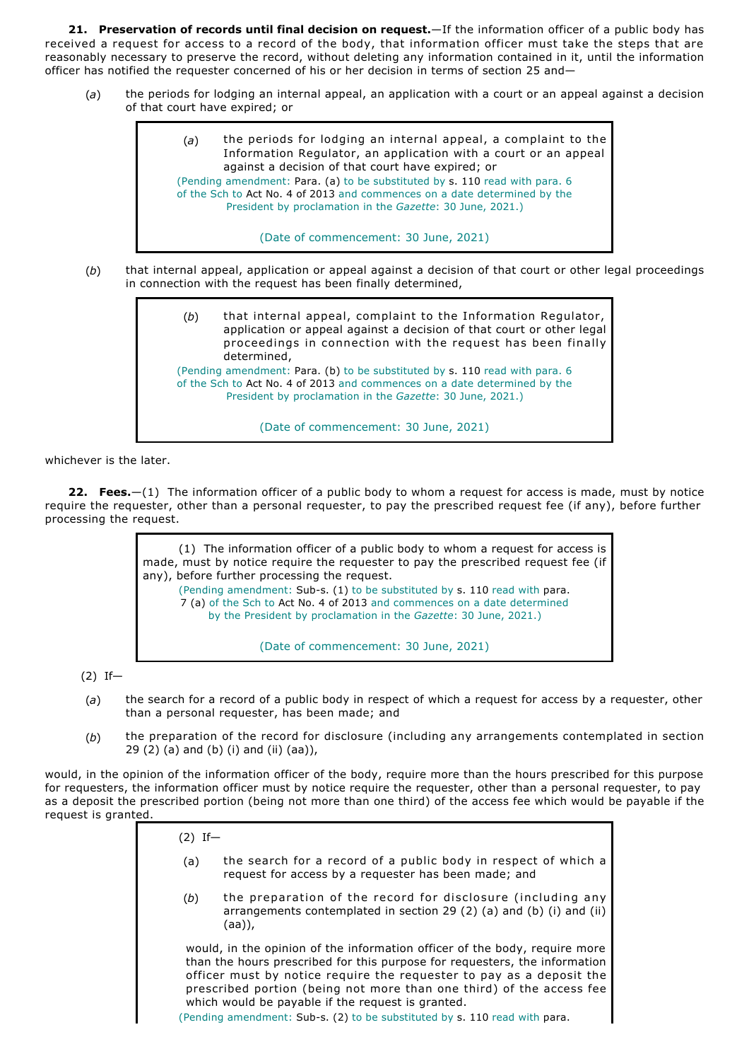**21. Preservation of records until final decision on request.**—If the information officer of a public body has received a request for access to a record of the body, that information officer must take the steps that are reasonably necessary to preserve the record, without deleting any information contained in it, until the information officer has notified the requester concerned of his or her decision in terms of section 25 and—

(*a*) the periods for lodging an internal appeal, an application with a court or an appeal against a decision of that court have expired; or

> (*a*) the periods for lodging an internal appeal, a complaint to the Information Regulator, an application with a court or an appeal against a decision of that court have expired; or
>
> (Pending amendment: Para. (a) to be substituted by s. 110 read with para. 6 of the Sch to Act No. 4 of 2013 and commences on a date determined by the President by proclamation in the *Gazette*: 30 June, 2021.)
>
> (Date of commencement: 30 June, 2021)

(*b*) that internal appeal, application or appeal against a decision of that court or other legal proceedings in connection with the request has been finally determined,

> (*b*) that internal appeal, complaint to the Information Regulator, application or appeal against a decision of that court or other legal proceedings in connection with the request has been finally determined,
>
> (Pending amendment: Para. (b) to be substituted by s. 110 read with para. 6 of the Sch to Act No. 4 of 2013 and commences on a date determined by the President by proclamation in the *Gazette*: 30 June, 2021.)
>
> (Date of commencement: 30 June, 2021)

whichever is the later.

**22. Fees.**—(1) The information officer of a public body to whom a request for access is made, must by notice require the requester, other than a personal requester, to pay the prescribed request fee (if any), before further processing the request.

> (1) The information officer of a public body to whom a request for access is made, must by notice require the requester to pay the prescribed request fee (if any), before further processing the request.
>
> (Pending amendment: Sub-s. (1) to be substituted by s. 110 read with para. 7 (a) of the Sch to Act No. 4 of 2013 and commences on a date determined by the President by proclamation in the *Gazette*: 30 June, 2021.)
>
> (Date of commencement: 30 June, 2021)

(2) If—

(*a*) the search for a record of a public body in respect of which a request for access by a requester, other than a personal requester, has been made; and

(*b*) the preparation of the record for disclosure (including any arrangements contemplated in section 29 (2) (a) and (b) (i) and (ii) (aa)),

would, in the opinion of the information officer of the body, require more than the hours prescribed for this purpose for requesters, the information officer must by notice require the requester, other than a personal requester, to pay as a deposit the prescribed portion (being not more than one third) of the access fee which would be payable if the request is granted.

> (2) If—
>
> (a) the search for a record of a public body in respect of which a request for access by a requester has been made; and
>
> (*b*) the preparation of the record for disclosure (including any arrangements contemplated in section 29 (2) (a) and (b) (i) and (ii) (aa)),
>
> would, in the opinion of the information officer of the body, require more than the hours prescribed for this purpose for requesters, the information officer must by notice require the requester to pay as a deposit the prescribed portion (being not more than one third) of the access fee which would be payable if the request is granted.
>
> (Pending amendment: Sub-s. (2) to be substituted by s. 110 read with para.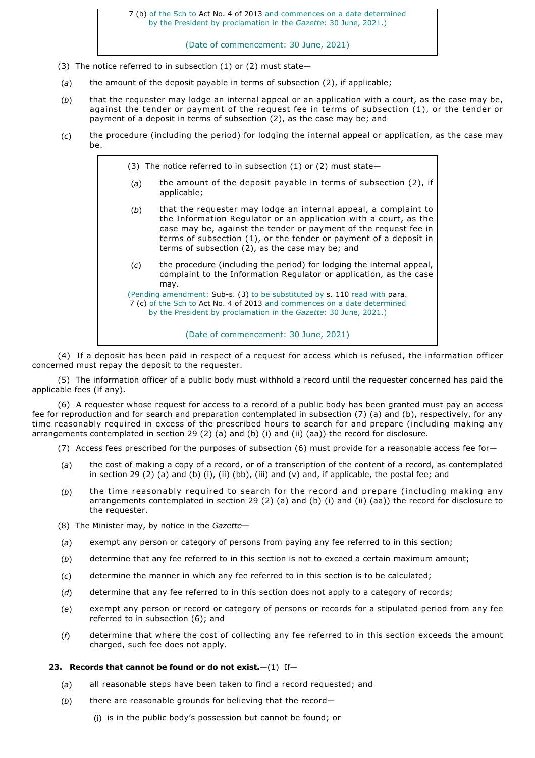> 7 (b) of the Sch to Act No. 4 of 2013 and commences on a date determined by the President by proclamation in the *Gazette*: 30 June, 2021.)
>
> (Date of commencement: 30 June, 2021)

(3) The notice referred to in subsection (1) or (2) must state—

(*a*) the amount of the deposit payable in terms of subsection (2), if applicable;

(*b*) that the requester may lodge an internal appeal or an application with a court, as the case may be, against the tender or payment of the request fee in terms of subsection (1), or the tender or payment of a deposit in terms of subsection (2), as the case may be; and

(*c*) the procedure (including the period) for lodging the internal appeal or application, as the case may be.

> (3) The notice referred to in subsection (1) or (2) must state—
>
> (*a*) the amount of the deposit payable in terms of subsection (2), if applicable;
>
> (*b*) that the requester may lodge an internal appeal, a complaint to the Information Regulator or an application with a court, as the case may be, against the tender or payment of the request fee in terms of subsection (1), or the tender or payment of a deposit in terms of subsection (2), as the case may be; and
>
> (*c*) the procedure (including the period) for lodging the internal appeal, complaint to the Information Regulator or application, as the case may.
>
> (Pending amendment: Sub-s. (3) to be substituted by s. 110 read with para. 7 (c) of the Sch to Act No. 4 of 2013 and commences on a date determined by the President by proclamation in the *Gazette*: 30 June, 2021.)
>
> (Date of commencement: 30 June, 2021)

(4) If a deposit has been paid in respect of a request for access which is refused, the information officer concerned must repay the deposit to the requester.

(5) The information officer of a public body must withhold a record until the requester concerned has paid the applicable fees (if any).

(6) A requester whose request for access to a record of a public body has been granted must pay an access fee for reproduction and for search and preparation contemplated in subsection (7) (a) and (b), respectively, for any time reasonably required in excess of the prescribed hours to search for and prepare (including making any arrangements contemplated in section 29 (2) (a) and (b) (i) and (ii) (aa)) the record for disclosure.

(7) Access fees prescribed for the purposes of subsection (6) must provide for a reasonable access fee for—

(*a*) the cost of making a copy of a record, or of a transcription of the content of a record, as contemplated in section 29 (2) (a) and (b) (i), (ii) (bb), (iii) and (v) and, if applicable, the postal fee; and

(*b*) the time reasonably required to search for the record and prepare (including making any arrangements contemplated in section 29 (2) (a) and (b) (i) and (ii) (aa)) the record for disclosure to the requester.

(8) The Minister may, by notice in the *Gazette*—

(*a*) exempt any person or category of persons from paying any fee referred to in this section;

(*b*) determine that any fee referred to in this section is not to exceed a certain maximum amount;

(*c*) determine the manner in which any fee referred to in this section is to be calculated;

(*d*) determine that any fee referred to in this section does not apply to a category of records;

(*e*) exempt any person or record or category of persons or records for a stipulated period from any fee referred to in subsection (6); and

(*f*) determine that where the cost of collecting any fee referred to in this section exceeds the amount charged, such fee does not apply.

**23. Records that cannot be found or do not exist.**—(1) If—

(*a*) all reasonable steps have been taken to find a record requested; and

(*b*) there are reasonable grounds for believing that the record—

(i) is in the public body's possession but cannot be found; or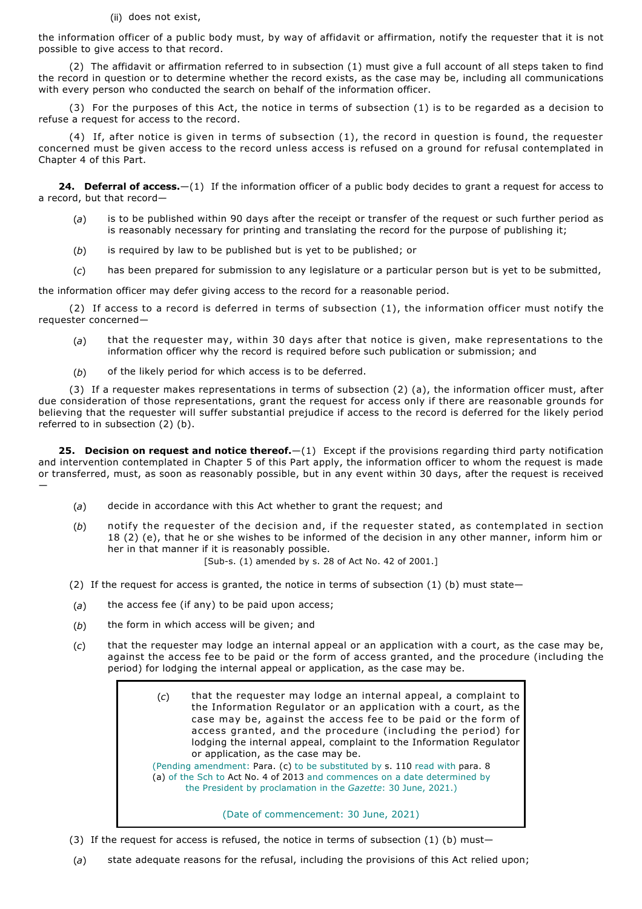(ii) does not exist,

the information officer of a public body must, by way of affidavit or affirmation, notify the requester that it is not possible to give access to that record.

(2) The affidavit or affirmation referred to in subsection (1) must give a full account of all steps taken to find the record in question or to determine whether the record exists, as the case may be, including all communications with every person who conducted the search on behalf of the information officer.

(3) For the purposes of this Act, the notice in terms of subsection (1) is to be regarded as a decision to refuse a request for access to the record.

(4) If, after notice is given in terms of subsection (1), the record in question is found, the requester concerned must be given access to the record unless access is refused on a ground for refusal contemplated in Chapter 4 of this Part.

**24. Deferral of access.**—(1) If the information officer of a public body decides to grant a request for access to a record, but that record—

(*a*) is to be published within 90 days after the receipt or transfer of the request or such further period as is reasonably necessary for printing and translating the record for the purpose of publishing it;

(*b*) is required by law to be published but is yet to be published; or

(*c*) has been prepared for submission to any legislature or a particular person but is yet to be submitted,

the information officer may defer giving access to the record for a reasonable period.

(2) If access to a record is deferred in terms of subsection (1), the information officer must notify the requester concerned—

(*a*) that the requester may, within 30 days after that notice is given, make representations to the information officer why the record is required before such publication or submission; and

(*b*) of the likely period for which access is to be deferred.

(3) If a requester makes representations in terms of subsection (2) (a), the information officer must, after due consideration of those representations, grant the request for access only if there are reasonable grounds for believing that the requester will suffer substantial prejudice if access to the record is deferred for the likely period referred to in subsection (2) (b).

**25. Decision on request and notice thereof.**—(1) Except if the provisions regarding third party notification and intervention contemplated in Chapter 5 of this Part apply, the information officer to whom the request is made or transferred, must, as soon as reasonably possible, but in any event within 30 days, after the request is received—

(*a*) decide in accordance with this Act whether to grant the request; and

(*b*) notify the requester of the decision and, if the requester stated, as contemplated in section 18 (2) (e), that he or she wishes to be informed of the decision in any other manner, inform him or her in that manner if it is reasonably possible.

[Sub-s. (1) amended by s. 28 of Act No. 42 of 2001.]

(2) If the request for access is granted, the notice in terms of subsection (1) (b) must state—

(*a*) the access fee (if any) to be paid upon access;

(*b*) the form in which access will be given; and

(*c*) that the requester may lodge an internal appeal or an application with a court, as the case may be, against the access fee to be paid or the form of access granted, and the procedure (including the period) for lodging the internal appeal or application, as the case may be.

> (*c*) that the requester may lodge an internal appeal, a complaint to the Information Regulator or an application with a court, as the case may be, against the access fee to be paid or the form of access granted, and the procedure (including the period) for lodging the internal appeal, complaint to the Information Regulator or application, as the case may be.
>
> (Pending amendment: Para. (c) to be substituted by s. 110 read with para. 8 (a) of the Sch to Act No. 4 of 2013 and commences on a date determined by the President by proclamation in the *Gazette*: 30 June, 2021.)
>
> (Date of commencement: 30 June, 2021)

(3) If the request for access is refused, the notice in terms of subsection (1) (b) must—

(*a*) state adequate reasons for the refusal, including the provisions of this Act relied upon;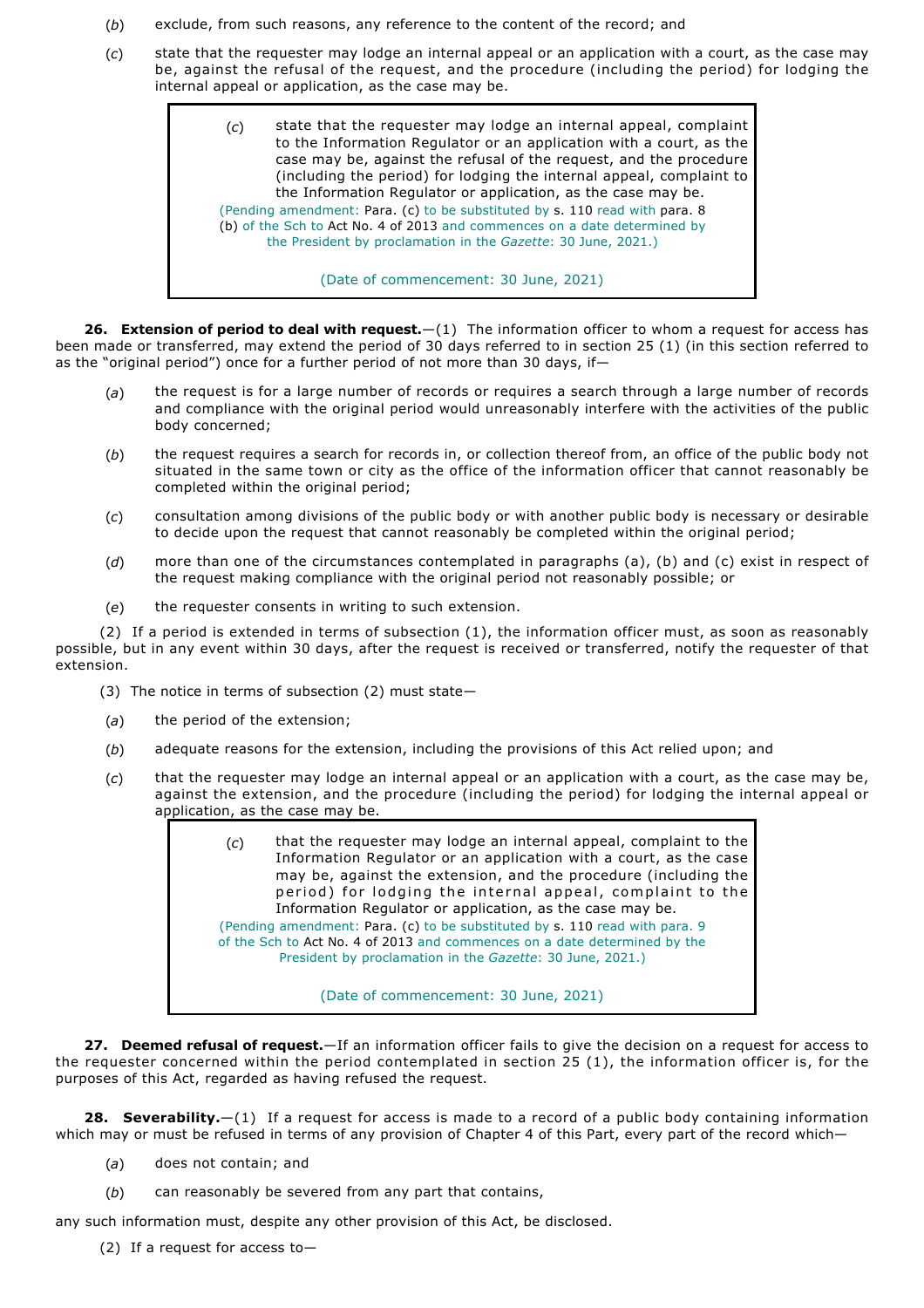(*b*) exclude, from such reasons, any reference to the content of the record; and

(*c*) state that the requester may lodge an internal appeal or an application with a court, as the case may be, against the refusal of the request, and the procedure (including the period) for lodging the internal appeal or application, as the case may be.

> (*c*) state that the requester may lodge an internal appeal, complaint to the Information Regulator or an application with a court, as the case may be, against the refusal of the request, and the procedure (including the period) for lodging the internal appeal, complaint to the Information Regulator or application, as the case may be.
>
> (Pending amendment: Para. (c) to be substituted by s. 110 read with para. 8 (b) of the Sch to Act No. 4 of 2013 and commences on a date determined by the President by proclamation in the *Gazette*: 30 June, 2021.)
>
> (Date of commencement: 30 June, 2021)

**26. Extension of period to deal with request.**—(1) The information officer to whom a request for access has been made or transferred, may extend the period of 30 days referred to in section 25 (1) (in this section referred to as the "original period") once for a further period of not more than 30 days, if—

(*a*) the request is for a large number of records or requires a search through a large number of records and compliance with the original period would unreasonably interfere with the activities of the public body concerned;

(*b*) the request requires a search for records in, or collection thereof from, an office of the public body not situated in the same town or city as the office of the information officer that cannot reasonably be completed within the original period;

(*c*) consultation among divisions of the public body or with another public body is necessary or desirable to decide upon the request that cannot reasonably be completed within the original period;

(*d*) more than one of the circumstances contemplated in paragraphs (a), (b) and (c) exist in respect of the request making compliance with the original period not reasonably possible; or

(*e*) the requester consents in writing to such extension.

(2) If a period is extended in terms of subsection (1), the information officer must, as soon as reasonably possible, but in any event within 30 days, after the request is received or transferred, notify the requester of that extension.

(3) The notice in terms of subsection (2) must state—

(*a*) the period of the extension;

(*b*) adequate reasons for the extension, including the provisions of this Act relied upon; and

(*c*) that the requester may lodge an internal appeal or an application with a court, as the case may be, against the extension, and the procedure (including the period) for lodging the internal appeal or application, as the case may be.

> (*c*) that the requester may lodge an internal appeal, complaint to the Information Regulator or an application with a court, as the case may be, against the extension, and the procedure (including the period) for lodging the internal appeal, complaint to the Information Regulator or application, as the case may be.
>
> (Pending amendment: Para. (c) to be substituted by s. 110 read with para. 9 of the Sch to Act No. 4 of 2013 and commences on a date determined by the President by proclamation in the *Gazette*: 30 June, 2021.)
>
> (Date of commencement: 30 June, 2021)

**27. Deemed refusal of request.**—If an information officer fails to give the decision on a request for access to the requester concerned within the period contemplated in section 25 (1), the information officer is, for the purposes of this Act, regarded as having refused the request.

**28. Severability.**—(1) If a request for access is made to a record of a public body containing information which may or must be refused in terms of any provision of Chapter 4 of this Part, every part of the record which—

(*a*) does not contain; and

(*b*) can reasonably be severed from any part that contains,

any such information must, despite any other provision of this Act, be disclosed.

(2) If a request for access to—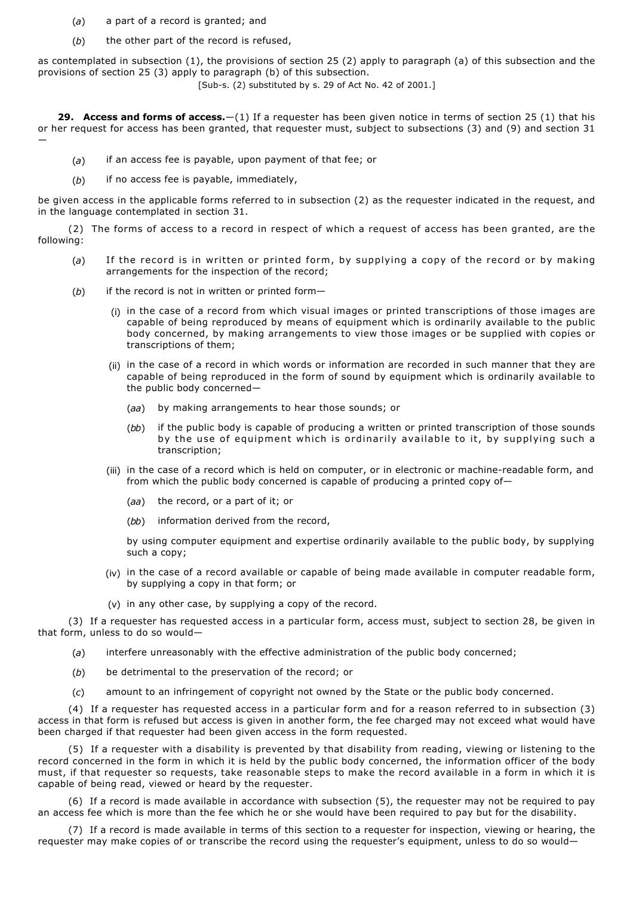(*a*) a part of a record is granted; and

(*b*) the other part of the record is refused,

as contemplated in subsection (1), the provisions of section 25 (2) apply to paragraph (a) of this subsection and the provisions of section 25 (3) apply to paragraph (b) of this subsection.

[Sub-s. (2) substituted by s. 29 of Act No. 42 of 2001.]

**29. Access and forms of access.**—(1) If a requester has been given notice in terms of section 25 (1) that his or her request for access has been granted, that requester must, subject to subsections (3) and (9) and section 31 —

(*a*) if an access fee is payable, upon payment of that fee; or

(*b*) if no access fee is payable, immediately,

be given access in the applicable forms referred to in subsection (2) as the requester indicated in the request, and in the language contemplated in section 31.

(2) The forms of access to a record in respect of which a request of access has been granted, are the following:

(*a*) If the record is in written or printed form, by supplying a copy of the record or by making arrangements for the inspection of the record;

(*b*) if the record is not in written or printed form—

(i) in the case of a record from which visual images or printed transcriptions of those images are capable of being reproduced by means of equipment which is ordinarily available to the public body concerned, by making arrangements to view those images or be supplied with copies or transcriptions of them;

(ii) in the case of a record in which words or information are recorded in such manner that they are capable of being reproduced in the form of sound by equipment which is ordinarily available to the public body concerned—

(*aa*) by making arrangements to hear those sounds; or

(*bb*) if the public body is capable of producing a written or printed transcription of those sounds by the use of equipment which is ordinarily available to it, by supplying such a transcription;

(iii) in the case of a record which is held on computer, or in electronic or machine-readable form, and from which the public body concerned is capable of producing a printed copy of—

(*aa*) the record, or a part of it; or

(*bb*) information derived from the record,

by using computer equipment and expertise ordinarily available to the public body, by supplying such a copy;

(iv) in the case of a record available or capable of being made available in computer readable form, by supplying a copy in that form; or

(v) in any other case, by supplying a copy of the record.

(3) If a requester has requested access in a particular form, access must, subject to section 28, be given in that form, unless to do so would—

(*a*) interfere unreasonably with the effective administration of the public body concerned;

(*b*) be detrimental to the preservation of the record; or

(*c*) amount to an infringement of copyright not owned by the State or the public body concerned.

(4) If a requester has requested access in a particular form and for a reason referred to in subsection (3) access in that form is refused but access is given in another form, the fee charged may not exceed what would have been charged if that requester had been given access in the form requested.

(5) If a requester with a disability is prevented by that disability from reading, viewing or listening to the record concerned in the form in which it is held by the public body concerned, the information officer of the body must, if that requester so requests, take reasonable steps to make the record available in a form in which it is capable of being read, viewed or heard by the requester.

(6) If a record is made available in accordance with subsection (5), the requester may not be required to pay an access fee which is more than the fee which he or she would have been required to pay but for the disability.

(7) If a record is made available in terms of this section to a requester for inspection, viewing or hearing, the requester may make copies of or transcribe the record using the requester's equipment, unless to do so would—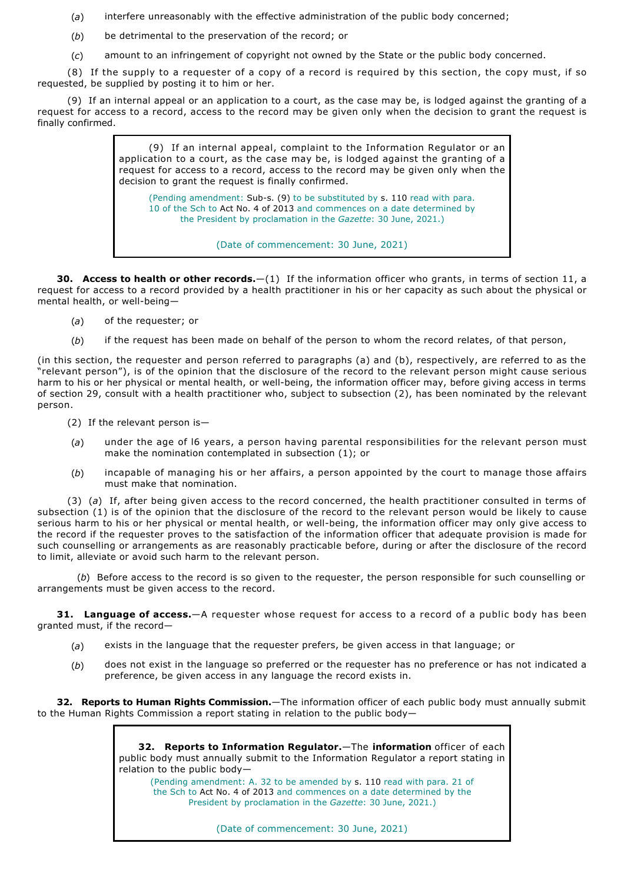(*a*) interfere unreasonably with the effective administration of the public body concerned;

(*b*) be detrimental to the preservation of the record; or

(*c*) amount to an infringement of copyright not owned by the State or the public body concerned.

(8) If the supply to a requester of a copy of a record is required by this section, the copy must, if so requested, be supplied by posting it to him or her.

(9) If an internal appeal or an application to a court, as the case may be, is lodged against the granting of a request for access to a record, access to the record may be given only when the decision to grant the request is finally confirmed.

> (9) If an internal appeal, complaint to the Information Regulator or an application to a court, as the case may be, is lodged against the granting of a request for access to a record, access to the record may be given only when the decision to grant the request is finally confirmed.
>
> (Pending amendment: Sub-s. (9) to be substituted by s. 110 read with para. 10 of the Sch to Act No. 4 of 2013 and commences on a date determined by the President by proclamation in the *Gazette*: 30 June, 2021.)
>
> (Date of commencement: 30 June, 2021)

**30. Access to health or other records.**—(1) If the information officer who grants, in terms of section 11, a request for access to a record provided by a health practitioner in his or her capacity as such about the physical or mental health, or well-being—

(*a*) of the requester; or

(*b*) if the request has been made on behalf of the person to whom the record relates, of that person,

(in this section, the requester and person referred to paragraphs (a) and (b), respectively, are referred to as the "relevant person"), is of the opinion that the disclosure of the record to the relevant person might cause serious harm to his or her physical or mental health, or well-being, the information officer may, before giving access in terms of section 29, consult with a health practitioner who, subject to subsection (2), has been nominated by the relevant person.

(2) If the relevant person is—

(*a*) under the age of l6 years, a person having parental responsibilities for the relevant person must make the nomination contemplated in subsection (1); or

(*b*) incapable of managing his or her affairs, a person appointed by the court to manage those affairs must make that nomination.

(3) (*a*) If, after being given access to the record concerned, the health practitioner consulted in terms of subsection (1) is of the opinion that the disclosure of the record to the relevant person would be likely to cause serious harm to his or her physical or mental health, or well-being, the information officer may only give access to the record if the requester proves to the satisfaction of the information officer that adequate provision is made for such counselling or arrangements as are reasonably practicable before, during or after the disclosure of the record to limit, alleviate or avoid such harm to the relevant person.

(*b*) Before access to the record is so given to the requester, the person responsible for such counselling or arrangements must be given access to the record.

**31. Language of access.**—A requester whose request for access to a record of a public body has been granted must, if the record—

(*a*) exists in the language that the requester prefers, be given access in that language; or

(*b*) does not exist in the language so preferred or the requester has no preference or has not indicated a preference, be given access in any language the record exists in.

**32. Reports to Human Rights Commission.**—The information officer of each public body must annually submit to the Human Rights Commission a report stating in relation to the public body—

> **32. Reports to Information Regulator.**—The **information** officer of each public body must annually submit to the Information Regulator a report stating in relation to the public body—
>
> (Pending amendment: A. 32 to be amended by s. 110 read with para. 21 of the Sch to Act No. 4 of 2013 and commences on a date determined by the President by proclamation in the *Gazette*: 30 June, 2021.)
>
> (Date of commencement: 30 June, 2021)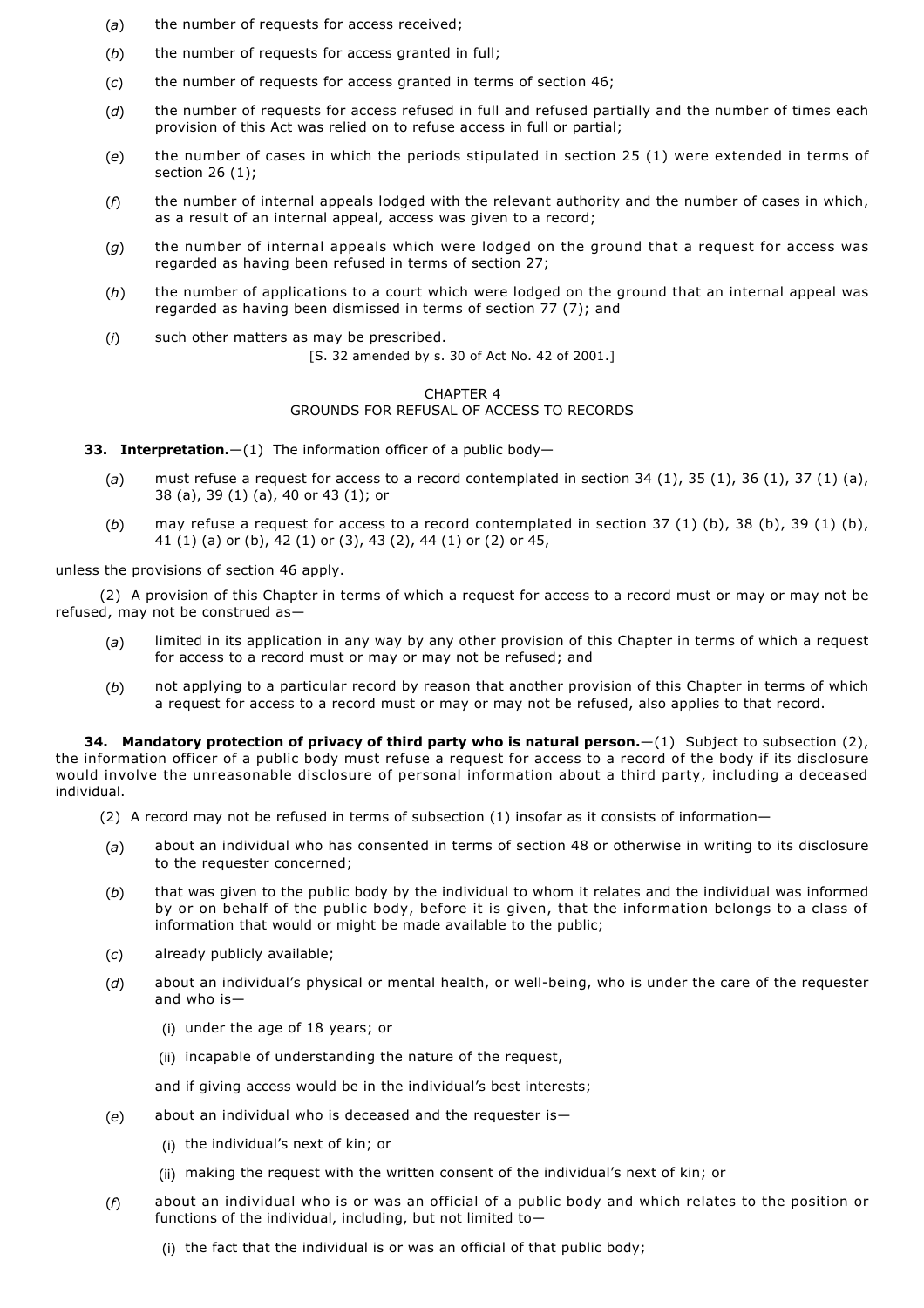(*a*) the number of requests for access received;

(*b*) the number of requests for access granted in full;

(*c*) the number of requests for access granted in terms of section 46;

(*d*) the number of requests for access refused in full and refused partially and the number of times each provision of this Act was relied on to refuse access in full or partial;

(*e*) the number of cases in which the periods stipulated in section 25 (1) were extended in terms of section 26 (1);

(*f*) the number of internal appeals lodged with the relevant authority and the number of cases in which, as a result of an internal appeal, access was given to a record;

(*g*) the number of internal appeals which were lodged on the ground that a request for access was regarded as having been refused in terms of section 27;

(*h*) the number of applications to a court which were lodged on the ground that an internal appeal was regarded as having been dismissed in terms of section 77 (7); and

(*i*) such other matters as may be prescribed.

[S. 32 amended by s. 30 of Act No. 42 of 2001.]

## CHAPTER 4
## GROUNDS FOR REFUSAL OF ACCESS TO RECORDS

**33. Interpretation.**—(1) The information officer of a public body—

(*a*) must refuse a request for access to a record contemplated in section 34 (1), 35 (1), 36 (1), 37 (1) (a), 38 (a), 39 (1) (a), 40 or 43 (1); or

(*b*) may refuse a request for access to a record contemplated in section 37 (1) (b), 38 (b), 39 (1) (b), 41 (1) (a) or (b), 42 (1) or (3), 43 (2), 44 (1) or (2) or 45,

unless the provisions of section 46 apply.

(2) A provision of this Chapter in terms of which a request for access to a record must or may or may not be refused, may not be construed as—

(*a*) limited in its application in any way by any other provision of this Chapter in terms of which a request for access to a record must or may or may not be refused; and

(*b*) not applying to a particular record by reason that another provision of this Chapter in terms of which a request for access to a record must or may or may not be refused, also applies to that record.

**34. Mandatory protection of privacy of third party who is natural person.**—(1) Subject to subsection (2), the information officer of a public body must refuse a request for access to a record of the body if its disclosure would involve the unreasonable disclosure of personal information about a third party, including a deceased individual.

(2) A record may not be refused in terms of subsection (1) insofar as it consists of information—

(*a*) about an individual who has consented in terms of section 48 or otherwise in writing to its disclosure to the requester concerned;

(*b*) that was given to the public body by the individual to whom it relates and the individual was informed by or on behalf of the public body, before it is given, that the information belongs to a class of information that would or might be made available to the public;

(*c*) already publicly available;

(*d*) about an individual's physical or mental health, or well-being, who is under the care of the requester and who is—

(i) under the age of 18 years; or

(ii) incapable of understanding the nature of the request,

and if giving access would be in the individual's best interests;

(*e*) about an individual who is deceased and the requester is—

(i) the individual's next of kin; or

(ii) making the request with the written consent of the individual's next of kin; or

(*f*) about an individual who is or was an official of a public body and which relates to the position or functions of the individual, including, but not limited to—

(i) the fact that the individual is or was an official of that public body;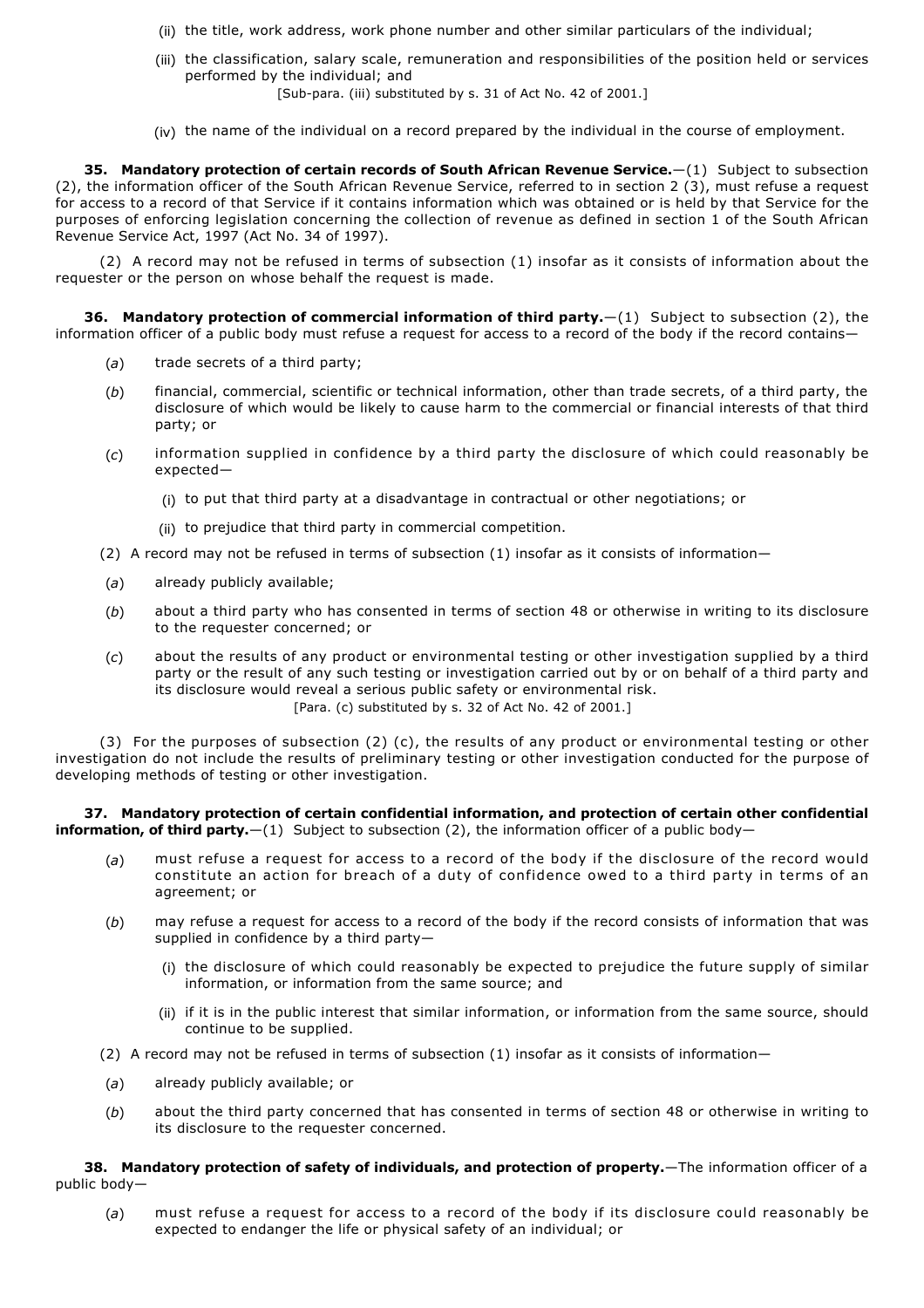(ii) the title, work address, work phone number and other similar particulars of the individual;

(iii) the classification, salary scale, remuneration and responsibilities of the position held or services performed by the individual; and

[Sub-para. (iii) substituted by s. 31 of Act No. 42 of 2001.]

(iv) the name of the individual on a record prepared by the individual in the course of employment.

**35. Mandatory protection of certain records of South African Revenue Service.**—(1) Subject to subsection (2), the information officer of the South African Revenue Service, referred to in section 2 (3), must refuse a request for access to a record of that Service if it contains information which was obtained or is held by that Service for the purposes of enforcing legislation concerning the collection of revenue as defined in section 1 of the South African Revenue Service Act, 1997 (Act No. 34 of 1997).

(2) A record may not be refused in terms of subsection (1) insofar as it consists of information about the requester or the person on whose behalf the request is made.

**36. Mandatory protection of commercial information of third party.**—(1) Subject to subsection (2), the information officer of a public body must refuse a request for access to a record of the body if the record contains—

(*a*) trade secrets of a third party;

(*b*) financial, commercial, scientific or technical information, other than trade secrets, of a third party, the disclosure of which would be likely to cause harm to the commercial or financial interests of that third party; or

(*c*) information supplied in confidence by a third party the disclosure of which could reasonably be expected—

(i) to put that third party at a disadvantage in contractual or other negotiations; or

(ii) to prejudice that third party in commercial competition.

(2) A record may not be refused in terms of subsection (1) insofar as it consists of information—

(*a*) already publicly available;

(*b*) about a third party who has consented in terms of section 48 or otherwise in writing to its disclosure to the requester concerned; or

(*c*) about the results of any product or environmental testing or other investigation supplied by a third party or the result of any such testing or investigation carried out by or on behalf of a third party and its disclosure would reveal a serious public safety or environmental risk.

[Para. (c) substituted by s. 32 of Act No. 42 of 2001.]

(3) For the purposes of subsection (2) (c), the results of any product or environmental testing or other investigation do not include the results of preliminary testing or other investigation conducted for the purpose of developing methods of testing or other investigation.

**37. Mandatory protection of certain confidential information, and protection of certain other confidential information, of third party.**—(1) Subject to subsection (2), the information officer of a public body—

(*a*) must refuse a request for access to a record of the body if the disclosure of the record would constitute an action for breach of a duty of confidence owed to a third party in terms of an agreement; or

(*b*) may refuse a request for access to a record of the body if the record consists of information that was supplied in confidence by a third party—

(i) the disclosure of which could reasonably be expected to prejudice the future supply of similar information, or information from the same source; and

(ii) if it is in the public interest that similar information, or information from the same source, should continue to be supplied.

(2) A record may not be refused in terms of subsection (1) insofar as it consists of information—

(*a*) already publicly available; or

(*b*) about the third party concerned that has consented in terms of section 48 or otherwise in writing to its disclosure to the requester concerned.

**38. Mandatory protection of safety of individuals, and protection of property.**—The information officer of a public body—

(*a*) must refuse a request for access to a record of the body if its disclosure could reasonably be expected to endanger the life or physical safety of an individual; or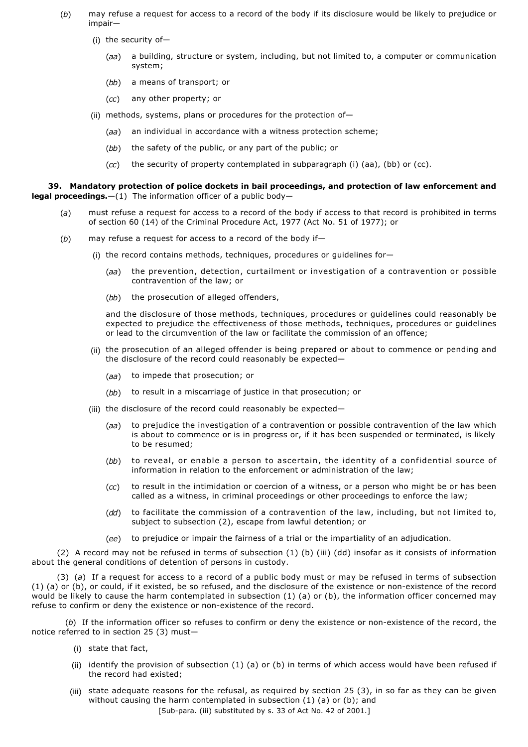(*b*) may refuse a request for access to a record of the body if its disclosure would be likely to prejudice or impair—

(i) the security of—

(*aa*) a building, structure or system, including, but not limited to, a computer or communication system;

(*bb*) a means of transport; or

(*cc*) any other property; or

(ii) methods, systems, plans or procedures for the protection of—

(*aa*) an individual in accordance with a witness protection scheme;

(*bb*) the safety of the public, or any part of the public; or

(*cc*) the security of property contemplated in subparagraph (i) (aa), (bb) or (cc).

**39. Mandatory protection of police dockets in bail proceedings, and protection of law enforcement and legal proceedings.**—(1) The information officer of a public body—

(*a*) must refuse a request for access to a record of the body if access to that record is prohibited in terms of section 60 (14) of the Criminal Procedure Act, 1977 (Act No. 51 of 1977); or

(*b*) may refuse a request for access to a record of the body if—

(i) the record contains methods, techniques, procedures or guidelines for—

(*aa*) the prevention, detection, curtailment or investigation of a contravention or possible contravention of the law; or

(*bb*) the prosecution of alleged offenders,

and the disclosure of those methods, techniques, procedures or guidelines could reasonably be expected to prejudice the effectiveness of those methods, techniques, procedures or guidelines or lead to the circumvention of the law or facilitate the commission of an offence;

(ii) the prosecution of an alleged offender is being prepared or about to commence or pending and the disclosure of the record could reasonably be expected—

(*aa*) to impede that prosecution; or

(*bb*) to result in a miscarriage of justice in that prosecution; or

(iii) the disclosure of the record could reasonably be expected—

(*aa*) to prejudice the investigation of a contravention or possible contravention of the law which is about to commence or is in progress or, if it has been suspended or terminated, is likely to be resumed;

(*bb*) to reveal, or enable a person to ascertain, the identity of a confidential source of information in relation to the enforcement or administration of the law;

(*cc*) to result in the intimidation or coercion of a witness, or a person who might be or has been called as a witness, in criminal proceedings or other proceedings to enforce the law;

(*dd*) to facilitate the commission of a contravention of the law, including, but not limited to, subject to subsection (2), escape from lawful detention; or

(*ee*) to prejudice or impair the fairness of a trial or the impartiality of an adjudication.

(2) A record may not be refused in terms of subsection (1) (b) (iii) (dd) insofar as it consists of information about the general conditions of detention of persons in custody.

(3) (*a*) If a request for access to a record of a public body must or may be refused in terms of subsection (1) (a) or (b), or could, if it existed, be so refused, and the disclosure of the existence or non-existence of the record would be likely to cause the harm contemplated in subsection (1) (a) or (b), the information officer concerned may refuse to confirm or deny the existence or non-existence of the record.

(*b*) If the information officer so refuses to confirm or deny the existence or non-existence of the record, the notice referred to in section 25 (3) must—

(i) state that fact,

(ii) identify the provision of subsection (1) (a) or (b) in terms of which access would have been refused if the record had existed;

(iii) state adequate reasons for the refusal, as required by section 25 (3), in so far as they can be given without causing the harm contemplated in subsection (1) (a) or (b); and

[Sub-para. (iii) substituted by s. 33 of Act No. 42 of 2001.]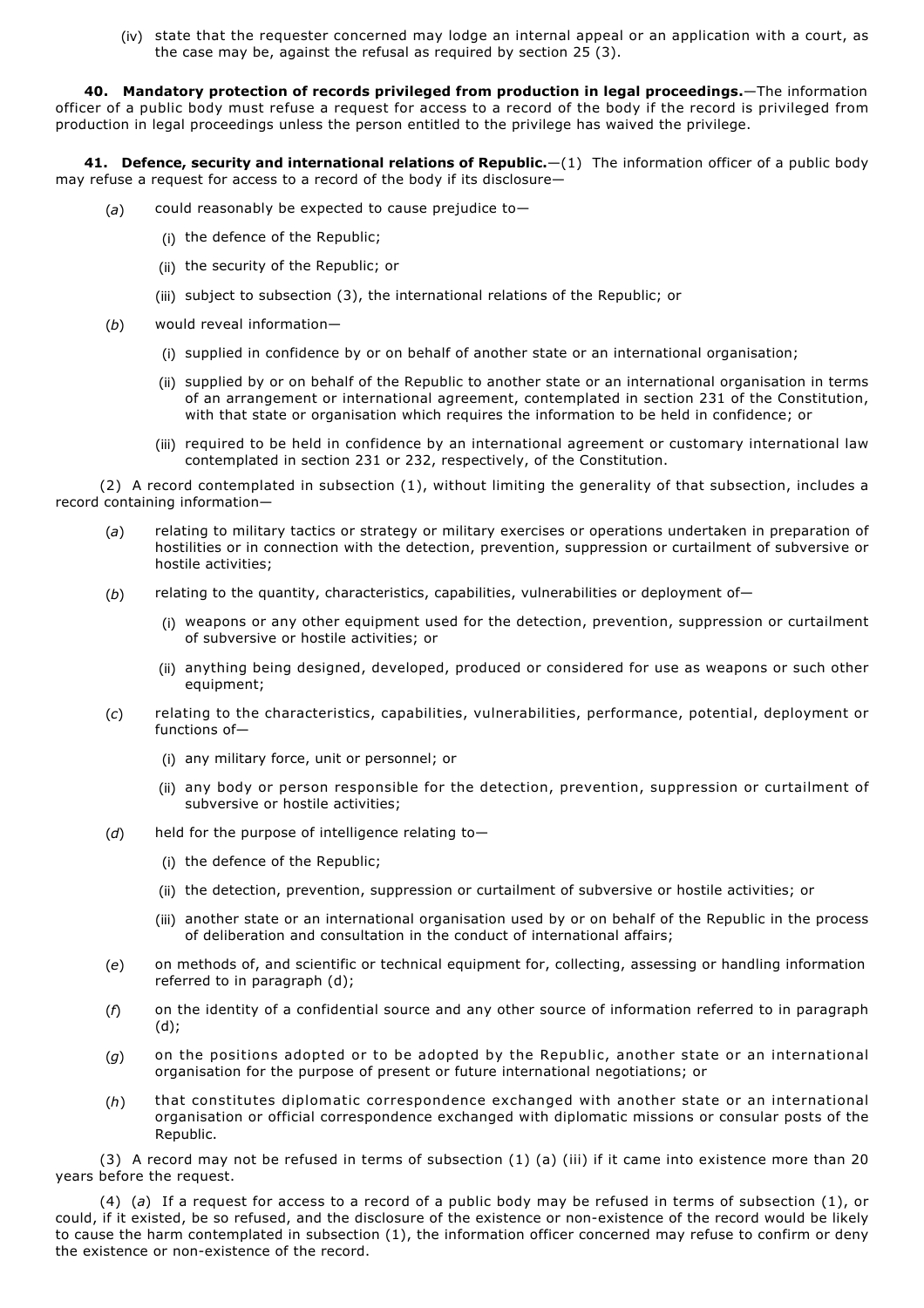(iv) state that the requester concerned may lodge an internal appeal or an application with a court, as the case may be, against the refusal as required by section 25 (3).

**40. Mandatory protection of records privileged from production in legal proceedings.**—The information officer of a public body must refuse a request for access to a record of the body if the record is privileged from production in legal proceedings unless the person entitled to the privilege has waived the privilege.

**41. Defence, security and international relations of Republic.**—(1) The information officer of a public body may refuse a request for access to a record of the body if its disclosure—

(*a*) could reasonably be expected to cause prejudice to—

(i) the defence of the Republic;

(ii) the security of the Republic; or

(iii) subject to subsection (3), the international relations of the Republic; or

(*b*) would reveal information—

(i) supplied in confidence by or on behalf of another state or an international organisation;

(ii) supplied by or on behalf of the Republic to another state or an international organisation in terms of an arrangement or international agreement, contemplated in section 231 of the Constitution, with that state or organisation which requires the information to be held in confidence; or

(iii) required to be held in confidence by an international agreement or customary international law contemplated in section 231 or 232, respectively, of the Constitution.

(2) A record contemplated in subsection (1), without limiting the generality of that subsection, includes a record containing information—

(*a*) relating to military tactics or strategy or military exercises or operations undertaken in preparation of hostilities or in connection with the detection, prevention, suppression or curtailment of subversive or hostile activities;

(*b*) relating to the quantity, characteristics, capabilities, vulnerabilities or deployment of—

(i) weapons or any other equipment used for the detection, prevention, suppression or curtailment of subversive or hostile activities; or

(ii) anything being designed, developed, produced or considered for use as weapons or such other equipment;

(*c*) relating to the characteristics, capabilities, vulnerabilities, performance, potential, deployment or functions of—

(i) any military force, unit or personnel; or

(ii) any body or person responsible for the detection, prevention, suppression or curtailment of subversive or hostile activities;

(*d*) held for the purpose of intelligence relating to—

(i) the defence of the Republic;

(ii) the detection, prevention, suppression or curtailment of subversive or hostile activities; or

(iii) another state or an international organisation used by or on behalf of the Republic in the process of deliberation and consultation in the conduct of international affairs;

(*e*) on methods of, and scientific or technical equipment for, collecting, assessing or handling information referred to in paragraph (d);

(*f*) on the identity of a confidential source and any other source of information referred to in paragraph (d);

(*g*) on the positions adopted or to be adopted by the Republic, another state or an international organisation for the purpose of present or future international negotiations; or

(*h*) that constitutes diplomatic correspondence exchanged with another state or an international organisation or official correspondence exchanged with diplomatic missions or consular posts of the Republic.

(3) A record may not be refused in terms of subsection (1) (a) (iii) if it came into existence more than 20 years before the request.

(4) (*a*) If a request for access to a record of a public body may be refused in terms of subsection (1), or could, if it existed, be so refused, and the disclosure of the existence or non-existence of the record would be likely to cause the harm contemplated in subsection (1), the information officer concerned may refuse to confirm or deny the existence or non-existence of the record.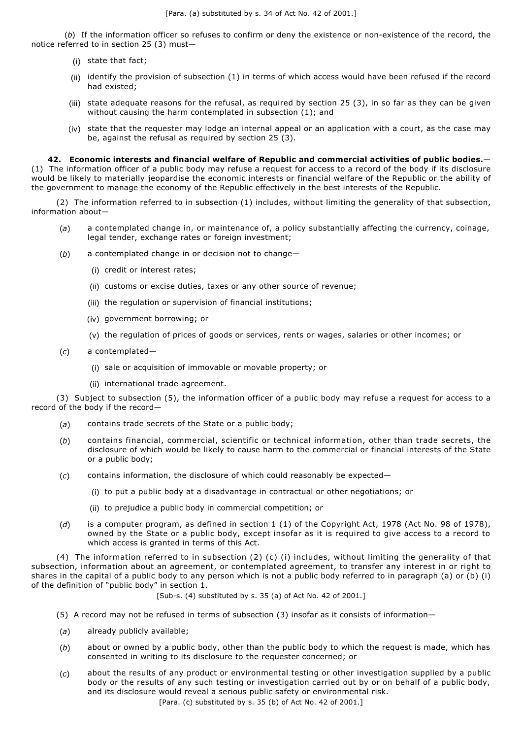[Para. (a) substituted by s. 34 of Act No. 42 of 2001.]

(*b*) If the information officer so refuses to confirm or deny the existence or non-existence of the record, the notice referred to in section 25 (3) must—

(i) state that fact;

(ii) identify the provision of subsection (1) in terms of which access would have been refused if the record had existed;

(iii) state adequate reasons for the refusal, as required by section 25 (3), in so far as they can be given without causing the harm contemplated in subsection (1); and

(iv) state that the requester may lodge an internal appeal or an application with a court, as the case may be, against the refusal as required by section 25 (3).

**42. Economic interests and financial welfare of Republic and commercial activities of public bodies.**—(1) The information officer of a public body may refuse a request for access to a record of the body if its disclosure would be likely to materially jeopardise the economic interests or financial welfare of the Republic or the ability of the government to manage the economy of the Republic effectively in the best interests of the Republic.

(2) The information referred to in subsection (1) includes, without limiting the generality of that subsection, information about—

(*a*) a contemplated change in, or maintenance of, a policy substantially affecting the currency, coinage, legal tender, exchange rates or foreign investment;

(*b*) a contemplated change in or decision not to change—

(i) credit or interest rates;

(ii) customs or excise duties, taxes or any other source of revenue;

(iii) the regulation or supervision of financial institutions;

(iv) government borrowing; or

(v) the regulation of prices of goods or services, rents or wages, salaries or other incomes; or

(*c*) a contemplated—

(i) sale or acquisition of immovable or movable property; or

(ii) international trade agreement.

(3) Subject to subsection (5), the information officer of a public body may refuse a request for access to a record of the body if the record—

(*a*) contains trade secrets of the State or a public body;

(*b*) contains financial, commercial, scientific or technical information, other than trade secrets, the disclosure of which would be likely to cause harm to the commercial or financial interests of the State or a public body;

(*c*) contains information, the disclosure of which could reasonably be expected—

(i) to put a public body at a disadvantage in contractual or other negotiations; or

(ii) to prejudice a public body in commercial competition; or

(*d*) is a computer program, as defined in section 1 (1) of the Copyright Act, 1978 (Act No. 98 of 1978), owned by the State or a public body, except insofar as it is required to give access to a record to which access is granted in terms of this Act.

(4) The information referred to in subsection (2) (c) (i) includes, without limiting the generality of that subsection, information about an agreement, or contemplated agreement, to transfer any interest in or right to shares in the capital of a public body to any person which is not a public body referred to in paragraph (a) or (b) (i) of the definition of "public body" in section 1.

[Sub-s. (4) substituted by s. 35 (a) of Act No. 42 of 2001.]

(5) A record may not be refused in terms of subsection (3) insofar as it consists of information—

(*a*) already publicly available;

(*b*) about or owned by a public body, other than the public body to which the request is made, which has consented in writing to its disclosure to the requester concerned; or

(*c*) about the results of any product or environmental testing or other investigation supplied by a public body or the results of any such testing or investigation carried out by or on behalf of a public body, and its disclosure would reveal a serious public safety or environmental risk.

[Para. (c) substituted by s. 35 (b) of Act No. 42 of 2001.]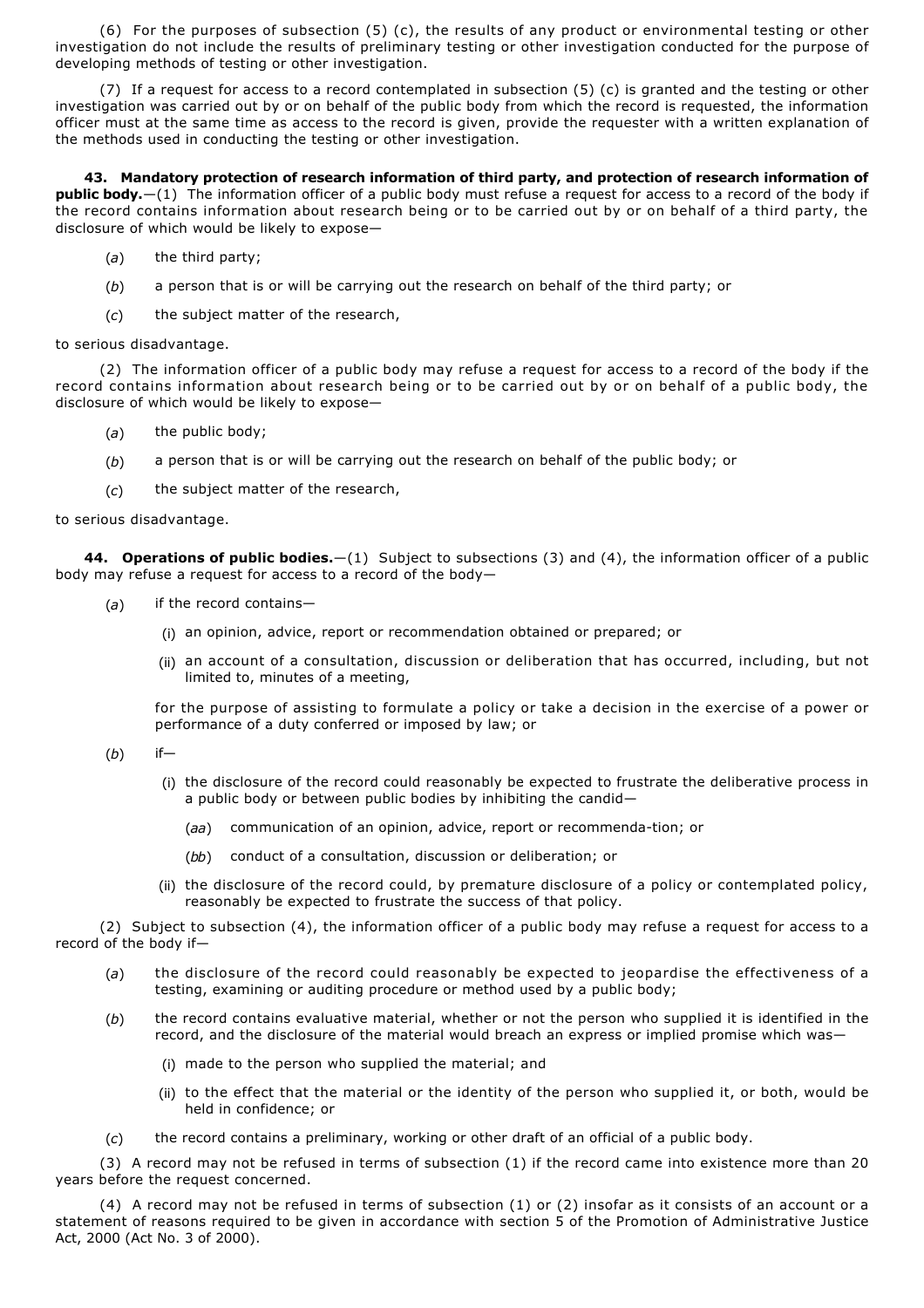(6) For the purposes of subsection (5) (c), the results of any product or environmental testing or other investigation do not include the results of preliminary testing or other investigation conducted for the purpose of developing methods of testing or other investigation.

(7) If a request for access to a record contemplated in subsection (5) (c) is granted and the testing or other investigation was carried out by or on behalf of the public body from which the record is requested, the information officer must at the same time as access to the record is given, provide the requester with a written explanation of the methods used in conducting the testing or other investigation.

**43. Mandatory protection of research information of third party, and protection of research information of public body.**—(1) The information officer of a public body must refuse a request for access to a record of the body if the record contains information about research being or to be carried out by or on behalf of a third party, the disclosure of which would be likely to expose—

(*a*) the third party;

(*b*) a person that is or will be carrying out the research on behalf of the third party; or

(*c*) the subject matter of the research,

to serious disadvantage.

(2) The information officer of a public body may refuse a request for access to a record of the body if the record contains information about research being or to be carried out by or on behalf of a public body, the disclosure of which would be likely to expose—

(*a*) the public body;

(*b*) a person that is or will be carrying out the research on behalf of the public body; or

(*c*) the subject matter of the research,

to serious disadvantage.

**44. Operations of public bodies.**—(1) Subject to subsections (3) and (4), the information officer of a public body may refuse a request for access to a record of the body—

(*a*) if the record contains—

(i) an opinion, advice, report or recommendation obtained or prepared; or

(ii) an account of a consultation, discussion or deliberation that has occurred, including, but not limited to, minutes of a meeting,

for the purpose of assisting to formulate a policy or take a decision in the exercise of a power or performance of a duty conferred or imposed by law; or

(*b*) if—

(i) the disclosure of the record could reasonably be expected to frustrate the deliberative process in a public body or between public bodies by inhibiting the candid—

(*aa*) communication of an opinion, advice, report or recommenda-tion; or

(*bb*) conduct of a consultation, discussion or deliberation; or

(ii) the disclosure of the record could, by premature disclosure of a policy or contemplated policy, reasonably be expected to frustrate the success of that policy.

(2) Subject to subsection (4), the information officer of a public body may refuse a request for access to a record of the body if—

(*a*) the disclosure of the record could reasonably be expected to jeopardise the effectiveness of a testing, examining or auditing procedure or method used by a public body;

(*b*) the record contains evaluative material, whether or not the person who supplied it is identified in the record, and the disclosure of the material would breach an express or implied promise which was—

(i) made to the person who supplied the material; and

(ii) to the effect that the material or the identity of the person who supplied it, or both, would be held in confidence; or

(*c*) the record contains a preliminary, working or other draft of an official of a public body.

(3) A record may not be refused in terms of subsection (1) if the record came into existence more than 20 years before the request concerned.

(4) A record may not be refused in terms of subsection (1) or (2) insofar as it consists of an account or a statement of reasons required to be given in accordance with section 5 of the Promotion of Administrative Justice Act, 2000 (Act No. 3 of 2000).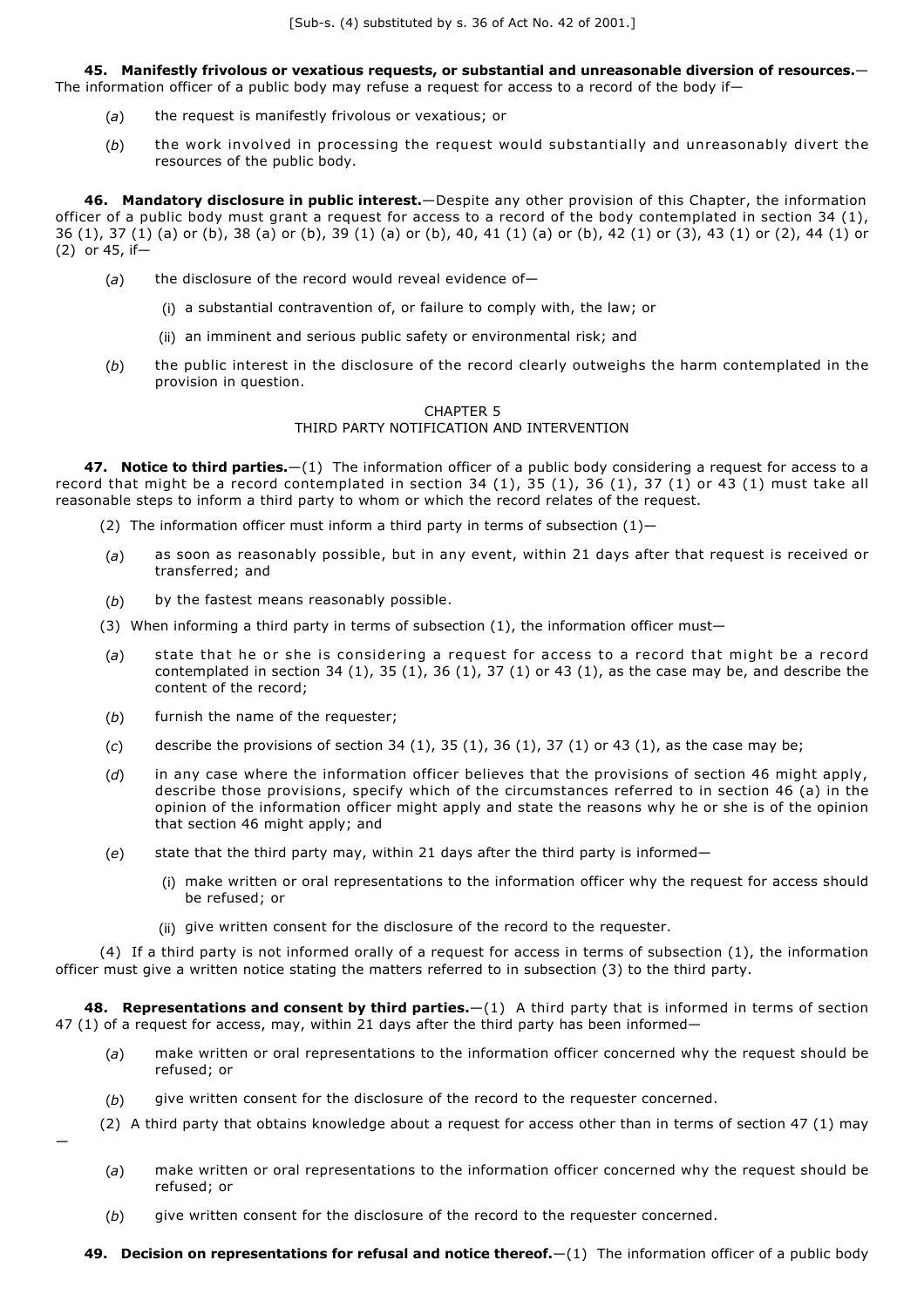[Sub-s. (4) substituted by s. 36 of Act No. 42 of 2001.]

**45. Manifestly frivolous or vexatious requests, or substantial and unreasonable diversion of resources.**—The information officer of a public body may refuse a request for access to a record of the body if—

(*a*) the request is manifestly frivolous or vexatious; or

(*b*) the work involved in processing the request would substantially and unreasonably divert the resources of the public body.

**46. Mandatory disclosure in public interest.**—Despite any other provision of this Chapter, the information officer of a public body must grant a request for access to a record of the body contemplated in section 34 (1), 36 (1), 37 (1) (a) or (b), 38 (a) or (b), 39 (1) (a) or (b), 40, 41 (1) (a) or (b), 42 (1) or (3), 43 (1) or (2), 44 (1) or (2) or 45, if—

(*a*) the disclosure of the record would reveal evidence of—

(i) a substantial contravention of, or failure to comply with, the law; or

(ii) an imminent and serious public safety or environmental risk; and

(*b*) the public interest in the disclosure of the record clearly outweighs the harm contemplated in the provision in question.

## CHAPTER 5
## THIRD PARTY NOTIFICATION AND INTERVENTION

**47. Notice to third parties.**—(1) The information officer of a public body considering a request for access to a record that might be a record contemplated in section 34 (1), 35 (1), 36 (1), 37 (1) or 43 (1) must take all reasonable steps to inform a third party to whom or which the record relates of the request.

(2) The information officer must inform a third party in terms of subsection (1)—

(*a*) as soon as reasonably possible, but in any event, within 21 days after that request is received or transferred; and

(*b*) by the fastest means reasonably possible.

(3) When informing a third party in terms of subsection (1), the information officer must—

(*a*) state that he or she is considering a request for access to a record that might be a record contemplated in section 34 (1), 35 (1), 36 (1), 37 (1) or 43 (1), as the case may be, and describe the content of the record;

(*b*) furnish the name of the requester;

(*c*) describe the provisions of section 34 (1), 35 (1), 36 (1), 37 (1) or 43 (1), as the case may be;

(*d*) in any case where the information officer believes that the provisions of section 46 might apply, describe those provisions, specify which of the circumstances referred to in section 46 (a) in the opinion of the information officer might apply and state the reasons why he or she is of the opinion that section 46 might apply; and

(*e*) state that the third party may, within 21 days after the third party is informed—

(i) make written or oral representations to the information officer why the request for access should be refused; or

(ii) give written consent for the disclosure of the record to the requester.

(4) If a third party is not informed orally of a request for access in terms of subsection (1), the information officer must give a written notice stating the matters referred to in subsection (3) to the third party.

**48. Representations and consent by third parties.**—(1) A third party that is informed in terms of section 47 (1) of a request for access, may, within 21 days after the third party has been informed—

(*a*) make written or oral representations to the information officer concerned why the request should be refused; or

(*b*) give written consent for the disclosure of the record to the requester concerned.

(2) A third party that obtains knowledge about a request for access other than in terms of section 47 (1) may—

(*a*) make written or oral representations to the information officer concerned why the request should be refused; or

(*b*) give written consent for the disclosure of the record to the requester concerned.

**49. Decision on representations for refusal and notice thereof.**—(1) The information officer of a public body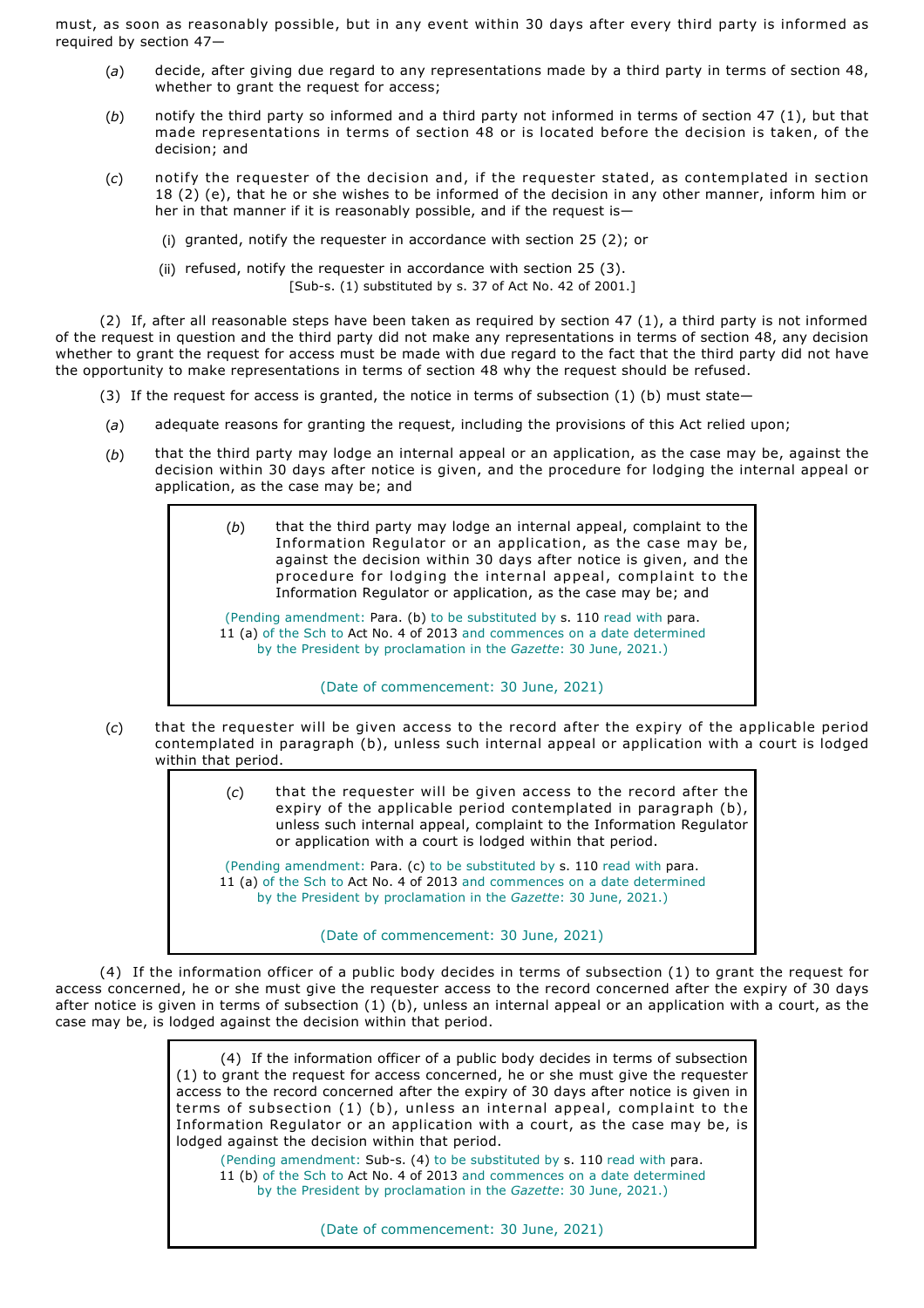must, as soon as reasonably possible, but in any event within 30 days after every third party is informed as required by section 47—

(*a*) decide, after giving due regard to any representations made by a third party in terms of section 48, whether to grant the request for access;

(*b*) notify the third party so informed and a third party not informed in terms of section 47 (1), but that made representations in terms of section 48 or is located before the decision is taken, of the decision; and

(*c*) notify the requester of the decision and, if the requester stated, as contemplated in section 18 (2) (e), that he or she wishes to be informed of the decision in any other manner, inform him or her in that manner if it is reasonably possible, and if the request is—

(i) granted, notify the requester in accordance with section 25 (2); or

(ii) refused, notify the requester in accordance with section 25 (3).

[Sub-s. (1) substituted by s. 37 of Act No. 42 of 2001.]

(2) If, after all reasonable steps have been taken as required by section 47 (1), a third party is not informed of the request in question and the third party did not make any representations in terms of section 48, any decision whether to grant the request for access must be made with due regard to the fact that the third party did not have the opportunity to make representations in terms of section 48 why the request should be refused.

(3) If the request for access is granted, the notice in terms of subsection (1) (b) must state—

(*a*) adequate reasons for granting the request, including the provisions of this Act relied upon;

(*b*) that the third party may lodge an internal appeal or an application, as the case may be, against the decision within 30 days after notice is given, and the procedure for lodging the internal appeal or application, as the case may be; and

> (*b*) that the third party may lodge an internal appeal, complaint to the Information Regulator or an application, as the case may be, against the decision within 30 days after notice is given, and the procedure for lodging the internal appeal, complaint to the Information Regulator or application, as the case may be; and
>
> (Pending amendment: Para. (b) to be substituted by s. 110 read with para. 11 (a) of the Sch to Act No. 4 of 2013 and commences on a date determined by the President by proclamation in the *Gazette*: 30 June, 2021.)
>
> (Date of commencement: 30 June, 2021)

(*c*) that the requester will be given access to the record after the expiry of the applicable period contemplated in paragraph (b), unless such internal appeal or application with a court is lodged within that period.

> (*c*) that the requester will be given access to the record after the expiry of the applicable period contemplated in paragraph (b), unless such internal appeal, complaint to the Information Regulator or application with a court is lodged within that period.
>
> (Pending amendment: Para. (c) to be substituted by s. 110 read with para. 11 (a) of the Sch to Act No. 4 of 2013 and commences on a date determined by the President by proclamation in the *Gazette*: 30 June, 2021.)
>
> (Date of commencement: 30 June, 2021)

(4) If the information officer of a public body decides in terms of subsection (1) to grant the request for access concerned, he or she must give the requester access to the record concerned after the expiry of 30 days after notice is given in terms of subsection (1) (b), unless an internal appeal or an application with a court, as the case may be, is lodged against the decision within that period.

> (4) If the information officer of a public body decides in terms of subsection (1) to grant the request for access concerned, he or she must give the requester access to the record concerned after the expiry of 30 days after notice is given in terms of subsection (1) (b), unless an internal appeal, complaint to the Information Regulator or an application with a court, as the case may be, is lodged against the decision within that period.
>
> (Pending amendment: Sub-s. (4) to be substituted by s. 110 read with para. 11 (b) of the Sch to Act No. 4 of 2013 and commences on a date determined by the President by proclamation in the *Gazette*: 30 June, 2021.)
>
> (Date of commencement: 30 June, 2021)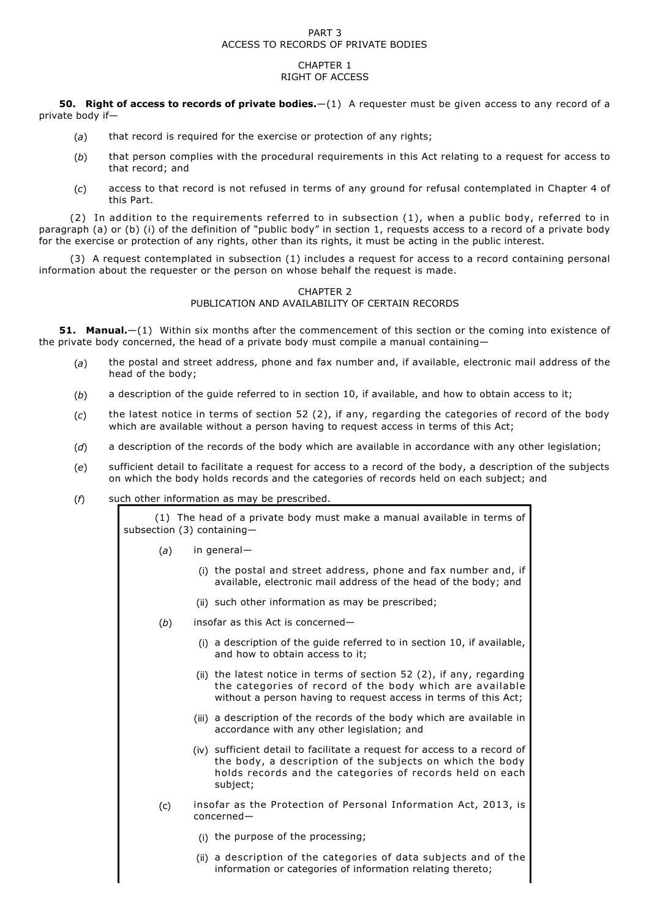PART 3
ACCESS TO RECORDS OF PRIVATE BODIES

CHAPTER 1
RIGHT OF ACCESS

**50. Right of access to records of private bodies.**—(1) A requester must be given access to any record of a private body if—

(*a*) that record is required for the exercise or protection of any rights;

(*b*) that person complies with the procedural requirements in this Act relating to a request for access to that record; and

(*c*) access to that record is not refused in terms of any ground for refusal contemplated in Chapter 4 of this Part.

(2) In addition to the requirements referred to in subsection (1), when a public body, referred to in paragraph (a) or (b) (i) of the definition of "public body" in section 1, requests access to a record of a private body for the exercise or protection of any rights, other than its rights, it must be acting in the public interest.

(3) A request contemplated in subsection (1) includes a request for access to a record containing personal information about the requester or the person on whose behalf the request is made.

CHAPTER 2
PUBLICATION AND AVAILABILITY OF CERTAIN RECORDS

**51. Manual.**—(1) Within six months after the commencement of this section or the coming into existence of the private body concerned, the head of a private body must compile a manual containing—

(*a*) the postal and street address, phone and fax number and, if available, electronic mail address of the head of the body;

(*b*) a description of the guide referred to in section 10, if available, and how to obtain access to it;

(*c*) the latest notice in terms of section 52 (2), if any, regarding the categories of record of the body which are available without a person having to request access in terms of this Act;

(*d*) a description of the records of the body which are available in accordance with any other legislation;

(*e*) sufficient detail to facilitate a request for access to a record of the body, a description of the subjects on which the body holds records and the categories of records held on each subject; and

(*f*) such other information as may be prescribed.

> (1) The head of a private body must make a manual available in terms of subsection (3) containing—
>
> (*a*) in general—
>
> (i) the postal and street address, phone and fax number and, if available, electronic mail address of the head of the body; and
>
> (ii) such other information as may be prescribed;
>
> (*b*) insofar as this Act is concerned—
>
> (i) a description of the guide referred to in section 10, if available, and how to obtain access to it;
>
> (ii) the latest notice in terms of section 52 (2), if any, regarding the categories of record of the body which are available without a person having to request access in terms of this Act;
>
> (iii) a description of the records of the body which are available in accordance with any other legislation; and
>
> (iv) sufficient detail to facilitate a request for access to a record of the body, a description of the subjects on which the body holds records and the categories of records held on each subject;
>
> (c) insofar as the Protection of Personal Information Act, 2013, is concerned—
>
> (i) the purpose of the processing;
>
> (ii) a description of the categories of data subjects and of the information or categories of information relating thereto;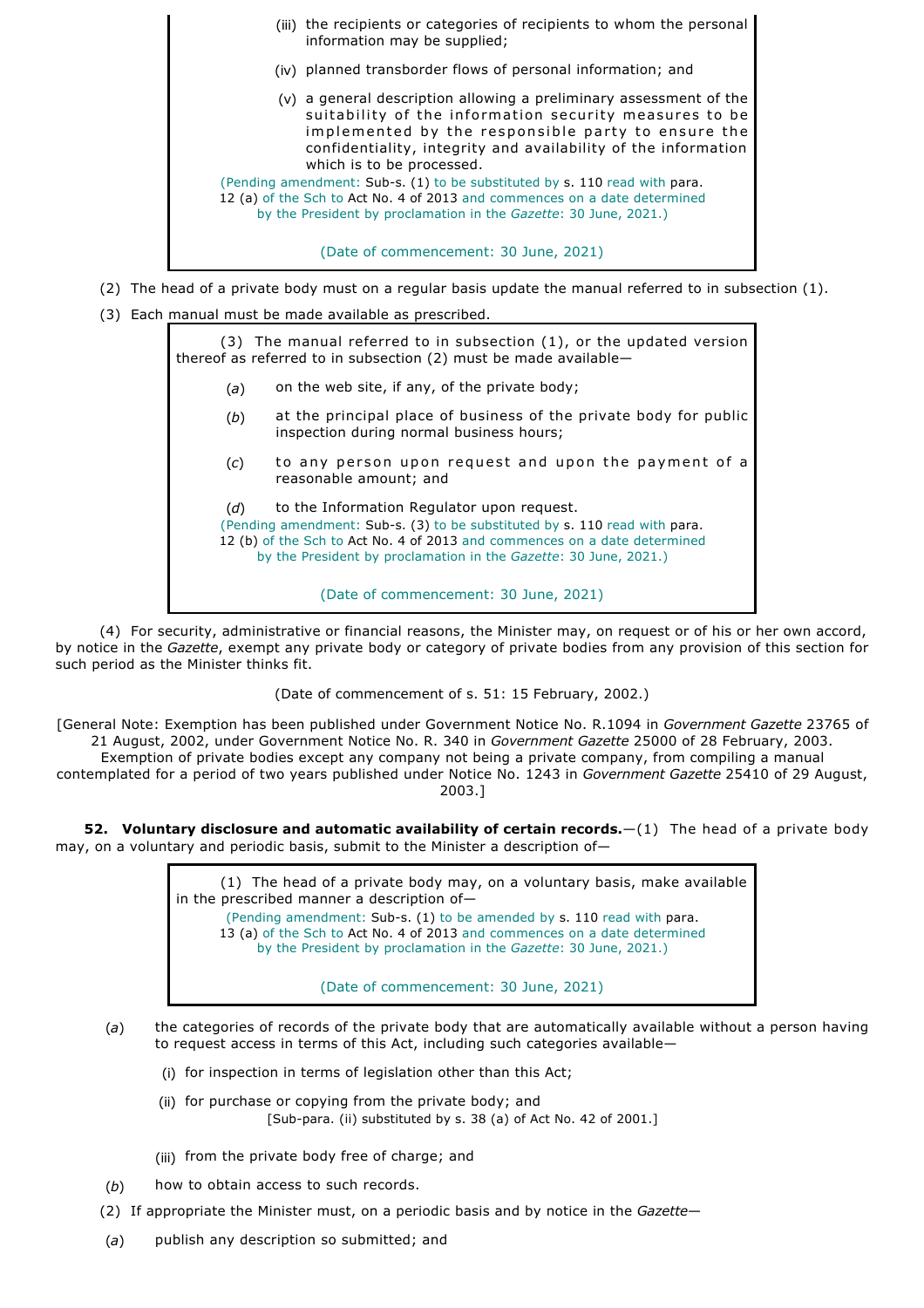(iii) the recipients or categories of recipients to whom the personal information may be supplied;

(iv) planned transborder flows of personal information; and

(v) a general description allowing a preliminary assessment of the suitability of the information security measures to be implemented by the responsible party to ensure the confidentiality, integrity and availability of the information which is to be processed.

(Pending amendment: Sub-s. (1) to be substituted by s. 110 read with para. 12 (a) of the Sch to Act No. 4 of 2013 and commences on a date determined by the President by proclamation in the *Gazette*: 30 June, 2021.)

(Date of commencement: 30 June, 2021)

(2) The head of a private body must on a regular basis update the manual referred to in subsection (1).

(3) Each manual must be made available as prescribed.

(3) The manual referred to in subsection (1), or the updated version thereof as referred to in subsection (2) must be made available—

(*a*) on the web site, if any, of the private body;

(*b*) at the principal place of business of the private body for public inspection during normal business hours;

(*c*) to any person upon request and upon the payment of a reasonable amount; and

(*d*) to the Information Regulator upon request.

(Pending amendment: Sub-s. (3) to be substituted by s. 110 read with para. 12 (b) of the Sch to Act No. 4 of 2013 and commences on a date determined by the President by proclamation in the *Gazette*: 30 June, 2021.)

(Date of commencement: 30 June, 2021)

(4) For security, administrative or financial reasons, the Minister may, on request or of his or her own accord, by notice in the *Gazette*, exempt any private body or category of private bodies from any provision of this section for such period as the Minister thinks fit.

(Date of commencement of s. 51: 15 February, 2002.)

[General Note: Exemption has been published under Government Notice No. R.1094 in *Government Gazette* 23765 of 21 August, 2002, under Government Notice No. R. 340 in *Government Gazette* 25000 of 28 February, 2003. Exemption of private bodies except any company not being a private company, from compiling a manual contemplated for a period of two years published under Notice No. 1243 in *Government Gazette* 25410 of 29 August, 2003.]

**52. Voluntary disclosure and automatic availability of certain records.**—(1) The head of a private body may, on a voluntary and periodic basis, submit to the Minister a description of—

(1) The head of a private body may, on a voluntary basis, make available in the prescribed manner a description of—

(Pending amendment: Sub-s. (1) to be amended by s. 110 read with para. 13 (a) of the Sch to Act No. 4 of 2013 and commences on a date determined by the President by proclamation in the *Gazette*: 30 June, 2021.)

(Date of commencement: 30 June, 2021)

(*a*) the categories of records of the private body that are automatically available without a person having to request access in terms of this Act, including such categories available—

(i) for inspection in terms of legislation other than this Act;

(ii) for purchase or copying from the private body; and

[Sub-para. (ii) substituted by s. 38 (a) of Act No. 42 of 2001.]

(iii) from the private body free of charge; and

(*b*) how to obtain access to such records.

(2) If appropriate the Minister must, on a periodic basis and by notice in the *Gazette*—

(*a*) publish any description so submitted; and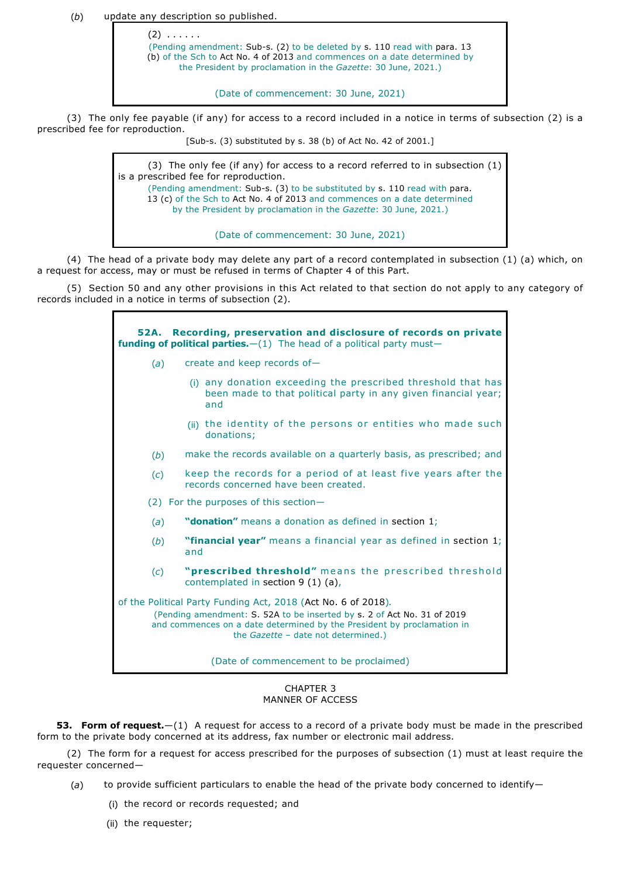(*b*) update any description so published.

> (2) . . . . . .
> (Pending amendment: Sub-s. (2) to be deleted by s. 110 read with para. 13 (b) of the Sch to Act No. 4 of 2013 and commences on a date determined by the President by proclamation in the *Gazette*: 30 June, 2021.)
>
> (Date of commencement: 30 June, 2021)

(3) The only fee payable (if any) for access to a record included in a notice in terms of subsection (2) is a prescribed fee for reproduction.

[Sub-s. (3) substituted by s. 38 (b) of Act No. 42 of 2001.]

> (3) The only fee (if any) for access to a record referred to in subsection (1) is a prescribed fee for reproduction.
> (Pending amendment: Sub-s. (3) to be substituted by s. 110 read with para. 13 (c) of the Sch to Act No. 4 of 2013 and commences on a date determined by the President by proclamation in the *Gazette*: 30 June, 2021.)
>
> (Date of commencement: 30 June, 2021)

(4) The head of a private body may delete any part of a record contemplated in subsection (1) (a) which, on a request for access, may or must be refused in terms of Chapter 4 of this Part.

(5) Section 50 and any other provisions in this Act related to that section do not apply to any category of records included in a notice in terms of subsection (2).

> **52A. Recording, preservation and disclosure of records on private funding of political parties.**—(1) The head of a political party must—
>
> (*a*) create and keep records of—
>
> (i) any donation exceeding the prescribed threshold that has been made to that political party in any given financial year; and
>
> (ii) the identity of the persons or entities who made such donations;
>
> (*b*) make the records available on a quarterly basis, as prescribed; and
>
> (*c*) keep the records for a period of at least five years after the records concerned have been created.
>
> (2) For the purposes of this section—
>
> (*a*) **"donation"** means a donation as defined in section 1;
>
> (*b*) **"financial year"** means a financial year as defined in section 1; and
>
> (*c*) **"prescribed threshold"** means the prescribed threshold contemplated in section 9 (1) (a),
>
> of the Political Party Funding Act, 2018 (Act No. 6 of 2018).
> (Pending amendment: S. 52A to be inserted by s. 2 of Act No. 31 of 2019 and commences on a date determined by the President by proclamation in the *Gazette* – date not determined.)
>
> (Date of commencement to be proclaimed)

## CHAPTER 3
## MANNER OF ACCESS

**53. Form of request.**—(1) A request for access to a record of a private body must be made in the prescribed form to the private body concerned at its address, fax number or electronic mail address.

(2) The form for a request for access prescribed for the purposes of subsection (1) must at least require the requester concerned—

(*a*) to provide sufficient particulars to enable the head of the private body concerned to identify—

(i) the record or records requested; and

(ii) the requester;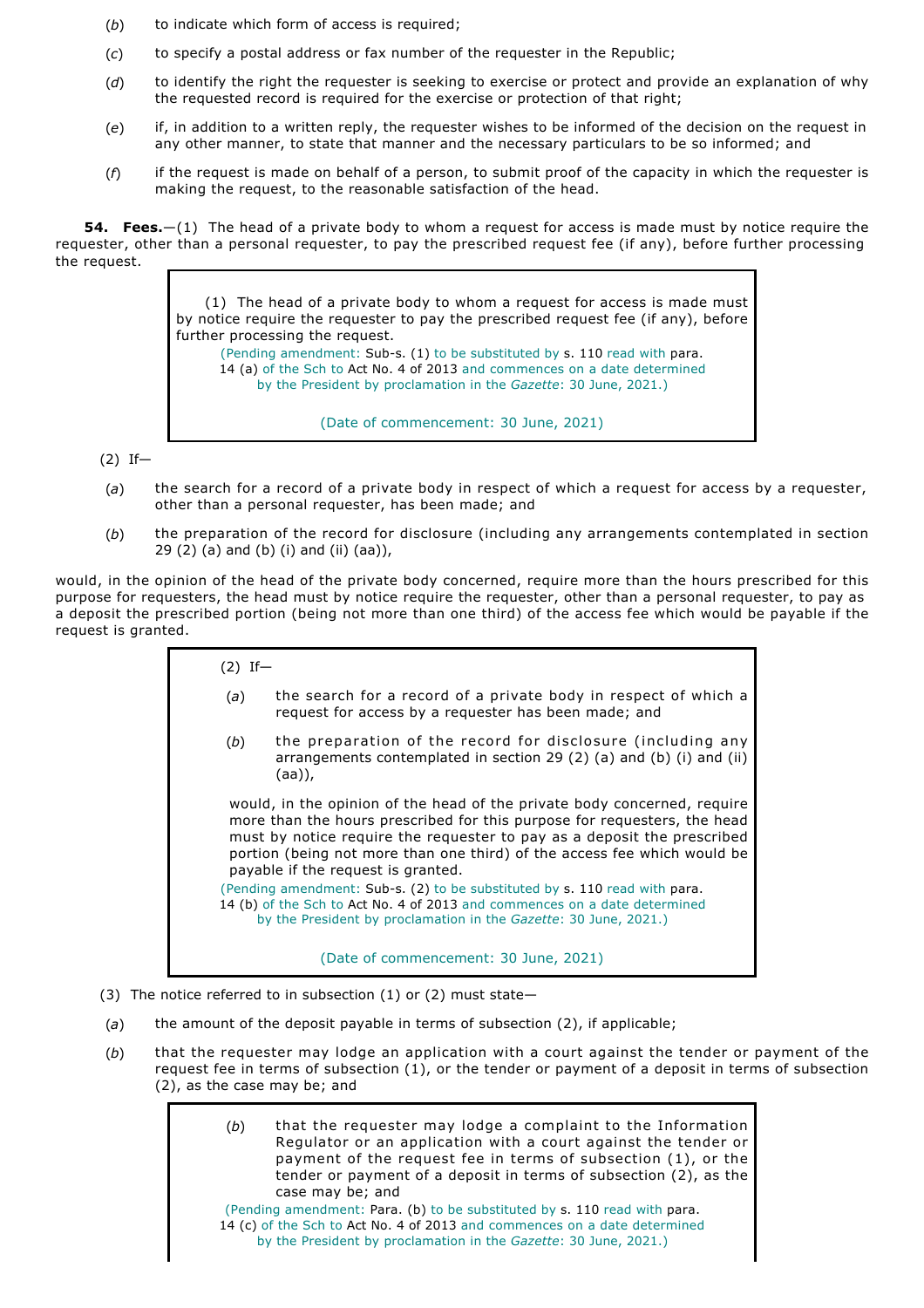(*b*) to indicate which form of access is required;

(*c*) to specify a postal address or fax number of the requester in the Republic;

(*d*) to identify the right the requester is seeking to exercise or protect and provide an explanation of why the requested record is required for the exercise or protection of that right;

(*e*) if, in addition to a written reply, the requester wishes to be informed of the decision on the request in any other manner, to state that manner and the necessary particulars to be so informed; and

(*f*) if the request is made on behalf of a person, to submit proof of the capacity in which the requester is making the request, to the reasonable satisfaction of the head.

**54. Fees.**—(1) The head of a private body to whom a request for access is made must by notice require the requester, other than a personal requester, to pay the prescribed request fee (if any), before further processing the request.

> (1) The head of a private body to whom a request for access is made must by notice require the requester to pay the prescribed request fee (if any), before further processing the request.
>
> (Pending amendment: Sub-s. (1) to be substituted by s. 110 read with para. 14 (a) of the Sch to Act No. 4 of 2013 and commences on a date determined by the President by proclamation in the *Gazette*: 30 June, 2021.)
>
> (Date of commencement: 30 June, 2021)

(2) If—

(*a*) the search for a record of a private body in respect of which a request for access by a requester, other than a personal requester, has been made; and

(*b*) the preparation of the record for disclosure (including any arrangements contemplated in section 29 (2) (a) and (b) (i) and (ii) (aa)),

would, in the opinion of the head of the private body concerned, require more than the hours prescribed for this purpose for requesters, the head must by notice require the requester, other than a personal requester, to pay as a deposit the prescribed portion (being not more than one third) of the access fee which would be payable if the request is granted.

> (2) If—
>
> (*a*) the search for a record of a private body in respect of which a request for access by a requester has been made; and
>
> (*b*) the preparation of the record for disclosure (including any arrangements contemplated in section 29 (2) (a) and (b) (i) and (ii) (aa)),
>
> would, in the opinion of the head of the private body concerned, require more than the hours prescribed for this purpose for requesters, the head must by notice require the requester to pay as a deposit the prescribed portion (being not more than one third) of the access fee which would be payable if the request is granted.
>
> (Pending amendment: Sub-s. (2) to be substituted by s. 110 read with para. 14 (b) of the Sch to Act No. 4 of 2013 and commences on a date determined by the President by proclamation in the *Gazette*: 30 June, 2021.)
>
> (Date of commencement: 30 June, 2021)

(3) The notice referred to in subsection (1) or (2) must state—

(*a*) the amount of the deposit payable in terms of subsection (2), if applicable;

(*b*) that the requester may lodge an application with a court against the tender or payment of the request fee in terms of subsection (1), or the tender or payment of a deposit in terms of subsection (2), as the case may be; and

> (*b*) that the requester may lodge a complaint to the Information Regulator or an application with a court against the tender or payment of the request fee in terms of subsection (1), or the tender or payment of a deposit in terms of subsection (2), as the case may be; and
>
> (Pending amendment: Para. (b) to be substituted by s. 110 read with para. 14 (c) of the Sch to Act No. 4 of 2013 and commences on a date determined by the President by proclamation in the *Gazette*: 30 June, 2021.)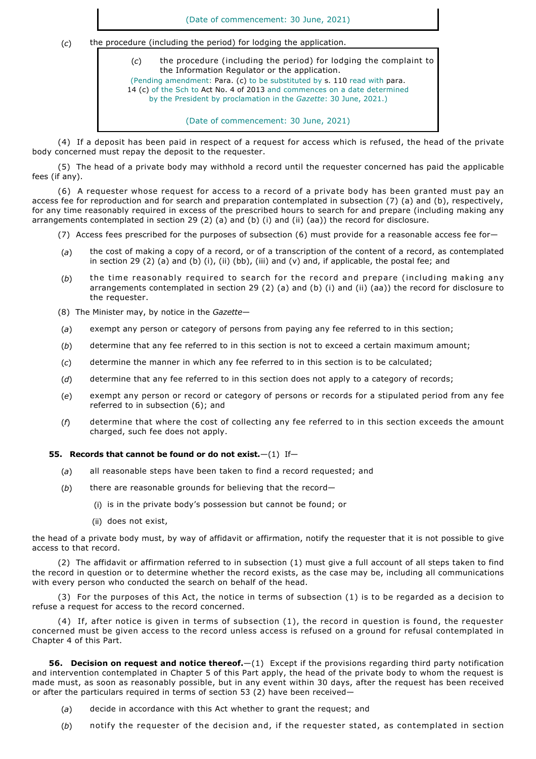(Date of commencement: 30 June, 2021)

(*c*) the procedure (including the period) for lodging the application.

> (*c*) the procedure (including the period) for lodging the complaint to the Information Regulator or the application.
>
> (Pending amendment: Para. (c) to be substituted by s. 110 read with para. 14 (c) of the Sch to Act No. 4 of 2013 and commences on a date determined by the President by proclamation in the *Gazette*: 30 June, 2021.)
>
> (Date of commencement: 30 June, 2021)

(4) If a deposit has been paid in respect of a request for access which is refused, the head of the private body concerned must repay the deposit to the requester.

(5) The head of a private body may withhold a record until the requester concerned has paid the applicable fees (if any).

(6) A requester whose request for access to a record of a private body has been granted must pay an access fee for reproduction and for search and preparation contemplated in subsection (7) (a) and (b), respectively, for any time reasonably required in excess of the prescribed hours to search for and prepare (including making any arrangements contemplated in section 29 (2) (a) and (b) (i) and (ii) (aa)) the record for disclosure.

(7) Access fees prescribed for the purposes of subsection (6) must provide for a reasonable access fee for—

(*a*) the cost of making a copy of a record, or of a transcription of the content of a record, as contemplated in section 29 (2) (a) and (b) (i), (ii) (bb), (iii) and (v) and, if applicable, the postal fee; and

(*b*) the time reasonably required to search for the record and prepare (including making any arrangements contemplated in section 29 (2) (a) and (b) (i) and (ii) (aa)) the record for disclosure to the requester.

(8) The Minister may, by notice in the *Gazette*—

(*a*) exempt any person or category of persons from paying any fee referred to in this section;

(*b*) determine that any fee referred to in this section is not to exceed a certain maximum amount;

(*c*) determine the manner in which any fee referred to in this section is to be calculated;

(*d*) determine that any fee referred to in this section does not apply to a category of records;

(*e*) exempt any person or record or category of persons or records for a stipulated period from any fee referred to in subsection (6); and

(*f*) determine that where the cost of collecting any fee referred to in this section exceeds the amount charged, such fee does not apply.

**55. Records that cannot be found or do not exist.**—(1) If—

(*a*) all reasonable steps have been taken to find a record requested; and

(*b*) there are reasonable grounds for believing that the record—

(i) is in the private body's possession but cannot be found; or

(ii) does not exist,

the head of a private body must, by way of affidavit or affirmation, notify the requester that it is not possible to give access to that record.

(2) The affidavit or affirmation referred to in subsection (1) must give a full account of all steps taken to find the record in question or to determine whether the record exists, as the case may be, including all communications with every person who conducted the search on behalf of the head.

(3) For the purposes of this Act, the notice in terms of subsection (1) is to be regarded as a decision to refuse a request for access to the record concerned.

(4) If, after notice is given in terms of subsection (1), the record in question is found, the requester concerned must be given access to the record unless access is refused on a ground for refusal contemplated in Chapter 4 of this Part.

**56. Decision on request and notice thereof.**—(1) Except if the provisions regarding third party notification and intervention contemplated in Chapter 5 of this Part apply, the head of the private body to whom the request is made must, as soon as reasonably possible, but in any event within 30 days, after the request has been received or after the particulars required in terms of section 53 (2) have been received—

(*a*) decide in accordance with this Act whether to grant the request; and

(*b*) notify the requester of the decision and, if the requester stated, as contemplated in section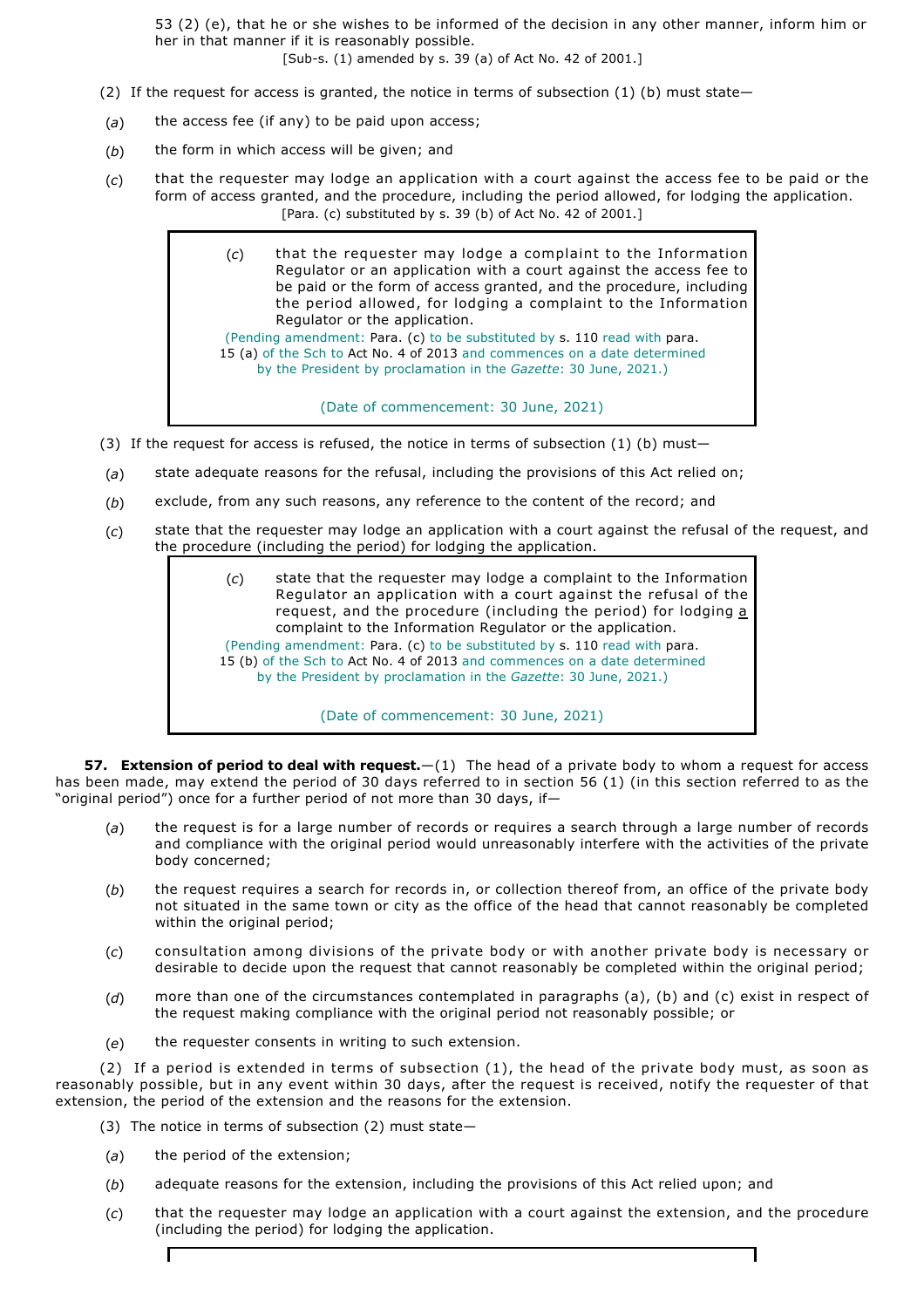53 (2) (e), that he or she wishes to be informed of the decision in any other manner, inform him or her in that manner if it is reasonably possible.

[Sub-s. (1) amended by s. 39 (a) of Act No. 42 of 2001.]

(2) If the request for access is granted, the notice in terms of subsection (1) (b) must state—

(*a*) the access fee (if any) to be paid upon access;

(*b*) the form in which access will be given; and

(*c*) that the requester may lodge an application with a court against the access fee to be paid or the form of access granted, and the procedure, including the period allowed, for lodging the application.

[Para. (c) substituted by s. 39 (b) of Act No. 42 of 2001.]

> (*c*) that the requester may lodge a complaint to the Information Regulator or an application with a court against the access fee to be paid or the form of access granted, and the procedure, including the period allowed, for lodging a complaint to the Information Regulator or the application.
>
> (Pending amendment: Para. (c) to be substituted by s. 110 read with para. 15 (a) of the Sch to Act No. 4 of 2013 and commences on a date determined by the President by proclamation in the *Gazette*: 30 June, 2021.)
>
> (Date of commencement: 30 June, 2021)

(3) If the request for access is refused, the notice in terms of subsection (1) (b) must—

(*a*) state adequate reasons for the refusal, including the provisions of this Act relied on;

(*b*) exclude, from any such reasons, any reference to the content of the record; and

(*c*) state that the requester may lodge an application with a court against the refusal of the request, and the procedure (including the period) for lodging the application.

> (*c*) state that the requester may lodge a complaint to the Information Regulator or an application with a court against the refusal of the request, and the procedure (including the period) for lodging a complaint to the Information Regulator or the application.
>
> (Pending amendment: Para. (c) to be substituted by s. 110 read with para. 15 (b) of the Sch to Act No. 4 of 2013 and commences on a date determined by the President by proclamation in the *Gazette*: 30 June, 2021.)
>
> (Date of commencement: 30 June, 2021)

**57. Extension of period to deal with request.**—(1) The head of a private body to whom a request for access has been made, may extend the period of 30 days referred to in section 56 (1) (in this section referred to as the "original period") once for a further period of not more than 30 days, if—

(*a*) the request is for a large number of records or requires a search through a large number of records and compliance with the original period would unreasonably interfere with the activities of the private body concerned;

(*b*) the request requires a search for records in, or collection thereof from, an office of the private body not situated in the same town or city as the office of the head that cannot reasonably be completed within the original period;

(*c*) consultation among divisions of the private body or with another private body is necessary or desirable to decide upon the request that cannot reasonably be completed within the original period;

(*d*) more than one of the circumstances contemplated in paragraphs (a), (b) and (c) exist in respect of the request making compliance with the original period not reasonably possible; or

(*e*) the requester consents in writing to such extension.

(2) If a period is extended in terms of subsection (1), the head of the private body must, as soon as reasonably possible, but in any event within 30 days, after the request is received, notify the requester of that extension, the period of the extension and the reasons for the extension.

(3) The notice in terms of subsection (2) must state—

(*a*) the period of the extension;

(*b*) adequate reasons for the extension, including the provisions of this Act relied upon; and

(*c*) that the requester may lodge an application with a court against the extension, and the procedure (including the period) for lodging the application.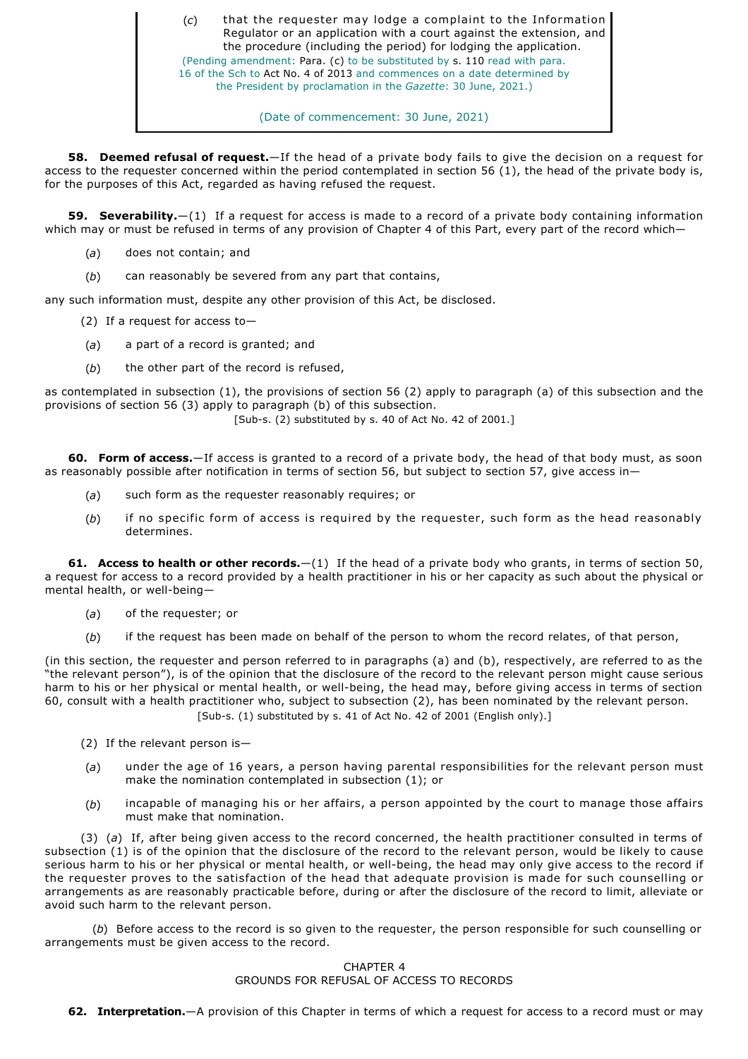(*c*) that the requester may lodge a complaint to the Information Regulator or an application with a court against the extension, and the procedure (including the period) for lodging the application.

(Pending amendment: Para. (c) to be substituted by s. 110 read with para. 16 of the Sch to Act No. 4 of 2013 and commences on a date determined by the President by proclamation in the *Gazette*: 30 June, 2021.)

(Date of commencement: 30 June, 2021)

**58. Deemed refusal of request.**—If the head of a private body fails to give the decision on a request for access to the requester concerned within the period contemplated in section 56 (1), the head of the private body is, for the purposes of this Act, regarded as having refused the request.

**59. Severability.**—(1) If a request for access is made to a record of a private body containing information which may or must be refused in terms of any provision of Chapter 4 of this Part, every part of the record which—

(*a*) does not contain; and

(*b*) can reasonably be severed from any part that contains,

any such information must, despite any other provision of this Act, be disclosed.

(2) If a request for access to—

(*a*) a part of a record is granted; and

(*b*) the other part of the record is refused,

as contemplated in subsection (1), the provisions of section 56 (2) apply to paragraph (a) of this subsection and the provisions of section 56 (3) apply to paragraph (b) of this subsection.

[Sub-s. (2) substituted by s. 40 of Act No. 42 of 2001.]

**60. Form of access.**—If access is granted to a record of a private body, the head of that body must, as soon as reasonably possible after notification in terms of section 56, but subject to section 57, give access in—

(*a*) such form as the requester reasonably requires; or

(*b*) if no specific form of access is required by the requester, such form as the head reasonably determines.

**61. Access to health or other records.**—(1) If the head of a private body who grants, in terms of section 50, a request for access to a record provided by a health practitioner in his or her capacity as such about the physical or mental health, or well-being—

(*a*) of the requester; or

(*b*) if the request has been made on behalf of the person to whom the record relates, of that person,

(in this section, the requester and person referred to in paragraphs (a) and (b), respectively, are referred to as the "the relevant person"), is of the opinion that the disclosure of the record to the relevant person might cause serious harm to his or her physical or mental health, or well-being, the head may, before giving access in terms of section 60, consult with a health practitioner who, subject to subsection (2), has been nominated by the relevant person.

[Sub-s. (1) substituted by s. 41 of Act No. 42 of 2001 (English only).]

(2) If the relevant person is—

(*a*) under the age of 16 years, a person having parental responsibilities for the relevant person must make the nomination contemplated in subsection (1); or

(*b*) incapable of managing his or her affairs, a person appointed by the court to manage those affairs must make that nomination.

(3) (*a*) If, after being given access to the record concerned, the health practitioner consulted in terms of subsection (1) is of the opinion that the disclosure of the record to the relevant person, would be likely to cause serious harm to his or her physical or mental health, or well-being, the head may only give access to the record if the requester proves to the satisfaction of the head that adequate provision is made for such counselling or arrangements as are reasonably practicable before, during or after the disclosure of the record to limit, alleviate or avoid such harm to the relevant person.

(*b*) Before access to the record is so given to the requester, the person responsible for such counselling or arrangements must be given access to the record.

## CHAPTER 4
## GROUNDS FOR REFUSAL OF ACCESS TO RECORDS

**62. Interpretation.**—A provision of this Chapter in terms of which a request for access to a record must or may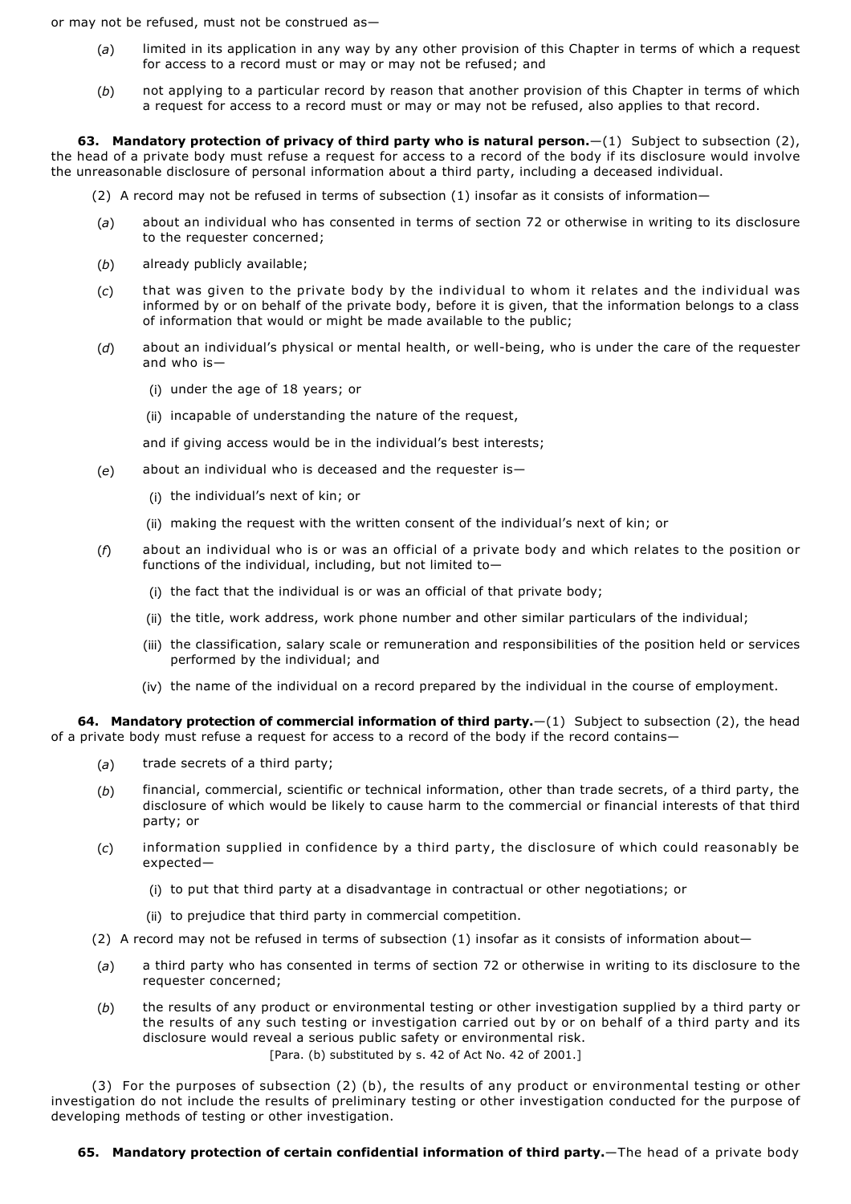or may not be refused, must not be construed as—

(*a*) limited in its application in any way by any other provision of this Chapter in terms of which a request for access to a record must or may or may not be refused; and

(*b*) not applying to a particular record by reason that another provision of this Chapter in terms of which a request for access to a record must or may or may not be refused, also applies to that record.

**63. Mandatory protection of privacy of third party who is natural person.**—(1) Subject to subsection (2), the head of a private body must refuse a request for access to a record of the body if its disclosure would involve the unreasonable disclosure of personal information about a third party, including a deceased individual.

(2) A record may not be refused in terms of subsection (1) insofar as it consists of information—

(*a*) about an individual who has consented in terms of section 72 or otherwise in writing to its disclosure to the requester concerned;

(*b*) already publicly available;

(*c*) that was given to the private body by the individual to whom it relates and the individual was informed by or on behalf of the private body, before it is given, that the information belongs to a class of information that would or might be made available to the public;

(*d*) about an individual's physical or mental health, or well-being, who is under the care of the requester and who is—

(i) under the age of 18 years; or

(ii) incapable of understanding the nature of the request,

and if giving access would be in the individual's best interests;

(*e*) about an individual who is deceased and the requester is—

(i) the individual's next of kin; or

(ii) making the request with the written consent of the individual's next of kin; or

(*f*) about an individual who is or was an official of a private body and which relates to the position or functions of the individual, including, but not limited to—

(i) the fact that the individual is or was an official of that private body;

(ii) the title, work address, work phone number and other similar particulars of the individual;

(iii) the classification, salary scale or remuneration and responsibilities of the position held or services performed by the individual; and

(iv) the name of the individual on a record prepared by the individual in the course of employment.

**64. Mandatory protection of commercial information of third party.**—(1) Subject to subsection (2), the head of a private body must refuse a request for access to a record of the body if the record contains—

(*a*) trade secrets of a third party;

(*b*) financial, commercial, scientific or technical information, other than trade secrets, of a third party, the disclosure of which would be likely to cause harm to the commercial or financial interests of that third party; or

(*c*) information supplied in confidence by a third party, the disclosure of which could reasonably be expected—

(i) to put that third party at a disadvantage in contractual or other negotiations; or

(ii) to prejudice that third party in commercial competition.

(2) A record may not be refused in terms of subsection (1) insofar as it consists of information about—

(*a*) a third party who has consented in terms of section 72 or otherwise in writing to its disclosure to the requester concerned;

(*b*) the results of any product or environmental testing or other investigation supplied by a third party or the results of any such testing or investigation carried out by or on behalf of a third party and its disclosure would reveal a serious public safety or environmental risk.

[Para. (b) substituted by s. 42 of Act No. 42 of 2001.]

(3) For the purposes of subsection (2) (b), the results of any product or environmental testing or other investigation do not include the results of preliminary testing or other investigation conducted for the purpose of developing methods of testing or other investigation.

**65. Mandatory protection of certain confidential information of third party.**—The head of a private body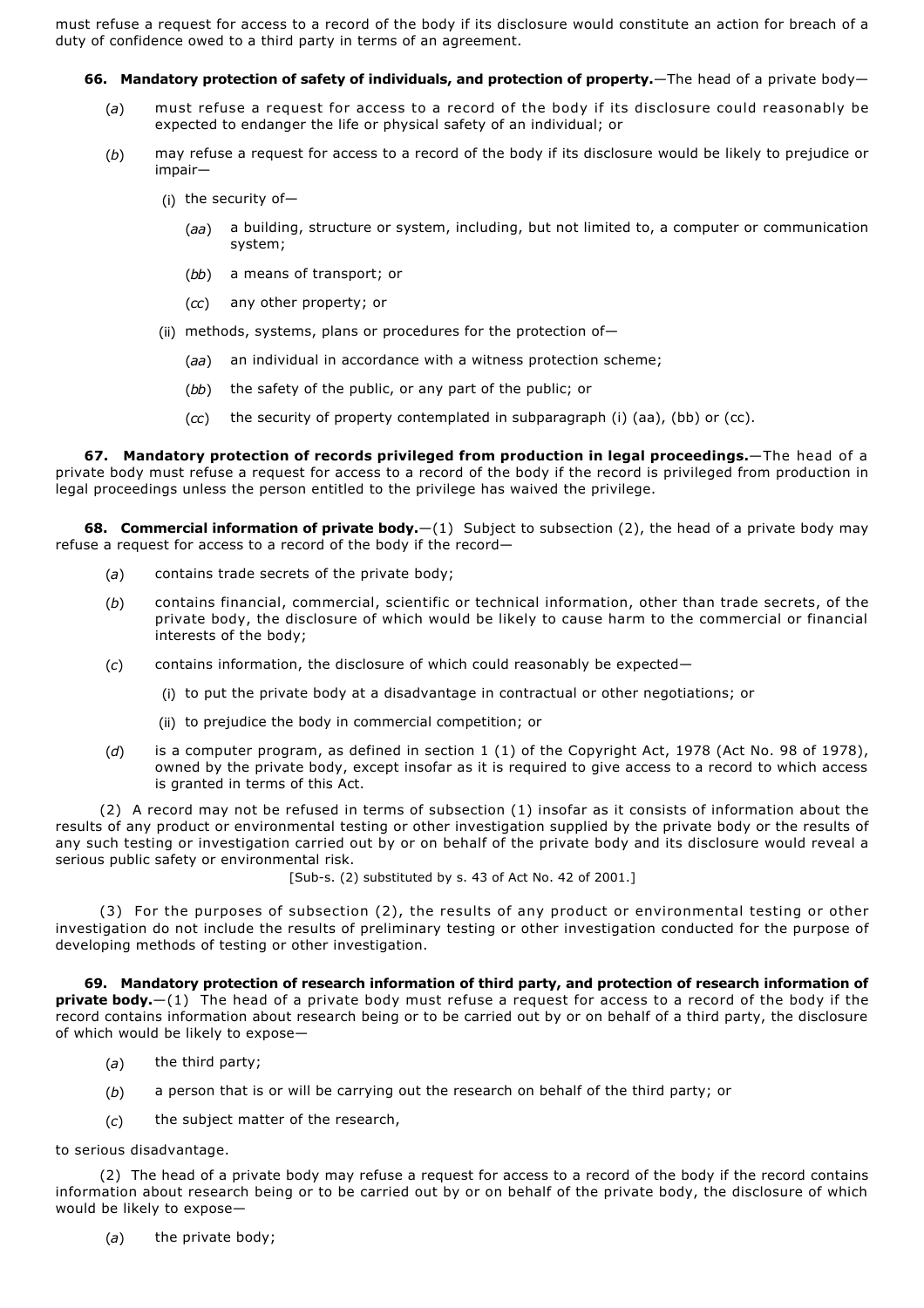must refuse a request for access to a record of the body if its disclosure would constitute an action for breach of a duty of confidence owed to a third party in terms of an agreement.

**66. Mandatory protection of safety of individuals, and protection of property.**—The head of a private body—

(*a*) must refuse a request for access to a record of the body if its disclosure could reasonably be expected to endanger the life or physical safety of an individual; or

(*b*) may refuse a request for access to a record of the body if its disclosure would be likely to prejudice or impair—

(i) the security of—

(*aa*) a building, structure or system, including, but not limited to, a computer or communication system;

(*bb*) a means of transport; or

(*cc*) any other property; or

(ii) methods, systems, plans or procedures for the protection of—

(*aa*) an individual in accordance with a witness protection scheme;

(*bb*) the safety of the public, or any part of the public; or

(*cc*) the security of property contemplated in subparagraph (i) (aa), (bb) or (cc).

**67. Mandatory protection of records privileged from production in legal proceedings.**—The head of a private body must refuse a request for access to a record of the body if the record is privileged from production in legal proceedings unless the person entitled to the privilege has waived the privilege.

**68. Commercial information of private body.**—(1) Subject to subsection (2), the head of a private body may refuse a request for access to a record of the body if the record—

(*a*) contains trade secrets of the private body;

(*b*) contains financial, commercial, scientific or technical information, other than trade secrets, of the private body, the disclosure of which would be likely to cause harm to the commercial or financial interests of the body;

(*c*) contains information, the disclosure of which could reasonably be expected—

(i) to put the private body at a disadvantage in contractual or other negotiations; or

(ii) to prejudice the body in commercial competition; or

(*d*) is a computer program, as defined in section 1 (1) of the Copyright Act, 1978 (Act No. 98 of 1978), owned by the private body, except insofar as it is required to give access to a record to which access is granted in terms of this Act.

(2) A record may not be refused in terms of subsection (1) insofar as it consists of information about the results of any product or environmental testing or other investigation supplied by the private body or the results of any such testing or investigation carried out by or on behalf of the private body and its disclosure would reveal a serious public safety or environmental risk.

[Sub-s. (2) substituted by s. 43 of Act No. 42 of 2001.]

(3) For the purposes of subsection (2), the results of any product or environmental testing or other investigation do not include the results of preliminary testing or other investigation conducted for the purpose of developing methods of testing or other investigation.

**69. Mandatory protection of research information of third party, and protection of research information of private body.**—(1) The head of a private body must refuse a request for access to a record of the body if the record contains information about research being or to be carried out by or on behalf of a third party, the disclosure of which would be likely to expose—

(*a*) the third party;

(*b*) a person that is or will be carrying out the research on behalf of the third party; or

(*c*) the subject matter of the research,

to serious disadvantage.

(2) The head of a private body may refuse a request for access to a record of the body if the record contains information about research being or to be carried out by or on behalf of the private body, the disclosure of which would be likely to expose—

(*a*) the private body;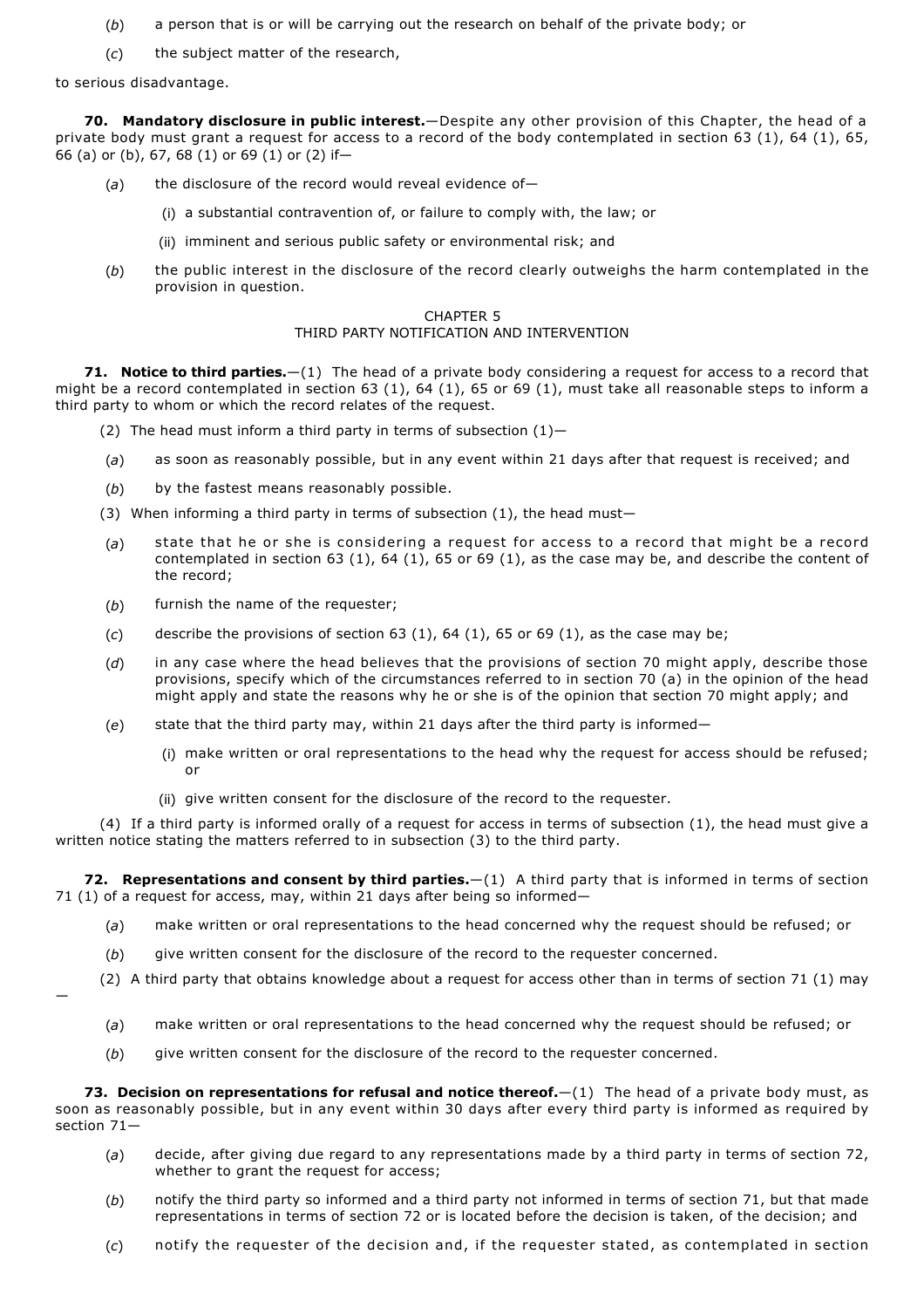(*b*) a person that is or will be carrying out the research on behalf of the private body; or

(*c*) the subject matter of the research,

to serious disadvantage.

**70. Mandatory disclosure in public interest.**—Despite any other provision of this Chapter, the head of a private body must grant a request for access to a record of the body contemplated in section 63 (1), 64 (1), 65, 66 (a) or (b), 67, 68 (1) or 69 (1) or (2) if—

(*a*) the disclosure of the record would reveal evidence of—

(i) a substantial contravention of, or failure to comply with, the law; or

(ii) imminent and serious public safety or environmental risk; and

(*b*) the public interest in the disclosure of the record clearly outweighs the harm contemplated in the provision in question.

## CHAPTER 5
## THIRD PARTY NOTIFICATION AND INTERVENTION

**71. Notice to third parties.**—(1) The head of a private body considering a request for access to a record that might be a record contemplated in section 63 (1), 64 (1), 65 or 69 (1), must take all reasonable steps to inform a third party to whom or which the record relates of the request.

(2) The head must inform a third party in terms of subsection (1)—

(*a*) as soon as reasonably possible, but in any event within 21 days after that request is received; and

(*b*) by the fastest means reasonably possible.

(3) When informing a third party in terms of subsection (1), the head must—

(*a*) state that he or she is considering a request for access to a record that might be a record contemplated in section 63 (1), 64 (1), 65 or 69 (1), as the case may be, and describe the content of the record;

(*b*) furnish the name of the requester;

(*c*) describe the provisions of section 63 (1), 64 (1), 65 or 69 (1), as the case may be;

(*d*) in any case where the head believes that the provisions of section 70 might apply, describe those provisions, specify which of the circumstances referred to in section 70 (a) in the opinion of the head might apply and state the reasons why he or she is of the opinion that section 70 might apply; and

(*e*) state that the third party may, within 21 days after the third party is informed—

(i) make written or oral representations to the head why the request for access should be refused; or

(ii) give written consent for the disclosure of the record to the requester.

(4) If a third party is informed orally of a request for access in terms of subsection (1), the head must give a written notice stating the matters referred to in subsection (3) to the third party.

**72. Representations and consent by third parties.**—(1) A third party that is informed in terms of section 71 (1) of a request for access, may, within 21 days after being so informed—

(*a*) make written or oral representations to the head concerned why the request should be refused; or

(*b*) give written consent for the disclosure of the record to the requester concerned.

(2) A third party that obtains knowledge about a request for access other than in terms of section 71 (1) may —

(*a*) make written or oral representations to the head concerned why the request should be refused; or

(*b*) give written consent for the disclosure of the record to the requester concerned.

**73. Decision on representations for refusal and notice thereof.**—(1) The head of a private body must, as soon as reasonably possible, but in any event within 30 days after every third party is informed as required by section 71—

(*a*) decide, after giving due regard to any representations made by a third party in terms of section 72, whether to grant the request for access;

(*b*) notify the third party so informed and a third party not informed in terms of section 71, but that made representations in terms of section 72 or is located before the decision is taken, of the decision; and

(*c*) notify the requester of the decision and, if the requester stated, as contemplated in section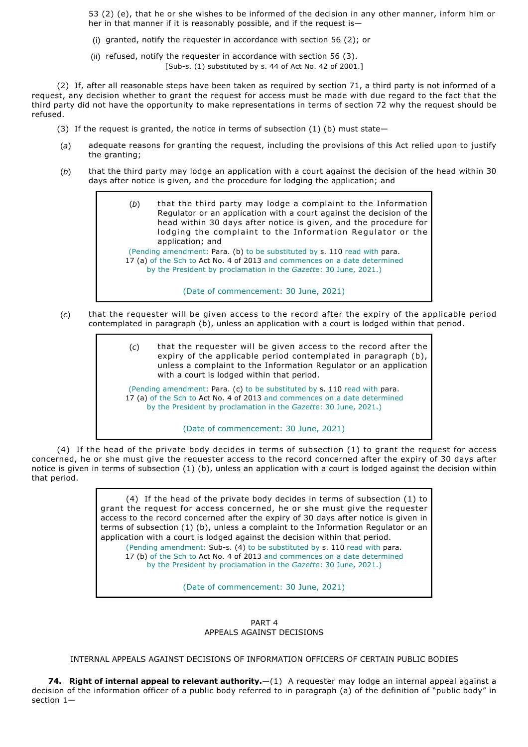53 (2) (e), that he or she wishes to be informed of the decision in any other manner, inform him or her in that manner if it is reasonably possible, and if the request is—

(i) granted, notify the requester in accordance with section 56 (2); or

(ii) refused, notify the requester in accordance with section 56 (3).

[Sub-s. (1) substituted by s. 44 of Act No. 42 of 2001.]

(2) If, after all reasonable steps have been taken as required by section 71, a third party is not informed of a request, any decision whether to grant the request for access must be made with due regard to the fact that the third party did not have the opportunity to make representations in terms of section 72 why the request should be refused.

(3) If the request is granted, the notice in terms of subsection (1) (b) must state—

(*a*) adequate reasons for granting the request, including the provisions of this Act relied upon to justify the granting;

(*b*) that the third party may lodge an application with a court against the decision of the head within 30 days after notice is given, and the procedure for lodging the application; and

> (*b*) that the third party may lodge a complaint to the Information Regulator or an application with a court against the decision of the head within 30 days after notice is given, and the procedure for lodging the complaint to the Information Regulator or the application; and
>
> (Pending amendment: Para. (b) to be substituted by s. 110 read with para. 17 (a) of the Sch to Act No. 4 of 2013 and commences on a date determined by the President by proclamation in the *Gazette*: 30 June, 2021.)
>
> (Date of commencement: 30 June, 2021)

(*c*) that the requester will be given access to the record after the expiry of the applicable period contemplated in paragraph (b), unless an application with a court is lodged within that period.

> (*c*) that the requester will be given access to the record after the expiry of the applicable period contemplated in paragraph (b), unless a complaint to the Information Regulator or an application with a court is lodged within that period.
>
> (Pending amendment: Para. (c) to be substituted by s. 110 read with para. 17 (a) of the Sch to Act No. 4 of 2013 and commences on a date determined by the President by proclamation in the *Gazette*: 30 June, 2021.)
>
> (Date of commencement: 30 June, 2021)

(4) If the head of the private body decides in terms of subsection (1) to grant the request for access concerned, he or she must give the requester access to the record concerned after the expiry of 30 days after notice is given in terms of subsection (1) (b), unless an application with a court is lodged against the decision within that period.

> (4) If the head of the private body decides in terms of subsection (1) to grant the request for access concerned, he or she must give the requester access to the record concerned after the expiry of 30 days after notice is given in terms of subsection (1) (b), unless a complaint to the Information Regulator or an application with a court is lodged against the decision within that period.
>
> (Pending amendment: Sub-s. (4) to be substituted by s. 110 read with para. 17 (b) of the Sch to Act No. 4 of 2013 and commences on a date determined by the President by proclamation in the *Gazette*: 30 June, 2021.)
>
> (Date of commencement: 30 June, 2021)

## PART 4
## APPEALS AGAINST DECISIONS

### INTERNAL APPEALS AGAINST DECISIONS OF INFORMATION OFFICERS OF CERTAIN PUBLIC BODIES

**74. Right of internal appeal to relevant authority.**—(1) A requester may lodge an internal appeal against a decision of the information officer of a public body referred to in paragraph (a) of the definition of "public body" in section 1—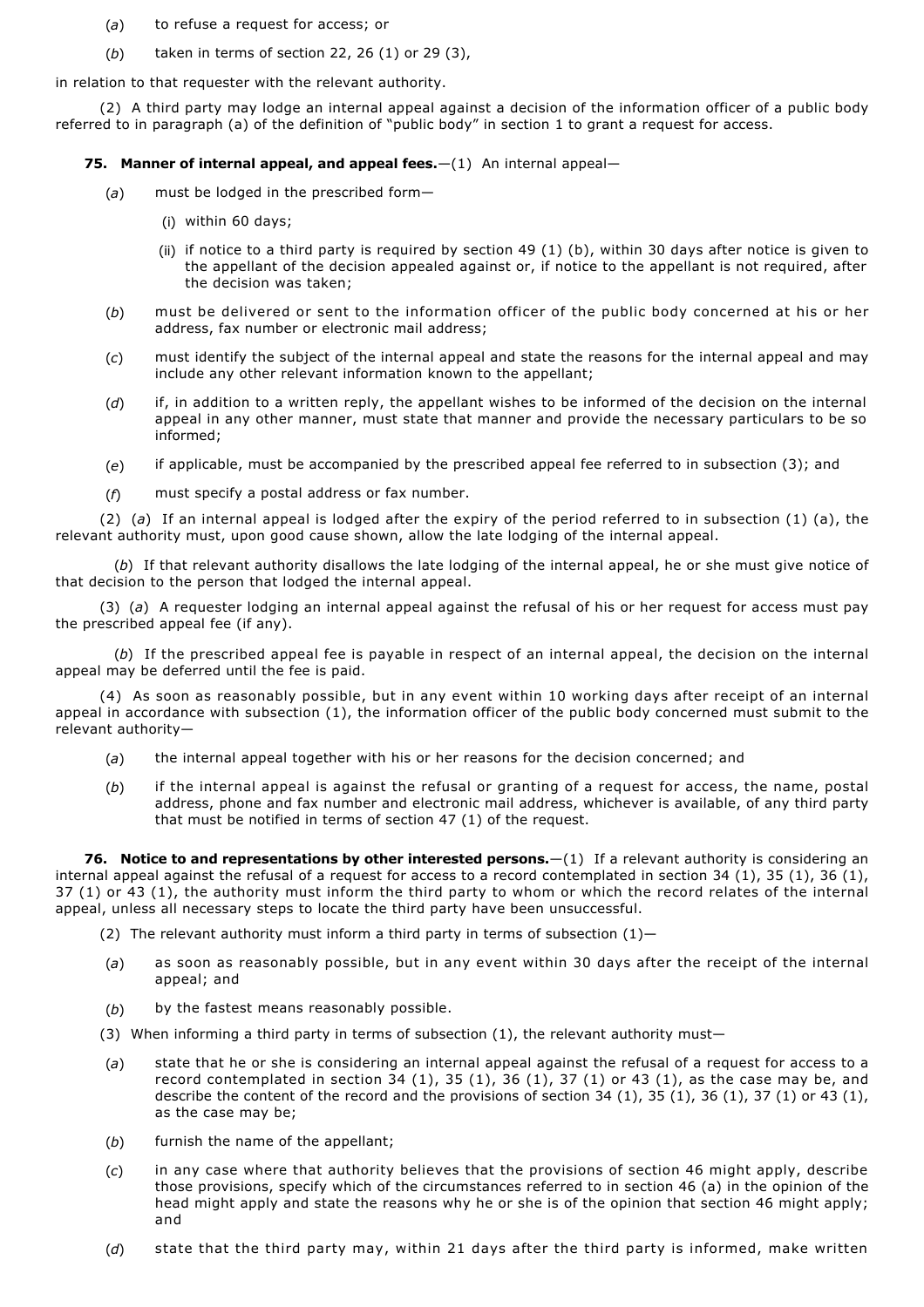(*a*) to refuse a request for access; or

(*b*) taken in terms of section 22, 26 (1) or 29 (3),

in relation to that requester with the relevant authority.

(2) A third party may lodge an internal appeal against a decision of the information officer of a public body referred to in paragraph (a) of the definition of "public body" in section 1 to grant a request for access.

**75. Manner of internal appeal, and appeal fees.**—(1) An internal appeal—

(*a*) must be lodged in the prescribed form—

(i) within 60 days;

(ii) if notice to a third party is required by section 49 (1) (b), within 30 days after notice is given to the appellant of the decision appealed against or, if notice to the appellant is not required, after the decision was taken;

(*b*) must be delivered or sent to the information officer of the public body concerned at his or her address, fax number or electronic mail address;

(*c*) must identify the subject of the internal appeal and state the reasons for the internal appeal and may include any other relevant information known to the appellant;

(*d*) if, in addition to a written reply, the appellant wishes to be informed of the decision on the internal appeal in any other manner, must state that manner and provide the necessary particulars to be so informed;

(*e*) if applicable, must be accompanied by the prescribed appeal fee referred to in subsection (3); and

(*f*) must specify a postal address or fax number.

(2) (*a*) If an internal appeal is lodged after the expiry of the period referred to in subsection (1) (a), the relevant authority must, upon good cause shown, allow the late lodging of the internal appeal.

(*b*) If that relevant authority disallows the late lodging of the internal appeal, he or she must give notice of that decision to the person that lodged the internal appeal.

(3) (*a*) A requester lodging an internal appeal against the refusal of his or her request for access must pay the prescribed appeal fee (if any).

(*b*) If the prescribed appeal fee is payable in respect of an internal appeal, the decision on the internal appeal may be deferred until the fee is paid.

(4) As soon as reasonably possible, but in any event within 10 working days after receipt of an internal appeal in accordance with subsection (1), the information officer of the public body concerned must submit to the relevant authority—

(*a*) the internal appeal together with his or her reasons for the decision concerned; and

(*b*) if the internal appeal is against the refusal or granting of a request for access, the name, postal address, phone and fax number and electronic mail address, whichever is available, of any third party that must be notified in terms of section 47 (1) of the request.

**76. Notice to and representations by other interested persons.**—(1) If a relevant authority is considering an internal appeal against the refusal of a request for access to a record contemplated in section 34 (1), 35 (1), 36 (1), 37 (1) or 43 (1), the authority must inform the third party to whom or which the record relates of the internal appeal, unless all necessary steps to locate the third party have been unsuccessful.

(2) The relevant authority must inform a third party in terms of subsection (1)—

(*a*) as soon as reasonably possible, but in any event within 30 days after the receipt of the internal appeal; and

(*b*) by the fastest means reasonably possible.

(3) When informing a third party in terms of subsection (1), the relevant authority must—

(*a*) state that he or she is considering an internal appeal against the refusal of a request for access to a record contemplated in section 34 (1), 35 (1), 36 (1), 37 (1) or 43 (1), as the case may be, and describe the content of the record and the provisions of section 34 (1), 35 (1), 36 (1), 37 (1) or 43 (1), as the case may be;

(*b*) furnish the name of the appellant;

(*c*) in any case where that authority believes that the provisions of section 46 might apply, describe those provisions, specify which of the circumstances referred to in section 46 (a) in the opinion of the head might apply and state the reasons why he or she is of the opinion that section 46 might apply; and

(*d*) state that the third party may, within 21 days after the third party is informed, make written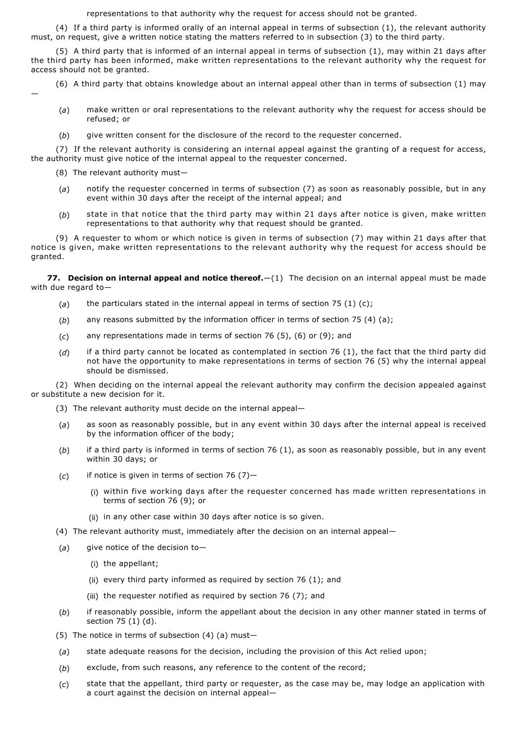representations to that authority why the request for access should not be granted.

(4) If a third party is informed orally of an internal appeal in terms of subsection (1), the relevant authority must, on request, give a written notice stating the matters referred to in subsection (3) to the third party.

(5) A third party that is informed of an internal appeal in terms of subsection (1), may within 21 days after the third party has been informed, make written representations to the relevant authority why the request for access should not be granted.

(6) A third party that obtains knowledge about an internal appeal other than in terms of subsection (1) may —

(*a*) make written or oral representations to the relevant authority why the request for access should be refused; or

(*b*) give written consent for the disclosure of the record to the requester concerned.

(7) If the relevant authority is considering an internal appeal against the granting of a request for access, the authority must give notice of the internal appeal to the requester concerned.

(8) The relevant authority must—

(*a*) notify the requester concerned in terms of subsection (7) as soon as reasonably possible, but in any event within 30 days after the receipt of the internal appeal; and

(*b*) state in that notice that the third party may within 21 days after notice is given, make written representations to that authority why that request should be granted.

(9) A requester to whom or which notice is given in terms of subsection (7) may within 21 days after that notice is given, make written representations to the relevant authority why the request for access should be granted.

**77. Decision on internal appeal and notice thereof.**—(1) The decision on an internal appeal must be made with due regard to—

(*a*) the particulars stated in the internal appeal in terms of section 75 (1) (c);

(*b*) any reasons submitted by the information officer in terms of section 75 (4) (a);

(*c*) any representations made in terms of section 76 (5), (6) or (9); and

(*d*) if a third party cannot be located as contemplated in section 76 (1), the fact that the third party did not have the opportunity to make representations in terms of section 76 (5) why the internal appeal should be dismissed.

(2) When deciding on the internal appeal the relevant authority may confirm the decision appealed against or substitute a new decision for it.

(3) The relevant authority must decide on the internal appeal—

(*a*) as soon as reasonably possible, but in any event within 30 days after the internal appeal is received by the information officer of the body;

(*b*) if a third party is informed in terms of section 76 (1), as soon as reasonably possible, but in any event within 30 days; or

(*c*) if notice is given in terms of section 76 (7)—

(i) within five working days after the requester concerned has made written representations in terms of section 76 (9); or

(ii) in any other case within 30 days after notice is so given.

(4) The relevant authority must, immediately after the decision on an internal appeal—

(*a*) give notice of the decision to—

(i) the appellant;

(ii) every third party informed as required by section 76 (1); and

(iii) the requester notified as required by section 76 (7); and

(*b*) if reasonably possible, inform the appellant about the decision in any other manner stated in terms of section 75 (1) (d).

(5) The notice in terms of subsection (4) (a) must—

(*a*) state adequate reasons for the decision, including the provision of this Act relied upon;

(*b*) exclude, from such reasons, any reference to the content of the record;

(*c*) state that the appellant, third party or requester, as the case may be, may lodge an application with a court against the decision on internal appeal—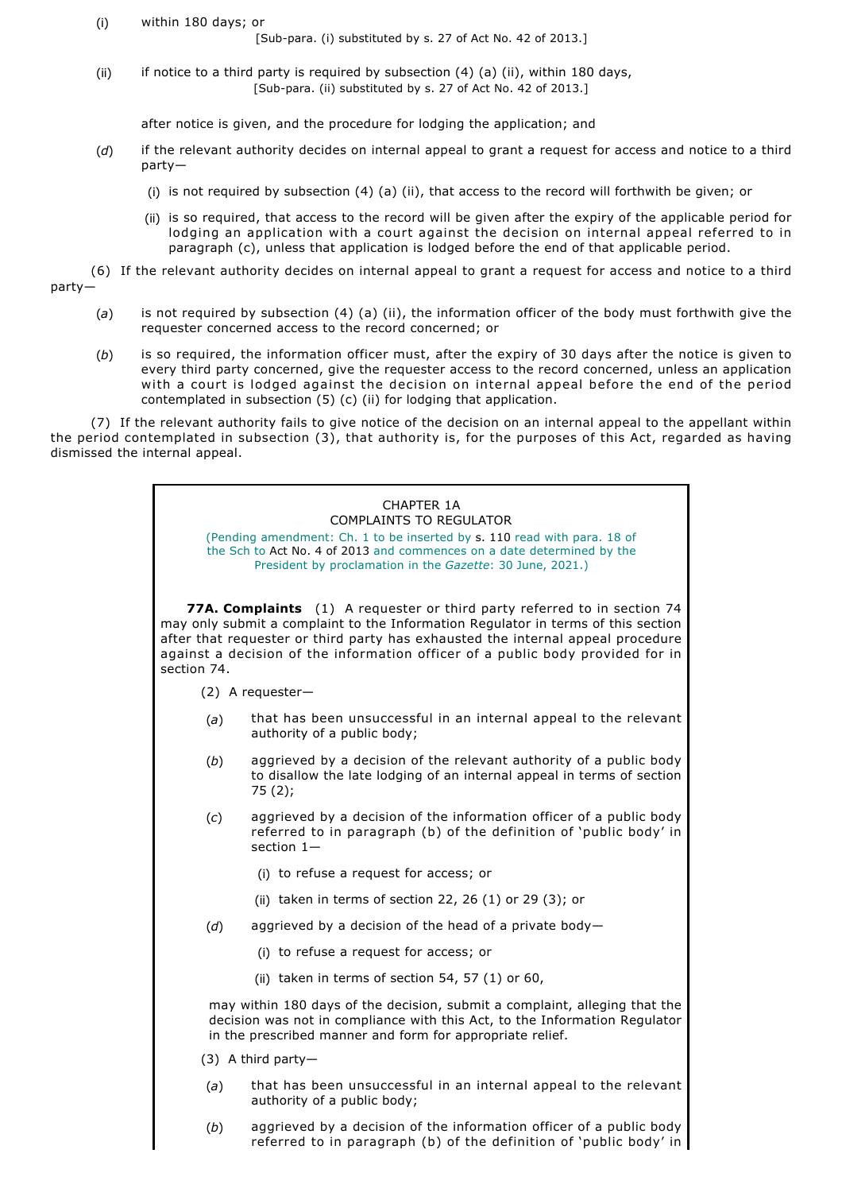(i) within 180 days; or

[Sub-para. (i) substituted by s. 27 of Act No. 42 of 2013.]

(ii) if notice to a third party is required by subsection (4) (a) (ii), within 180 days,

[Sub-para. (ii) substituted by s. 27 of Act No. 42 of 2013.]

after notice is given, and the procedure for lodging the application; and

(*d*) if the relevant authority decides on internal appeal to grant a request for access and notice to a third party—

(i) is not required by subsection (4) (a) (ii), that access to the record will forthwith be given; or

(ii) is so required, that access to the record will be given after the expiry of the applicable period for lodging an application with a court against the decision on internal appeal referred to in paragraph (c), unless that application is lodged before the end of that applicable period.

(6) If the relevant authority decides on internal appeal to grant a request for access and notice to a third party—

(*a*) is not required by subsection (4) (a) (ii), the information officer of the body must forthwith give the requester concerned access to the record concerned; or

(*b*) is so required, the information officer must, after the expiry of 30 days after the notice is given to every third party concerned, give the requester access to the record concerned, unless an application with a court is lodged against the decision on internal appeal before the end of the period contemplated in subsection (5) (c) (ii) for lodging that application.

(7) If the relevant authority fails to give notice of the decision on an internal appeal to the appellant within the period contemplated in subsection (3), that authority is, for the purposes of this Act, regarded as having dismissed the internal appeal.

CHAPTER 1A
COMPLAINTS TO REGULATOR

(Pending amendment: Ch. 1 to be inserted by s. 110 read with para. 18 of the Sch to Act No. 4 of 2013 and commences on a date determined by the President by proclamation in the *Gazette*: 30 June, 2021.)

**77A. Complaints** (1) A requester or third party referred to in section 74 may only submit a complaint to the Information Regulator in terms of this section after that requester or third party has exhausted the internal appeal procedure against a decision of the information officer of a public body provided for in section 74.

(2) A requester—

(*a*) that has been unsuccessful in an internal appeal to the relevant authority of a public body;

(*b*) aggrieved by a decision of the relevant authority of a public body to disallow the late lodging of an internal appeal in terms of section 75 (2);

(*c*) aggrieved by a decision of the information officer of a public body referred to in paragraph (b) of the definition of 'public body' in section 1—

(i) to refuse a request for access; or

(ii) taken in terms of section 22, 26 (1) or 29 (3); or

(*d*) aggrieved by a decision of the head of a private body—

(i) to refuse a request for access; or

(ii) taken in terms of section 54, 57 (1) or 60,

may within 180 days of the decision, submit a complaint, alleging that the decision was not in compliance with this Act, to the Information Regulator in the prescribed manner and form for appropriate relief.

(3) A third party—

(*a*) that has been unsuccessful in an internal appeal to the relevant authority of a public body;

(*b*) aggrieved by a decision of the information officer of a public body referred to in paragraph (b) of the definition of 'public body' in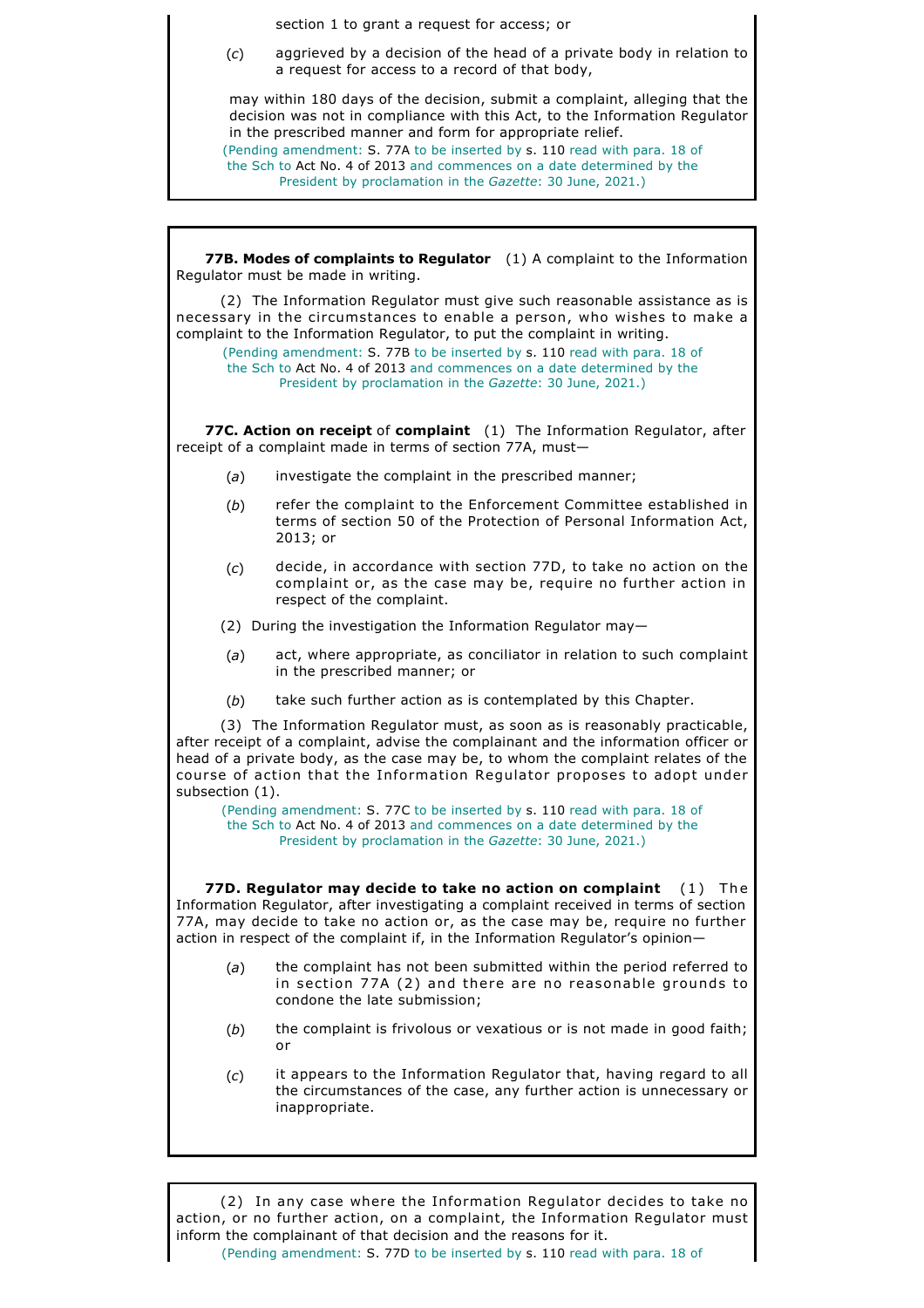section 1 to grant a request for access; or

(*c*) aggrieved by a decision of the head of a private body in relation to a request for access to a record of that body,

may within 180 days of the decision, submit a complaint, alleging that the decision was not in compliance with this Act, to the Information Regulator in the prescribed manner and form for appropriate relief.

(Pending amendment: S. 77A to be inserted by s. 110 read with para. 18 of the Sch to Act No. 4 of 2013 and commences on a date determined by the President by proclamation in the *Gazette*: 30 June, 2021.)

**77B. Modes of complaints to Regulator** (1) A complaint to the Information Regulator must be made in writing.

(2) The Information Regulator must give such reasonable assistance as is necessary in the circumstances to enable a person, who wishes to make a complaint to the Information Regulator, to put the complaint in writing.

(Pending amendment: S. 77B to be inserted by s. 110 read with para. 18 of the Sch to Act No. 4 of 2013 and commences on a date determined by the President by proclamation in the *Gazette*: 30 June, 2021.)

**77C. Action on receipt** of **complaint** (1) The Information Regulator, after receipt of a complaint made in terms of section 77A, must—

(*a*) investigate the complaint in the prescribed manner;

(*b*) refer the complaint to the Enforcement Committee established in terms of section 50 of the Protection of Personal Information Act, 2013; or

(*c*) decide, in accordance with section 77D, to take no action on the complaint or, as the case may be, require no further action in respect of the complaint.

(2) During the investigation the Information Regulator may—

(*a*) act, where appropriate, as conciliator in relation to such complaint in the prescribed manner; or

(*b*) take such further action as is contemplated by this Chapter.

(3) The Information Regulator must, as soon as is reasonably practicable, after receipt of a complaint, advise the complainant and the information officer or head of a private body, as the case may be, to whom the complaint relates of the course of action that the Information Regulator proposes to adopt under subsection (1).

(Pending amendment: S. 77C to be inserted by s. 110 read with para. 18 of the Sch to Act No. 4 of 2013 and commences on a date determined by the President by proclamation in the *Gazette*: 30 June, 2021.)

**77D. Regulator may decide to take no action on complaint** (1) The Information Regulator, after investigating a complaint received in terms of section 77A, may decide to take no action or, as the case may be, require no further action in respect of the complaint if, in the Information Regulator's opinion—

(*a*) the complaint has not been submitted within the period referred to in section 77A (2) and there are no reasonable grounds to condone the late submission;

(*b*) the complaint is frivolous or vexatious or is not made in good faith; or

(*c*) it appears to the Information Regulator that, having regard to all the circumstances of the case, any further action is unnecessary or inappropriate.

(2) In any case where the Information Regulator decides to take no action, or no further action, on a complaint, the Information Regulator must inform the complainant of that decision and the reasons for it.

(Pending amendment: S. 77D to be inserted by s. 110 read with para. 18 of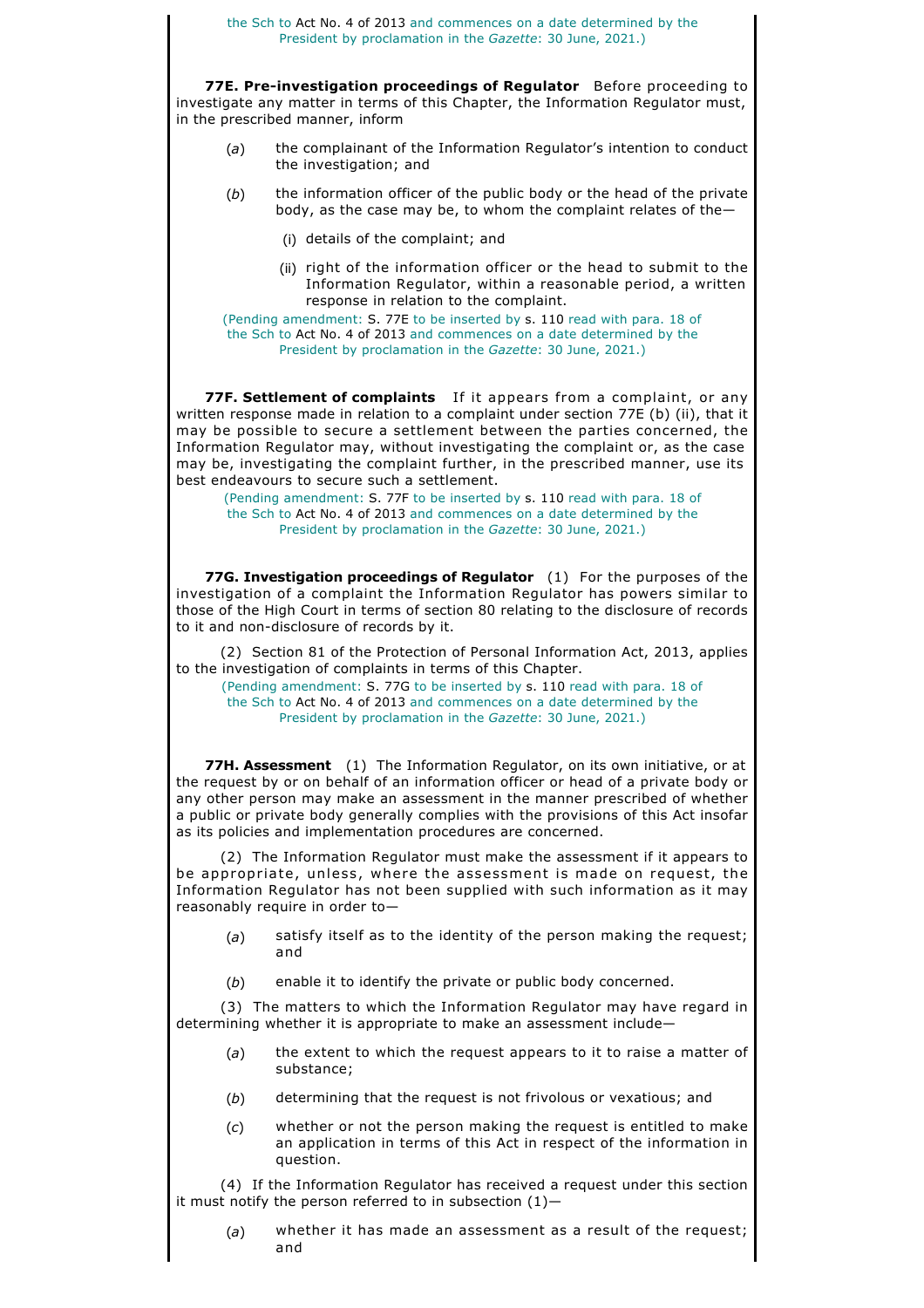the Sch to Act No. 4 of 2013 and commences on a date determined by the President by proclamation in the *Gazette*: 30 June, 2021.)

**77E. Pre-investigation proceedings of Regulator** Before proceeding to investigate any matter in terms of this Chapter, the Information Regulator must, in the prescribed manner, inform

(*a*) the complainant of the Information Regulator's intention to conduct the investigation; and

(*b*) the information officer of the public body or the head of the private body, as the case may be, to whom the complaint relates of the—

(i) details of the complaint; and

(ii) right of the information officer or the head to submit to the Information Regulator, within a reasonable period, a written response in relation to the complaint.

(Pending amendment: S. 77E to be inserted by s. 110 read with para. 18 of the Sch to Act No. 4 of 2013 and commences on a date determined by the President by proclamation in the *Gazette*: 30 June, 2021.)

**77F. Settlement of complaints** If it appears from a complaint, or any written response made in relation to a complaint under section 77E (b) (ii), that it may be possible to secure a settlement between the parties concerned, the Information Regulator may, without investigating the complaint or, as the case may be, investigating the complaint further, in the prescribed manner, use its best endeavours to secure such a settlement.

(Pending amendment: S. 77F to be inserted by s. 110 read with para. 18 of the Sch to Act No. 4 of 2013 and commences on a date determined by the President by proclamation in the *Gazette*: 30 June, 2021.)

**77G. Investigation proceedings of Regulator** (1) For the purposes of the investigation of a complaint the Information Regulator has powers similar to those of the High Court in terms of section 80 relating to the disclosure of records to it and non-disclosure of records by it.

(2) Section 81 of the Protection of Personal Information Act, 2013, applies to the investigation of complaints in terms of this Chapter.

(Pending amendment: S. 77G to be inserted by s. 110 read with para. 18 of the Sch to Act No. 4 of 2013 and commences on a date determined by the President by proclamation in the *Gazette*: 30 June, 2021.)

**77H. Assessment** (1) The Information Regulator, on its own initiative, or at the request by or on behalf of an information officer or head of a private body or any other person may make an assessment in the manner prescribed of whether a public or private body generally complies with the provisions of this Act insofar as its policies and implementation procedures are concerned.

(2) The Information Regulator must make the assessment if it appears to be appropriate, unless, where the assessment is made on request, the Information Regulator has not been supplied with such information as it may reasonably require in order to—

(*a*) satisfy itself as to the identity of the person making the request; and

(*b*) enable it to identify the private or public body concerned.

(3) The matters to which the Information Regulator may have regard in determining whether it is appropriate to make an assessment include—

(*a*) the extent to which the request appears to it to raise a matter of substance;

(*b*) determining that the request is not frivolous or vexatious; and

(*c*) whether or not the person making the request is entitled to make an application in terms of this Act in respect of the information in question.

(4) If the Information Regulator has received a request under this section it must notify the person referred to in subsection (1)—

(*a*) whether it has made an assessment as a result of the request; and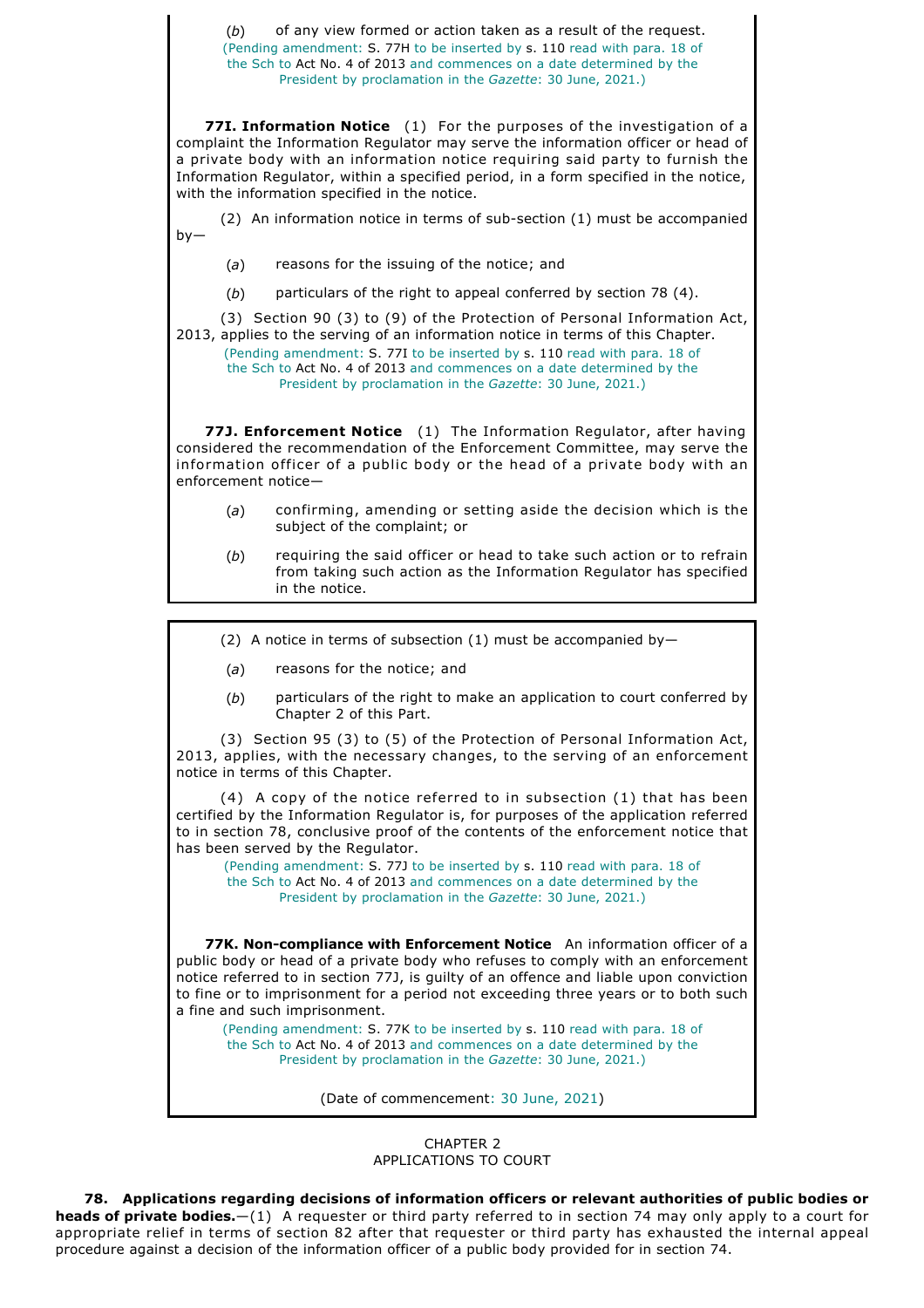(*b*) of any view formed or action taken as a result of the request.

(Pending amendment: S. 77H to be inserted by s. 110 read with para. 18 of the Sch to Act No. 4 of 2013 and commences on a date determined by the President by proclamation in the *Gazette*: 30 June, 2021.)

**77I. Information Notice** (1) For the purposes of the investigation of a complaint the Information Regulator may serve the information officer or head of a private body with an information notice requiring said party to furnish the Information Regulator, within a specified period, in a form specified in the notice, with the information specified in the notice.

(2) An information notice in terms of sub-section (1) must be accompanied by—

(*a*) reasons for the issuing of the notice; and

(*b*) particulars of the right to appeal conferred by section 78 (4).

(3) Section 90 (3) to (9) of the Protection of Personal Information Act, 2013, applies to the serving of an information notice in terms of this Chapter.

(Pending amendment: S. 77I to be inserted by s. 110 read with para. 18 of the Sch to Act No. 4 of 2013 and commences on a date determined by the President by proclamation in the *Gazette*: 30 June, 2021.)

**77J. Enforcement Notice** (1) The Information Regulator, after having considered the recommendation of the Enforcement Committee, may serve the information officer of a public body or the head of a private body with an enforcement notice—

(*a*) confirming, amending or setting aside the decision which is the subject of the complaint; or

(*b*) requiring the said officer or head to take such action or to refrain from taking such action as the Information Regulator has specified in the notice.

(2) A notice in terms of subsection (1) must be accompanied by—

(*a*) reasons for the notice; and

(*b*) particulars of the right to make an application to court conferred by Chapter 2 of this Part.

(3) Section 95 (3) to (5) of the Protection of Personal Information Act, 2013, applies, with the necessary changes, to the serving of an enforcement notice in terms of this Chapter.

(4) A copy of the notice referred to in subsection (1) that has been certified by the Information Regulator is, for purposes of the application referred to in section 78, conclusive proof of the contents of the enforcement notice that has been served by the Regulator.

(Pending amendment: S. 77J to be inserted by s. 110 read with para. 18 of the Sch to Act No. 4 of 2013 and commences on a date determined by the President by proclamation in the *Gazette*: 30 June, 2021.)

**77K. Non-compliance with Enforcement Notice** An information officer of a public body or head of a private body who refuses to comply with an enforcement notice referred to in section 77J, is guilty of an offence and liable upon conviction to fine or to imprisonment for a period not exceeding three years or to both such a fine and such imprisonment.

(Pending amendment: S. 77K to be inserted by s. 110 read with para. 18 of the Sch to Act No. 4 of 2013 and commences on a date determined by the President by proclamation in the *Gazette*: 30 June, 2021.)

(Date of commencement: 30 June, 2021)

CHAPTER 2
APPLICATIONS TO COURT

**78. Applications regarding decisions of information officers or relevant authorities of public bodies or heads of private bodies.**—(1) A requester or third party referred to in section 74 may only apply to a court for appropriate relief in terms of section 82 after that requester or third party has exhausted the internal appeal procedure against a decision of the information officer of a public body provided for in section 74.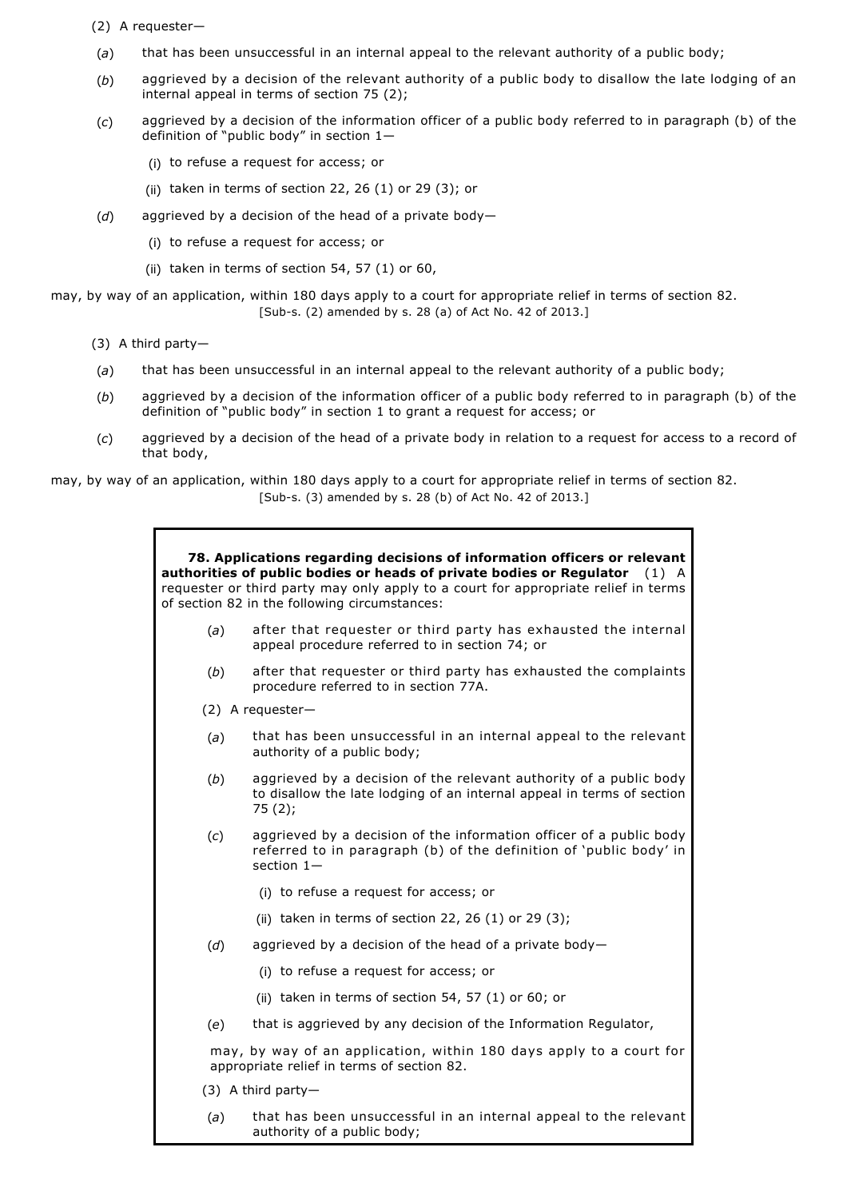(2) A requester—

(*a*) that has been unsuccessful in an internal appeal to the relevant authority of a public body;

(*b*) aggrieved by a decision of the relevant authority of a public body to disallow the late lodging of an internal appeal in terms of section 75 (2);

(*c*) aggrieved by a decision of the information officer of a public body referred to in paragraph (b) of the definition of "public body" in section 1—

(i) to refuse a request for access; or

(ii) taken in terms of section 22, 26 (1) or 29 (3); or

(*d*) aggrieved by a decision of the head of a private body—

(i) to refuse a request for access; or

(ii) taken in terms of section 54, 57 (1) or 60,

may, by way of an application, within 180 days apply to a court for appropriate relief in terms of section 82.

[Sub-s. (2) amended by s. 28 (a) of Act No. 42 of 2013.]

(3) A third party—

(*a*) that has been unsuccessful in an internal appeal to the relevant authority of a public body;

(*b*) aggrieved by a decision of the information officer of a public body referred to in paragraph (b) of the definition of "public body" in section 1 to grant a request for access; or

(*c*) aggrieved by a decision of the head of a private body in relation to a request for access to a record of that body,

may, by way of an application, within 180 days apply to a court for appropriate relief in terms of section 82.

[Sub-s. (3) amended by s. 28 (b) of Act No. 42 of 2013.]

**78. Applications regarding decisions of information officers or relevant authorities of public bodies or heads of private bodies or Regulator** (1) A requester or third party may only apply to a court for appropriate relief in terms of section 82 in the following circumstances:

(*a*) after that requester or third party has exhausted the internal appeal procedure referred to in section 74; or

(*b*) after that requester or third party has exhausted the complaints procedure referred to in section 77A.

(2) A requester—

(*a*) that has been unsuccessful in an internal appeal to the relevant authority of a public body;

(*b*) aggrieved by a decision of the relevant authority of a public body to disallow the late lodging of an internal appeal in terms of section 75 (2);

(*c*) aggrieved by a decision of the information officer of a public body referred to in paragraph (b) of the definition of 'public body' in section 1—

(i) to refuse a request for access; or

(ii) taken in terms of section 22, 26 (1) or 29 (3);

(*d*) aggrieved by a decision of the head of a private body—

(i) to refuse a request for access; or

(ii) taken in terms of section 54, 57 (1) or 60; or

(*e*) that is aggrieved by any decision of the Information Regulator,

may, by way of an application, within 180 days apply to a court for appropriate relief in terms of section 82.

(3) A third party—

(*a*) that has been unsuccessful in an internal appeal to the relevant authority of a public body;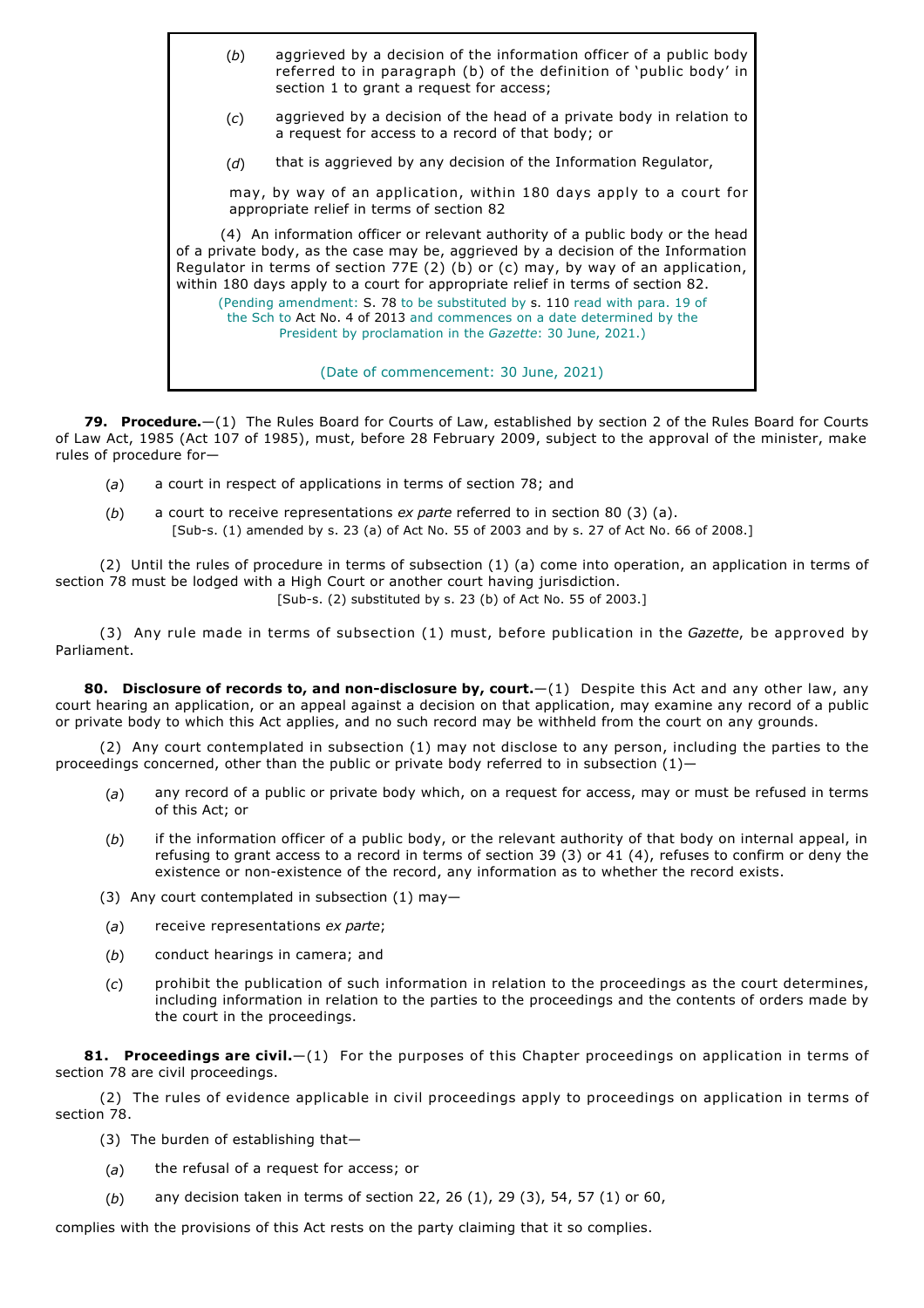(*b*) aggrieved by a decision of the information officer of a public body referred to in paragraph (b) of the definition of 'public body' in section 1 to grant a request for access;

(*c*) aggrieved by a decision of the head of a private body in relation to a request for access to a record of that body; or

(*d*) that is aggrieved by any decision of the Information Regulator,

may, by way of an application, within 180 days apply to a court for appropriate relief in terms of section 82

(4) An information officer or relevant authority of a public body or the head of a private body, as the case may be, aggrieved by a decision of the Information Regulator in terms of section 77E (2) (b) or (c) may, by way of an application, within 180 days apply to a court for appropriate relief in terms of section 82.

(Pending amendment: S. 78 to be substituted by s. 110 read with para. 19 of the Sch to Act No. 4 of 2013 and commences on a date determined by the President by proclamation in the *Gazette*: 30 June, 2021.)

(Date of commencement: 30 June, 2021)

**79. Procedure.**—(1) The Rules Board for Courts of Law, established by section 2 of the Rules Board for Courts of Law Act, 1985 (Act 107 of 1985), must, before 28 February 2009, subject to the approval of the minister, make rules of procedure for—

(*a*) a court in respect of applications in terms of section 78; and

(*b*) a court to receive representations *ex parte* referred to in section 80 (3) (a).

[Sub-s. (1) amended by s. 23 (a) of Act No. 55 of 2003 and by s. 27 of Act No. 66 of 2008.]

(2) Until the rules of procedure in terms of subsection (1) (a) come into operation, an application in terms of section 78 must be lodged with a High Court or another court having jurisdiction.

[Sub-s. (2) substituted by s. 23 (b) of Act No. 55 of 2003.]

(3) Any rule made in terms of subsection (1) must, before publication in the *Gazette*, be approved by Parliament.

**80. Disclosure of records to, and non-disclosure by, court.**—(1) Despite this Act and any other law, any court hearing an application, or an appeal against a decision on that application, may examine any record of a public or private body to which this Act applies, and no such record may be withheld from the court on any grounds.

(2) Any court contemplated in subsection (1) may not disclose to any person, including the parties to the proceedings concerned, other than the public or private body referred to in subsection (1)—

(*a*) any record of a public or private body which, on a request for access, may or must be refused in terms of this Act; or

(*b*) if the information officer of a public body, or the relevant authority of that body on internal appeal, in refusing to grant access to a record in terms of section 39 (3) or 41 (4), refuses to confirm or deny the existence or non-existence of the record, any information as to whether the record exists.

(3) Any court contemplated in subsection (1) may—

(*a*) receive representations *ex parte*;

(*b*) conduct hearings in camera; and

(*c*) prohibit the publication of such information in relation to the proceedings as the court determines, including information in relation to the parties to the proceedings and the contents of orders made by the court in the proceedings.

**81. Proceedings are civil.**—(1) For the purposes of this Chapter proceedings on application in terms of section 78 are civil proceedings.

(2) The rules of evidence applicable in civil proceedings apply to proceedings on application in terms of section 78.

(3) The burden of establishing that—

(*a*) the refusal of a request for access; or

(*b*) any decision taken in terms of section 22, 26 (1), 29 (3), 54, 57 (1) or 60,

complies with the provisions of this Act rests on the party claiming that it so complies.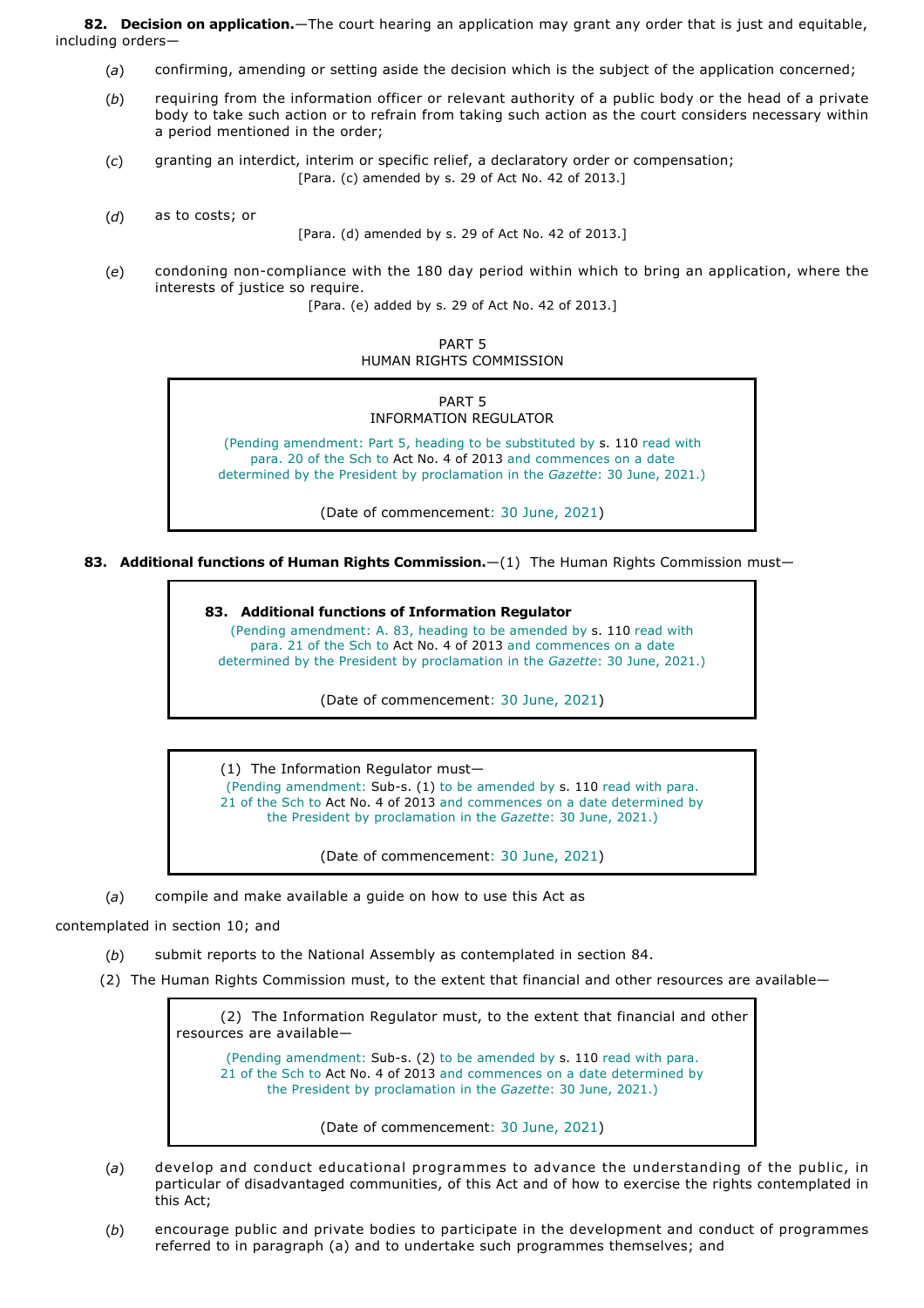**82. Decision on application.**—The court hearing an application may grant any order that is just and equitable, including orders—

(*a*) confirming, amending or setting aside the decision which is the subject of the application concerned;

(*b*) requiring from the information officer or relevant authority of a public body or the head of a private body to take such action or to refrain from taking such action as the court considers necessary within a period mentioned in the order;

(*c*) granting an interdict, interim or specific relief, a declaratory order or compensation;

[Para. (c) amended by s. 29 of Act No. 42 of 2013.]

(*d*) as to costs; or

[Para. (d) amended by s. 29 of Act No. 42 of 2013.]

(*e*) condoning non-compliance with the 180 day period within which to bring an application, where the interests of justice so require.

[Para. (e) added by s. 29 of Act No. 42 of 2013.]

PART 5
HUMAN RIGHTS COMMISSION

> PART 5
> INFORMATION REGULATOR
>
> (Pending amendment: Part 5, heading to be substituted by s. 110 read with para. 20 of the Sch to Act No. 4 of 2013 and commences on a date determined by the President by proclamation in the *Gazette*: 30 June, 2021.)
>
> (Date of commencement: 30 June, 2021)

**83. Additional functions of Human Rights Commission.**—(1) The Human Rights Commission must—

> **83. Additional functions of Information Regulator**
>
> (Pending amendment: A. 83, heading to be amended by s. 110 read with para. 21 of the Sch to Act No. 4 of 2013 and commences on a date determined by the President by proclamation in the *Gazette*: 30 June, 2021.)
>
> (Date of commencement: 30 June, 2021)

> (1) The Information Regulator must—
>
> (Pending amendment: Sub-s. (1) to be amended by s. 110 read with para. 21 of the Sch to Act No. 4 of 2013 and commences on a date determined by the President by proclamation in the *Gazette*: 30 June, 2021.)
>
> (Date of commencement: 30 June, 2021)

(*a*) compile and make available a guide on how to use this Act as contemplated in section 10; and

(*b*) submit reports to the National Assembly as contemplated in section 84.

(2) The Human Rights Commission must, to the extent that financial and other resources are available—

> (2) The Information Regulator must, to the extent that financial and other resources are available—
>
> (Pending amendment: Sub-s. (2) to be amended by s. 110 read with para. 21 of the Sch to Act No. 4 of 2013 and commences on a date determined by the President by proclamation in the *Gazette*: 30 June, 2021.)
>
> (Date of commencement: 30 June, 2021)

(*a*) develop and conduct educational programmes to advance the understanding of the public, in particular of disadvantaged communities, of this Act and of how to exercise the rights contemplated in this Act;

(*b*) encourage public and private bodies to participate in the development and conduct of programmes referred to in paragraph (a) and to undertake such programmes themselves; and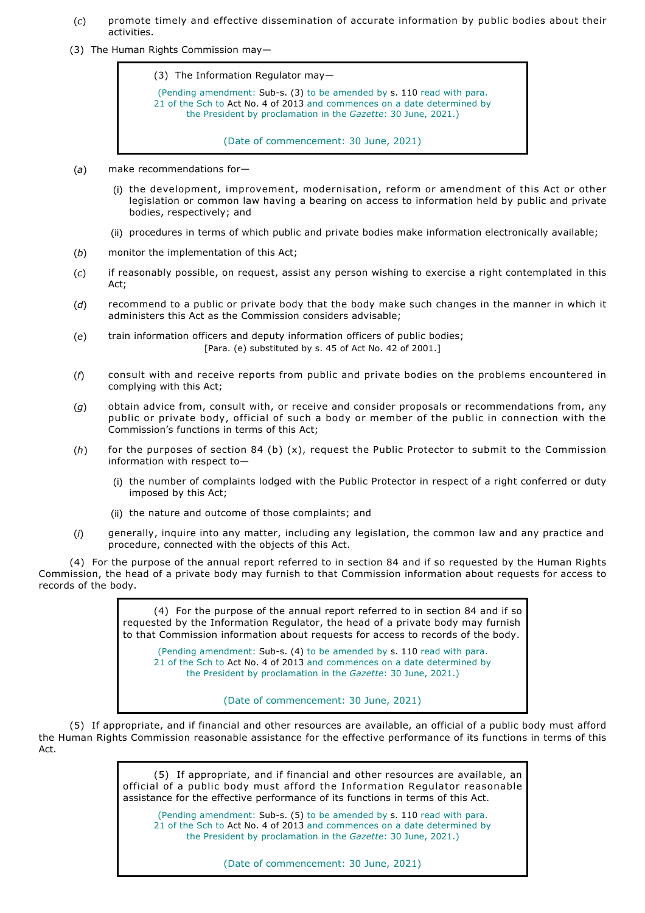(*c*) promote timely and effective dissemination of accurate information by public bodies about their activities.

(3) The Human Rights Commission may—

> (3) The Information Regulator may—
>
> (Pending amendment: Sub-s. (3) to be amended by s. 110 read with para. 21 of the Sch to Act No. 4 of 2013 and commences on a date determined by the President by proclamation in the *Gazette*: 30 June, 2021.)
>
> (Date of commencement: 30 June, 2021)

(*a*) make recommendations for—

(i) the development, improvement, modernisation, reform or amendment of this Act or other legislation or common law having a bearing on access to information held by public and private bodies, respectively; and

(ii) procedures in terms of which public and private bodies make information electronically available;

(*b*) monitor the implementation of this Act;

(*c*) if reasonably possible, on request, assist any person wishing to exercise a right contemplated in this Act;

(*d*) recommend to a public or private body that the body make such changes in the manner in which it administers this Act as the Commission considers advisable;

(*e*) train information officers and deputy information officers of public bodies;

[Para. (e) substituted by s. 45 of Act No. 42 of 2001.]

(*f*) consult with and receive reports from public and private bodies on the problems encountered in complying with this Act;

(*g*) obtain advice from, consult with, or receive and consider proposals or recommendations from, any public or private body, official of such a body or member of the public in connection with the Commission's functions in terms of this Act;

(*h*) for the purposes of section 84 (b) (x), request the Public Protector to submit to the Commission information with respect to—

(i) the number of complaints lodged with the Public Protector in respect of a right conferred or duty imposed by this Act;

(ii) the nature and outcome of those complaints; and

(*i*) generally, inquire into any matter, including any legislation, the common law and any practice and procedure, connected with the objects of this Act.

(4) For the purpose of the annual report referred to in section 84 and if so requested by the Human Rights Commission, the head of a private body may furnish to that Commission information about requests for access to records of the body.

> (4) For the purpose of the annual report referred to in section 84 and if so requested by the Information Regulator, the head of a private body may furnish to that Commission information about requests for access to records of the body.
>
> (Pending amendment: Sub-s. (4) to be amended by s. 110 read with para. 21 of the Sch to Act No. 4 of 2013 and commences on a date determined by the President by proclamation in the *Gazette*: 30 June, 2021.)
>
> (Date of commencement: 30 June, 2021)

(5) If appropriate, and if financial and other resources are available, an official of a public body must afford the Human Rights Commission reasonable assistance for the effective performance of its functions in terms of this Act.

> (5) If appropriate, and if financial and other resources are available, an official of a public body must afford the Information Regulator reasonable assistance for the effective performance of its functions in terms of this Act.
>
> (Pending amendment: Sub-s. (5) to be amended by s. 110 read with para. 21 of the Sch to Act No. 4 of 2013 and commences on a date determined by the President by proclamation in the *Gazette*: 30 June, 2021.)
>
> (Date of commencement: 30 June, 2021)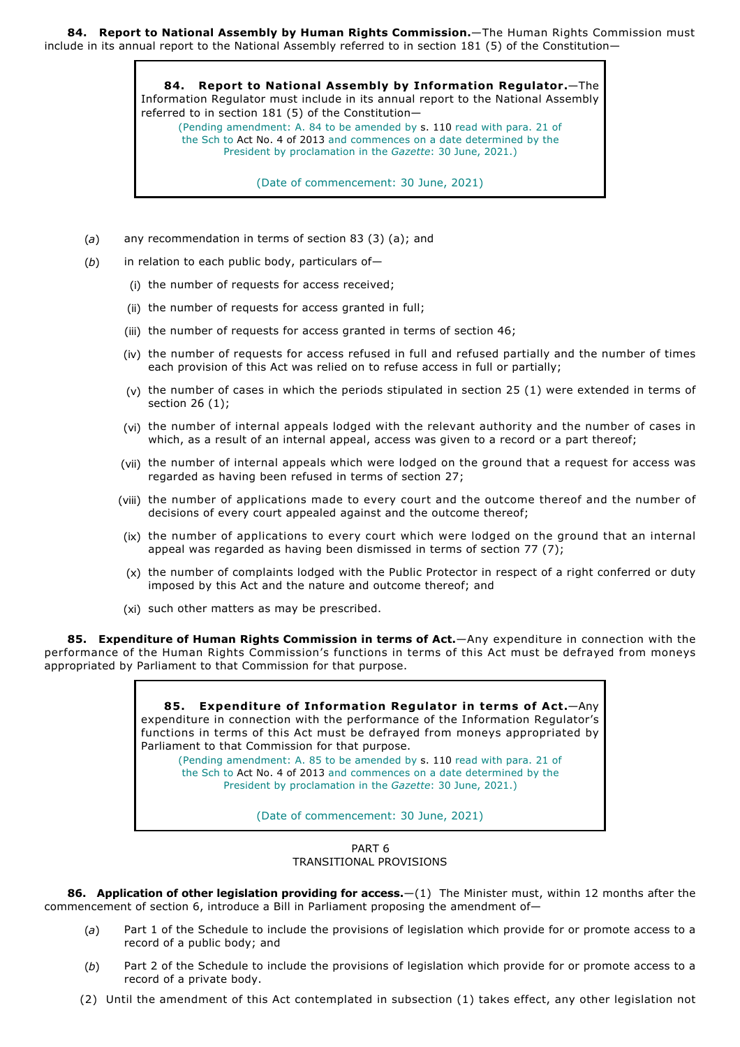**84. Report to National Assembly by Human Rights Commission.**—The Human Rights Commission must include in its annual report to the National Assembly referred to in section 181 (5) of the Constitution—

> **84. Report to National Assembly by Information Regulator.**—The Information Regulator must include in its annual report to the National Assembly referred to in section 181 (5) of the Constitution—
>
> (Pending amendment: A. 84 to be amended by s. 110 read with para. 21 of the Sch to Act No. 4 of 2013 and commences on a date determined by the President by proclamation in the *Gazette*: 30 June, 2021.)
>
> (Date of commencement: 30 June, 2021)

(*a*) any recommendation in terms of section 83 (3) (a); and

(*b*) in relation to each public body, particulars of—

(i) the number of requests for access received;

(ii) the number of requests for access granted in full;

(iii) the number of requests for access granted in terms of section 46;

(iv) the number of requests for access refused in full and refused partially and the number of times each provision of this Act was relied on to refuse access in full or partially;

(v) the number of cases in which the periods stipulated in section 25 (1) were extended in terms of section 26 (1);

(vi) the number of internal appeals lodged with the relevant authority and the number of cases in which, as a result of an internal appeal, access was given to a record or a part thereof;

(vii) the number of internal appeals which were lodged on the ground that a request for access was regarded as having been refused in terms of section 27;

(viii) the number of applications made to every court and the outcome thereof and the number of decisions of every court appealed against and the outcome thereof;

(ix) the number of applications to every court which were lodged on the ground that an internal appeal was regarded as having been dismissed in terms of section 77 (7);

(x) the number of complaints lodged with the Public Protector in respect of a right conferred or duty imposed by this Act and the nature and outcome thereof; and

(xi) such other matters as may be prescribed.

**85. Expenditure of Human Rights Commission in terms of Act.**—Any expenditure in connection with the performance of the Human Rights Commission's functions in terms of this Act must be defrayed from moneys appropriated by Parliament to that Commission for that purpose.

> **85. Expenditure of Information Regulator in terms of Act.**—Any expenditure in connection with the performance of the Information Regulator's functions in terms of this Act must be defrayed from moneys appropriated by Parliament to that Commission for that purpose.
>
> (Pending amendment: A. 85 to be amended by s. 110 read with para. 21 of the Sch to Act No. 4 of 2013 and commences on a date determined by the President by proclamation in the *Gazette*: 30 June, 2021.)
>
> (Date of commencement: 30 June, 2021)

## PART 6
## TRANSITIONAL PROVISIONS

**86. Application of other legislation providing for access.**—(1) The Minister must, within 12 months after the commencement of section 6, introduce a Bill in Parliament proposing the amendment of—

(*a*) Part 1 of the Schedule to include the provisions of legislation which provide for or promote access to a record of a public body; and

(*b*) Part 2 of the Schedule to include the provisions of legislation which provide for or promote access to a record of a private body.

(2) Until the amendment of this Act contemplated in subsection (1) takes effect, any other legislation not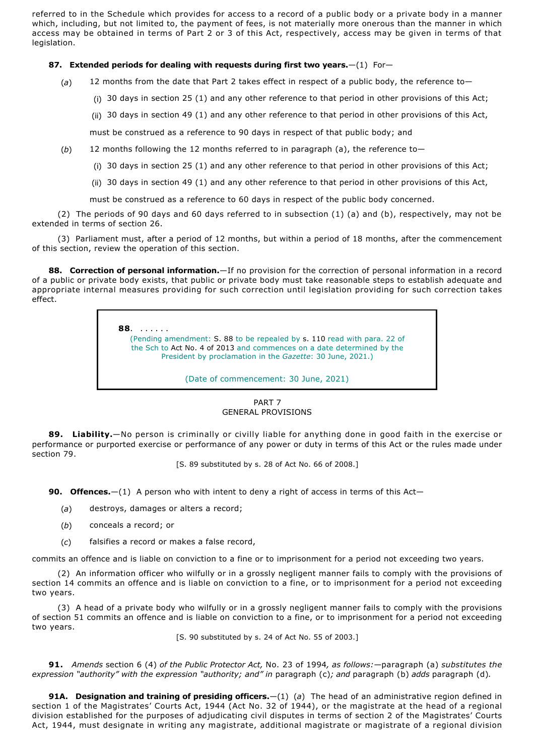referred to in the Schedule which provides for access to a record of a public body or a private body in a manner which, including, but not limited to, the payment of fees, is not materially more onerous than the manner in which access may be obtained in terms of Part 2 or 3 of this Act, respectively, access may be given in terms of that legislation.

**87. Extended periods for dealing with requests during first two years.**—(1) For—

(*a*) 12 months from the date that Part 2 takes effect in respect of a public body, the reference to—

(i) 30 days in section 25 (1) and any other reference to that period in other provisions of this Act;

(ii) 30 days in section 49 (1) and any other reference to that period in other provisions of this Act,

must be construed as a reference to 90 days in respect of that public body; and

(*b*) 12 months following the 12 months referred to in paragraph (a), the reference to—

(i) 30 days in section 25 (1) and any other reference to that period in other provisions of this Act;

(ii) 30 days in section 49 (1) and any other reference to that period in other provisions of this Act,

must be construed as a reference to 60 days in respect of the public body concerned.

(2) The periods of 90 days and 60 days referred to in subsection (1) (a) and (b), respectively, may not be extended in terms of section 26.

(3) Parliament must, after a period of 12 months, but within a period of 18 months, after the commencement of this section, review the operation of this section.

**88. Correction of personal information.**—If no provision for the correction of personal information in a record of a public or private body exists, that public or private body must take reasonable steps to establish adequate and appropriate internal measures providing for such correction until legislation providing for such correction takes effect.

> **88.** ......
> (Pending amendment: S. 88 to be repealed by s. 110 read with para. 22 of the Sch to Act No. 4 of 2013 and commences on a date determined by the President by proclamation in the *Gazette*: 30 June, 2021.)
>
> (Date of commencement: 30 June, 2021)

## PART 7
## GENERAL PROVISIONS

**89. Liability.**—No person is criminally or civilly liable for anything done in good faith in the exercise or performance or purported exercise or performance of any power or duty in terms of this Act or the rules made under section 79.

[S. 89 substituted by s. 28 of Act No. 66 of 2008.]

**90. Offences.**—(1) A person who with intent to deny a right of access in terms of this Act—

(*a*) destroys, damages or alters a record;

(*b*) conceals a record; or

(*c*) falsifies a record or makes a false record,

commits an offence and is liable on conviction to a fine or to imprisonment for a period not exceeding two years.

(2) An information officer who wilfully or in a grossly negligent manner fails to comply with the provisions of section 14 commits an offence and is liable on conviction to a fine, or to imprisonment for a period not exceeding two years.

(3) A head of a private body who wilfully or in a grossly negligent manner fails to comply with the provisions of section 51 commits an offence and is liable on conviction to a fine, or to imprisonment for a period not exceeding two years.

[S. 90 substituted by s. 24 of Act No. 55 of 2003.]

**91.** *Amends* section 6 (4) *of the Public Protector Act,* No. 23 of 1994*, as follows:*—paragraph (a) *substitutes the expression "authority" with the expression "authority; and" in* paragraph (c)*; and* paragraph (b) *adds* paragraph (d)*.*

**91A. Designation and training of presiding officers.**—(1) (*a*) The head of an administrative region defined in section 1 of the Magistrates' Courts Act, 1944 (Act No. 32 of 1944), or the magistrate at the head of a regional division established for the purposes of adjudicating civil disputes in terms of section 2 of the Magistrates' Courts Act, 1944, must designate in writing any magistrate, additional magistrate or magistrate of a regional division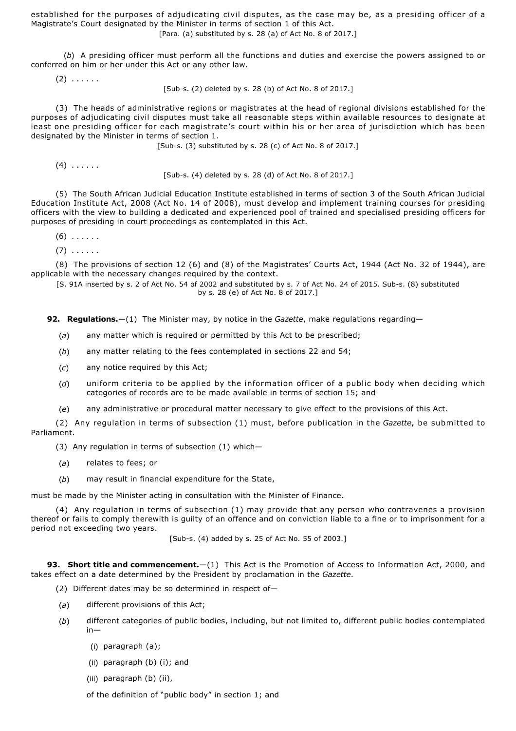established for the purposes of adjudicating civil disputes, as the case may be, as a presiding officer of a Magistrate's Court designated by the Minister in terms of section 1 of this Act.

[Para. (a) substituted by s. 28 (a) of Act No. 8 of 2017.]

(*b*) A presiding officer must perform all the functions and duties and exercise the powers assigned to or conferred on him or her under this Act or any other law.

(2) . . . . . .

[Sub-s. (2) deleted by s. 28 (b) of Act No. 8 of 2017.]

(3) The heads of administrative regions or magistrates at the head of regional divisions established for the purposes of adjudicating civil disputes must take all reasonable steps within available resources to designate at least one presiding officer for each magistrate's court within his or her area of jurisdiction which has been designated by the Minister in terms of section 1.

[Sub-s. (3) substituted by s. 28 (c) of Act No. 8 of 2017.]

(4) . . . . . .

[Sub-s. (4) deleted by s. 28 (d) of Act No. 8 of 2017.]

(5) The South African Judicial Education Institute established in terms of section 3 of the South African Judicial Education Institute Act, 2008 (Act No. 14 of 2008), must develop and implement training courses for presiding officers with the view to building a dedicated and experienced pool of trained and specialised presiding officers for purposes of presiding in court proceedings as contemplated in this Act.

(6) . . . . . .

(7) . . . . . .

(8) The provisions of section 12 (6) and (8) of the Magistrates' Courts Act, 1944 (Act No. 32 of 1944), are applicable with the necessary changes required by the context.

[S. 91A inserted by s. 2 of Act No. 54 of 2002 and substituted by s. 7 of Act No. 24 of 2015. Sub-s. (8) substituted by s. 28 (e) of Act No. 8 of 2017.]

**92. Regulations.**—(1) The Minister may, by notice in the *Gazette*, make regulations regarding—

(*a*) any matter which is required or permitted by this Act to be prescribed;

(*b*) any matter relating to the fees contemplated in sections 22 and 54;

(*c*) any notice required by this Act;

(*d*) uniform criteria to be applied by the information officer of a public body when deciding which categories of records are to be made available in terms of section 15; and

(*e*) any administrative or procedural matter necessary to give effect to the provisions of this Act.

(2) Any regulation in terms of subsection (1) must, before publication in the *Gazette*, be submitted to Parliament.

(3) Any regulation in terms of subsection (1) which—

(*a*) relates to fees; or

(*b*) may result in financial expenditure for the State,

must be made by the Minister acting in consultation with the Minister of Finance.

(4) Any regulation in terms of subsection (1) may provide that any person who contravenes a provision thereof or fails to comply therewith is guilty of an offence and on conviction liable to a fine or to imprisonment for a period not exceeding two years.

[Sub-s. (4) added by s. 25 of Act No. 55 of 2003.]

**93. Short title and commencement.**—(1) This Act is the Promotion of Access to Information Act, 2000, and takes effect on a date determined by the President by proclamation in the *Gazette*.

(2) Different dates may be so determined in respect of—

(*a*) different provisions of this Act;

(*b*) different categories of public bodies, including, but not limited to, different public bodies contemplated in—

(i) paragraph (a);

(ii) paragraph (b) (i); and

(iii) paragraph (b) (ii),

of the definition of "public body" in section 1; and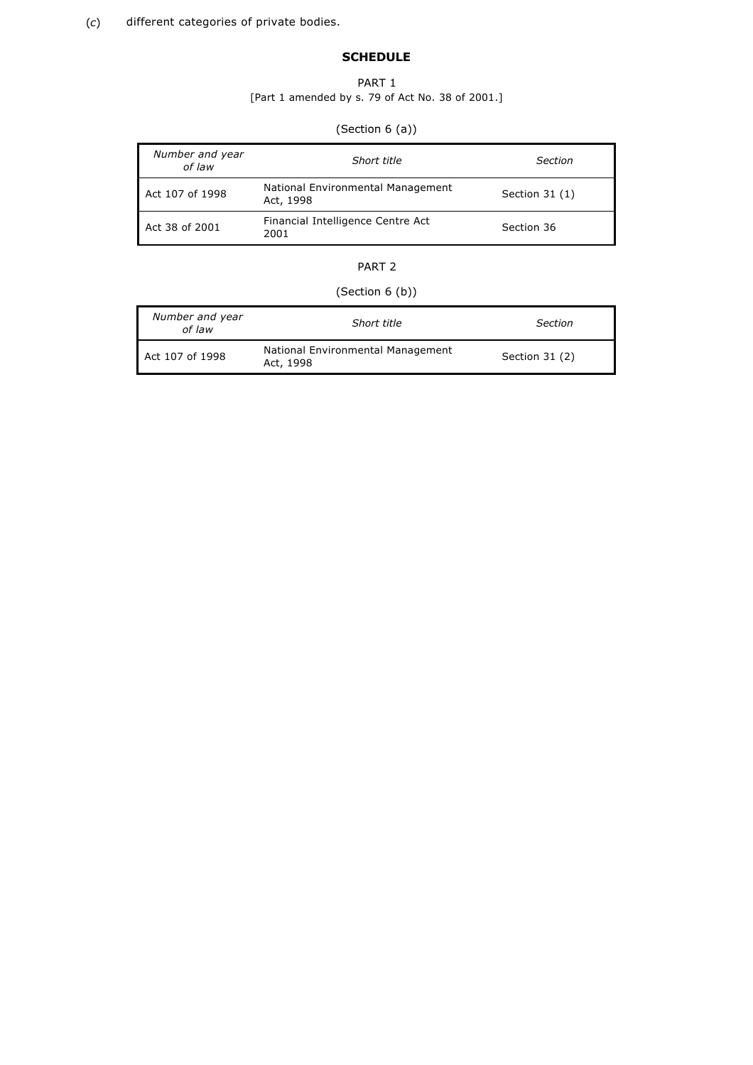(*c*) different categories of private bodies.

## SCHEDULE

PART 1

[Part 1 amended by s. 79 of Act No. 38 of 2001.]

(Section 6 (a))

| *Number and year of law* | *Short title* | *Section* |
|---|---|---|
| Act 107 of 1998 | National Environmental Management Act, 1998 | Section 31 (1) |
| Act 38 of 2001 | Financial Intelligence Centre Act 2001 | Section 36 |

PART 2

(Section 6 (b))

| *Number and year of law* | *Short title* | *Section* |
|---|---|---|
| Act 107 of 1998 | National Environmental Management Act, 1998 | Section 31 (2) |